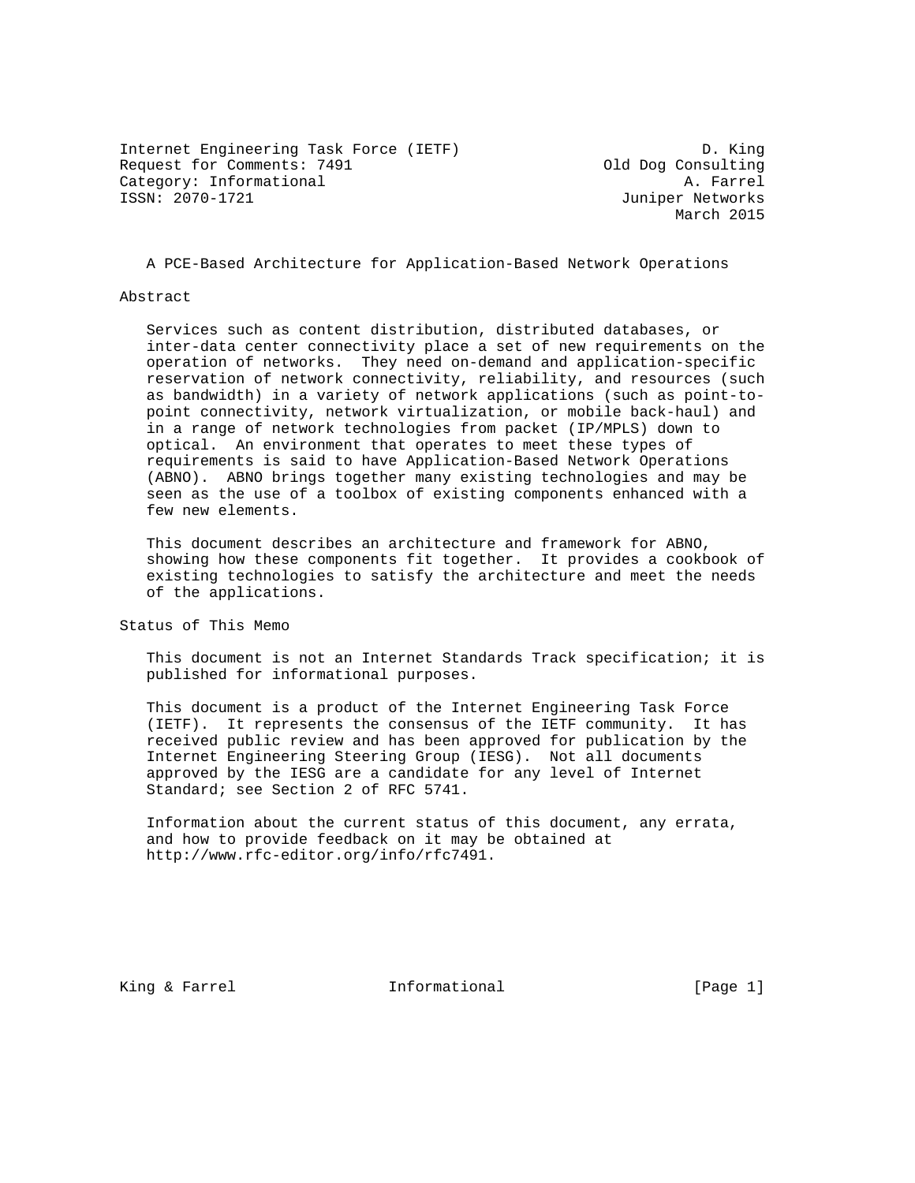Internet Engineering Task Force (IETF) D. King
Request for Comments: 7491 Old Dog Consulting
Category: Informational A. Farrel
ISSN: 2070-1721 Juniper Networks
March 2015

# A PCE-Based Architecture for Application-Based Network Operations

## Abstract

Services such as content distribution, distributed databases, or inter-data center connectivity place a set of new requirements on the operation of networks. They need on-demand and application-specific reservation of network connectivity, reliability, and resources (such as bandwidth) in a variety of network applications (such as point-to-point connectivity, network virtualization, or mobile back-haul) and in a range of network technologies from packet (IP/MPLS) down to optical. An environment that operates to meet these types of requirements is said to have Application-Based Network Operations (ABNO). ABNO brings together many existing technologies and may be seen as the use of a toolbox of existing components enhanced with a few new elements.

This document describes an architecture and framework for ABNO, showing how these components fit together. It provides a cookbook of existing technologies to satisfy the architecture and meet the needs of the applications.

## Status of This Memo

This document is not an Internet Standards Track specification; it is published for informational purposes.

This document is a product of the Internet Engineering Task Force (IETF). It represents the consensus of the IETF community. It has received public review and has been approved for publication by the Internet Engineering Steering Group (IESG). Not all documents approved by the IESG are a candidate for any level of Internet Standard; see Section 2 of RFC 5741.

Information about the current status of this document, any errata, and how to provide feedback on it may be obtained at http://www.rfc-editor.org/info/rfc7491.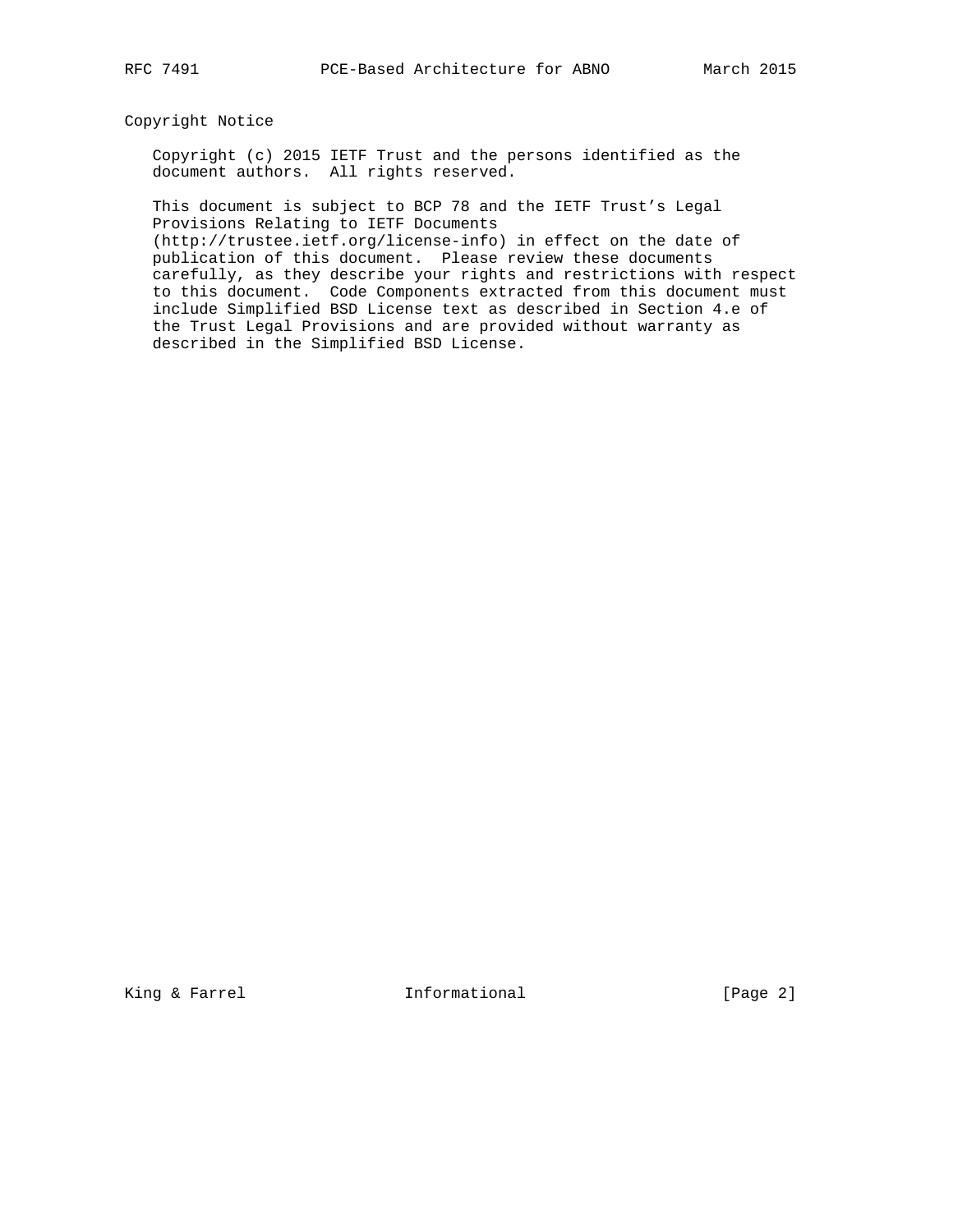## Copyright Notice

Copyright (c) 2015 IETF Trust and the persons identified as the document authors. All rights reserved.

This document is subject to BCP 78 and the IETF Trust's Legal Provisions Relating to IETF Documents (http://trustee.ietf.org/license-info) in effect on the date of publication of this document. Please review these documents carefully, as they describe your rights and restrictions with respect to this document. Code Components extracted from this document must include Simplified BSD License text as described in Section 4.e of the Trust Legal Provisions and are provided without warranty as described in the Simplified BSD License.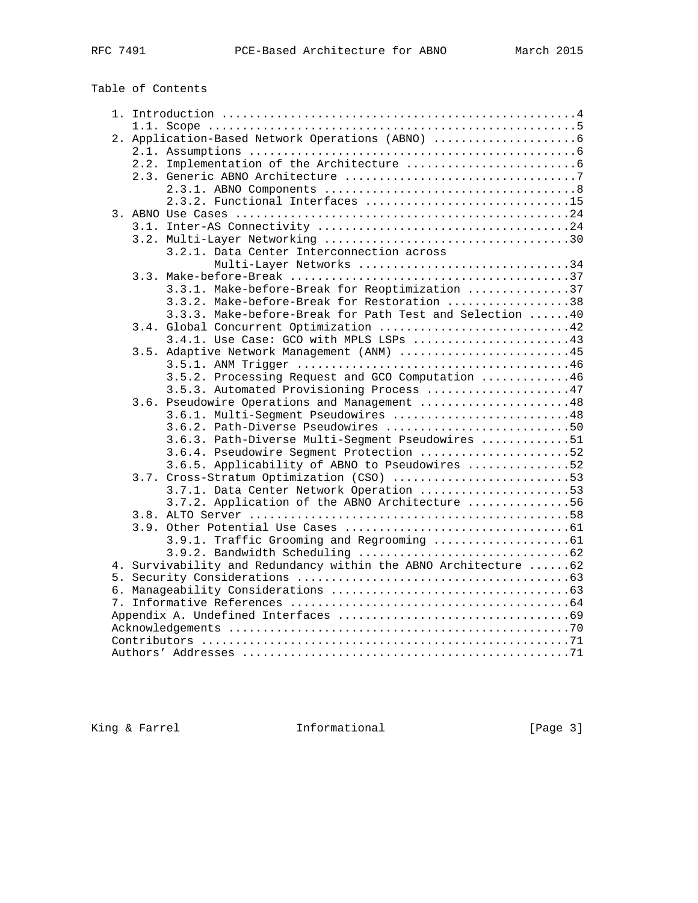Table of Contents

```
   1. Introduction ....................................................4
      1.1. Scope ......................................................5
   2. Application-Based Network Operations (ABNO) .....................6
      2.1. Assumptions ................................................6
      2.2. Implementation of the Architecture .........................6
      2.3. Generic ABNO Architecture ..................................7
           2.3.1. ABNO Components .....................................8
           2.3.2. Functional Interfaces ..............................15
   3. ABNO Use Cases .................................................24
      3.1. Inter-AS Connectivity .....................................24
      3.2. Multi-Layer Networking ....................................30
           3.2.1. Data Center Interconnection across
                  Multi-Layer Networks ...............................34
      3.3. Make-before-Break .........................................37
           3.3.1. Make-before-Break for Reoptimization ...............37
           3.3.2. Make-before-Break for Restoration ..................38
           3.3.3. Make-before-Break for Path Test and Selection ......40
      3.4. Global Concurrent Optimization ............................42
           3.4.1. Use Case: GCO with MPLS LSPs .......................43
      3.5. Adaptive Network Management (ANM) .........................45
           3.5.1. ANM Trigger ........................................46
           3.5.2. Processing Request and GCO Computation .............46
           3.5.3. Automated Provisioning Process .....................47
      3.6. Pseudowire Operations and Management ......................48
           3.6.1. Multi-Segment Pseudowires ..........................48
           3.6.2. Path-Diverse Pseudowires ...........................50
           3.6.3. Path-Diverse Multi-Segment Pseudowires .............51
           3.6.4. Pseudowire Segment Protection ......................52
           3.6.5. Applicability of ABNO to Pseudowires ...............52
      3.7. Cross-Stratum Optimization (CSO) ..........................53
           3.7.1. Data Center Network Operation ......................53
           3.7.2. Application of the ABNO Architecture ...............56
      3.8. ALTO Server ...............................................58
      3.9. Other Potential Use Cases .................................61
           3.9.1. Traffic Grooming and Regrooming ....................61
           3.9.2. Bandwidth Scheduling ...............................62
   4. Survivability and Redundancy within the ABNO Architecture ......62
   5. Security Considerations ........................................63
   6. Manageability Considerations ...................................63
   7. Informative References .........................................64
   Appendix A. Undefined Interfaces ..................................69
   Acknowledgements ..................................................70
   Contributors ......................................................71
   Authors' Addresses ................................................71
```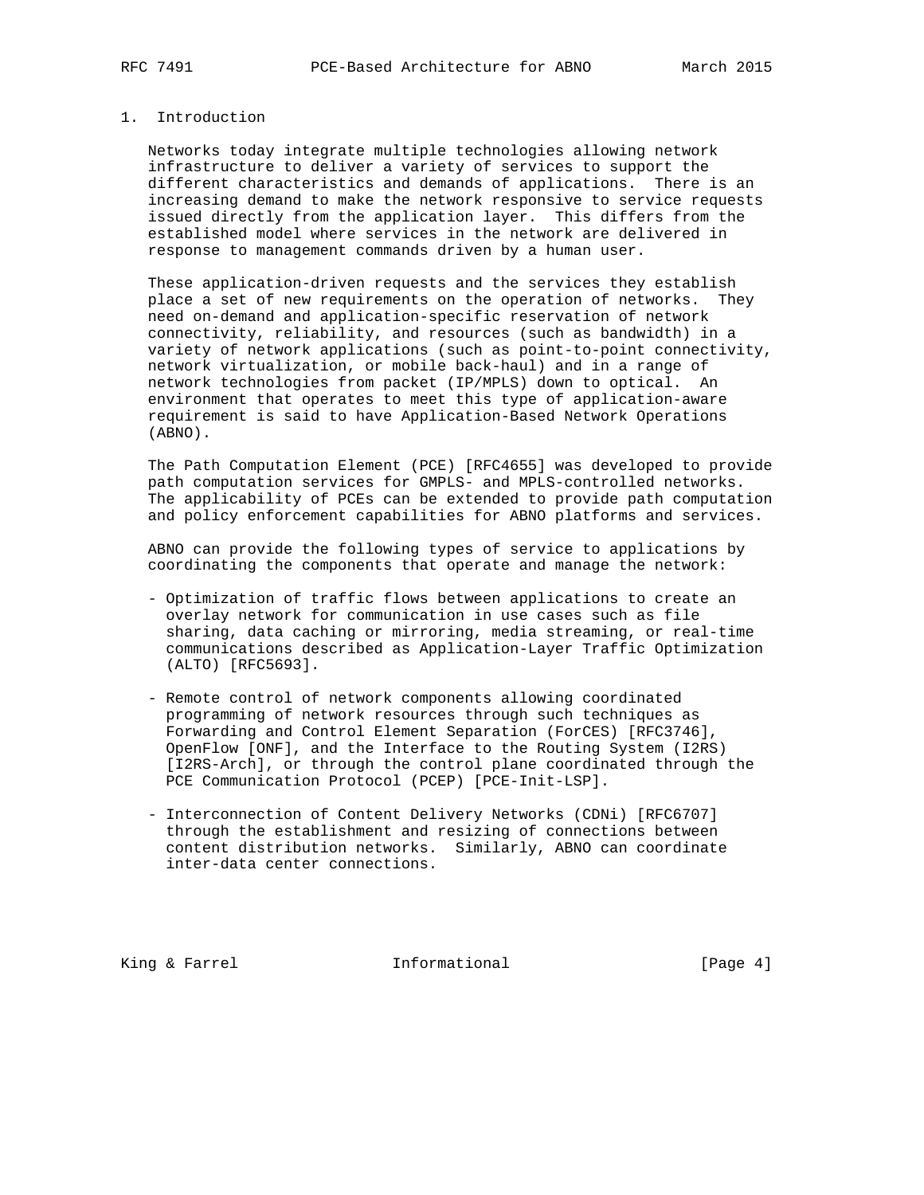# 1. Introduction

Networks today integrate multiple technologies allowing network infrastructure to deliver a variety of services to support the different characteristics and demands of applications. There is an increasing demand to make the network responsive to service requests issued directly from the application layer. This differs from the established model where services in the network are delivered in response to management commands driven by a human user.

These application-driven requests and the services they establish place a set of new requirements on the operation of networks. They need on-demand and application-specific reservation of network connectivity, reliability, and resources (such as bandwidth) in a variety of network applications (such as point-to-point connectivity, network virtualization, or mobile back-haul) and in a range of network technologies from packet (IP/MPLS) down to optical. An environment that operates to meet this type of application-aware requirement is said to have Application-Based Network Operations (ABNO).

The Path Computation Element (PCE) [RFC4655] was developed to provide path computation services for GMPLS- and MPLS-controlled networks. The applicability of PCEs can be extended to provide path computation and policy enforcement capabilities for ABNO platforms and services.

ABNO can provide the following types of service to applications by coordinating the components that operate and manage the network:

- Optimization of traffic flows between applications to create an overlay network for communication in use cases such as file sharing, data caching or mirroring, media streaming, or real-time communications described as Application-Layer Traffic Optimization (ALTO) [RFC5693].

- Remote control of network components allowing coordinated programming of network resources through such techniques as Forwarding and Control Element Separation (ForCES) [RFC3746], OpenFlow [ONF], and the Interface to the Routing System (I2RS) [I2RS-Arch], or through the control plane coordinated through the PCE Communication Protocol (PCEP) [PCE-Init-LSP].

- Interconnection of Content Delivery Networks (CDNi) [RFC6707] through the establishment and resizing of connections between content distribution networks. Similarly, ABNO can coordinate inter-data center connections.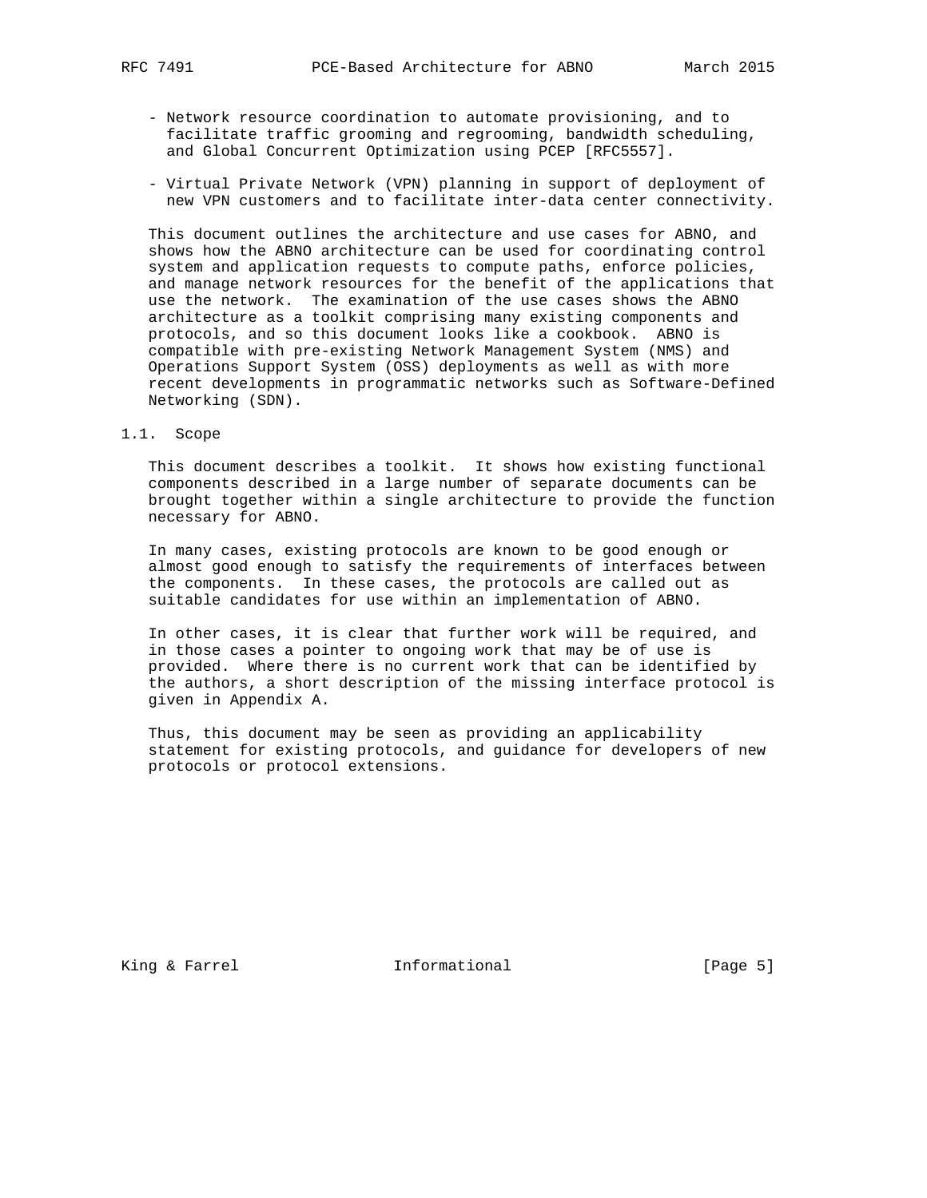- Network resource coordination to automate provisioning, and to facilitate traffic grooming and regrooming, bandwidth scheduling, and Global Concurrent Optimization using PCEP [RFC5557].

- Virtual Private Network (VPN) planning in support of deployment of new VPN customers and to facilitate inter-data center connectivity.

This document outlines the architecture and use cases for ABNO, and shows how the ABNO architecture can be used for coordinating control system and application requests to compute paths, enforce policies, and manage network resources for the benefit of the applications that use the network. The examination of the use cases shows the ABNO architecture as a toolkit comprising many existing components and protocols, and so this document looks like a cookbook. ABNO is compatible with pre-existing Network Management System (NMS) and Operations Support System (OSS) deployments as well as with more recent developments in programmatic networks such as Software-Defined Networking (SDN).

## 1.1. Scope

This document describes a toolkit. It shows how existing functional components described in a large number of separate documents can be brought together within a single architecture to provide the function necessary for ABNO.

In many cases, existing protocols are known to be good enough or almost good enough to satisfy the requirements of interfaces between the components. In these cases, the protocols are called out as suitable candidates for use within an implementation of ABNO.

In other cases, it is clear that further work will be required, and in those cases a pointer to ongoing work that may be of use is provided. Where there is no current work that can be identified by the authors, a short description of the missing interface protocol is given in Appendix A.

Thus, this document may be seen as providing an applicability statement for existing protocols, and guidance for developers of new protocols or protocol extensions.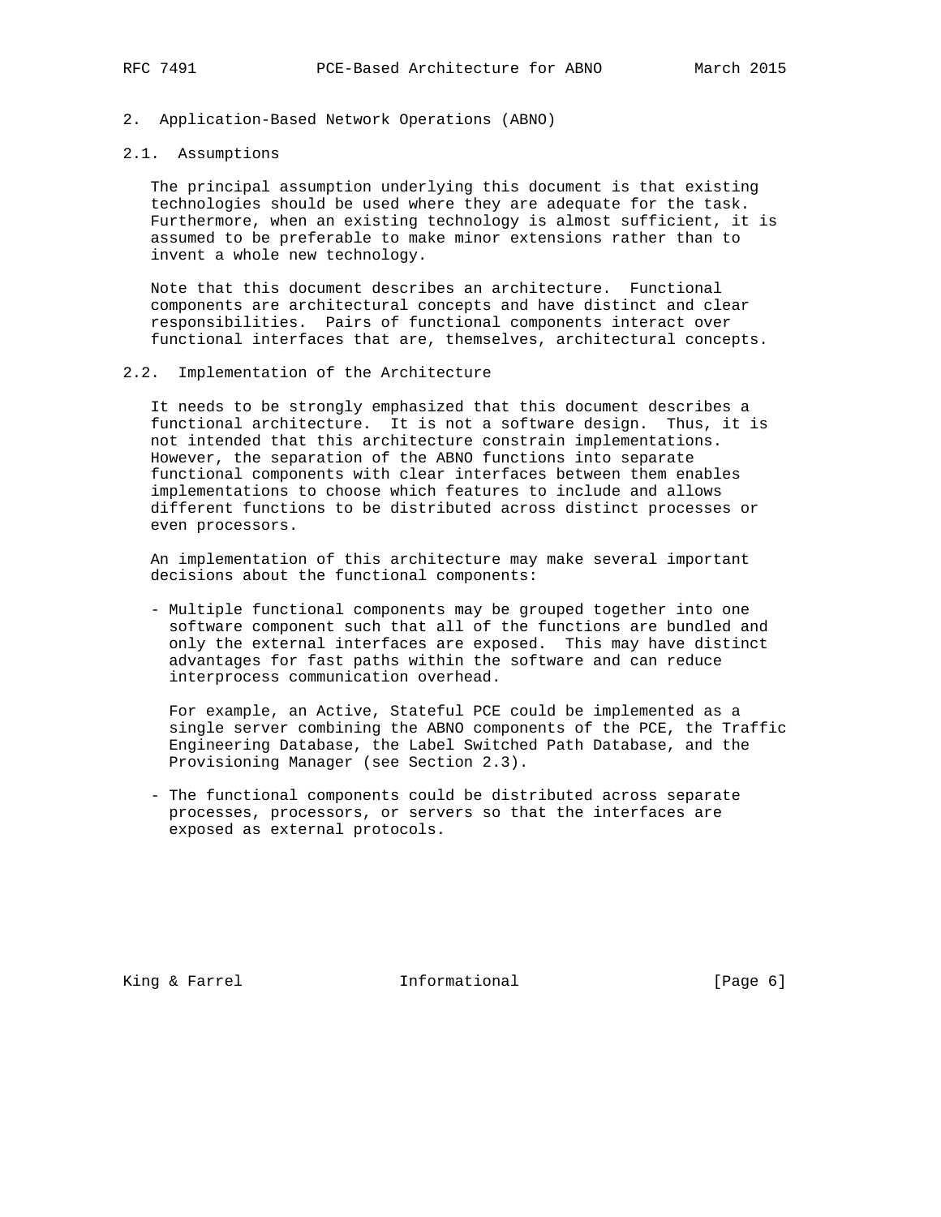## 2. Application-Based Network Operations (ABNO)

### 2.1. Assumptions

The principal assumption underlying this document is that existing technologies should be used where they are adequate for the task. Furthermore, when an existing technology is almost sufficient, it is assumed to be preferable to make minor extensions rather than to invent a whole new technology.

Note that this document describes an architecture. Functional components are architectural concepts and have distinct and clear responsibilities. Pairs of functional components interact over functional interfaces that are, themselves, architectural concepts.

### 2.2. Implementation of the Architecture

It needs to be strongly emphasized that this document describes a functional architecture. It is not a software design. Thus, it is not intended that this architecture constrain implementations. However, the separation of the ABNO functions into separate functional components with clear interfaces between them enables implementations to choose which features to include and allows different functions to be distributed across distinct processes or even processors.

An implementation of this architecture may make several important decisions about the functional components:

- Multiple functional components may be grouped together into one software component such that all of the functions are bundled and only the external interfaces are exposed. This may have distinct advantages for fast paths within the software and can reduce interprocess communication overhead.

  For example, an Active, Stateful PCE could be implemented as a single server combining the ABNO components of the PCE, the Traffic Engineering Database, the Label Switched Path Database, and the Provisioning Manager (see Section 2.3).

- The functional components could be distributed across separate processes, processors, or servers so that the interfaces are exposed as external protocols.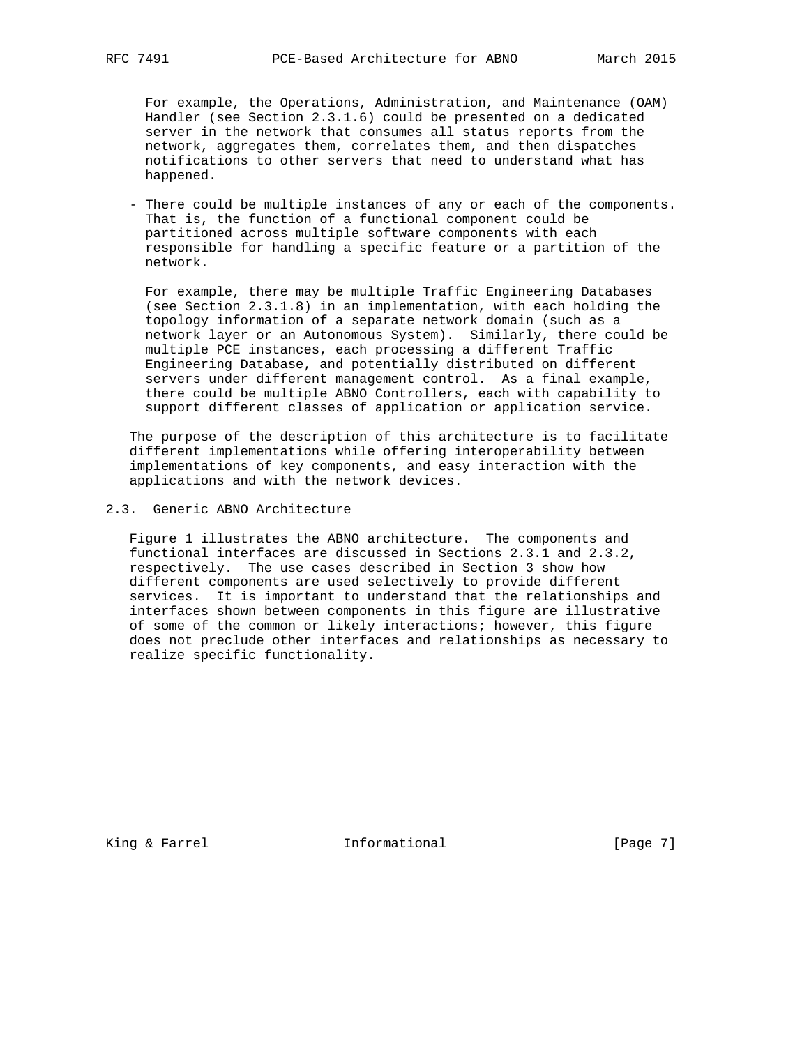For example, the Operations, Administration, and Maintenance (OAM) Handler (see Section 2.3.1.6) could be presented on a dedicated server in the network that consumes all status reports from the network, aggregates them, correlates them, and then dispatches notifications to other servers that need to understand what has happened.

- There could be multiple instances of any or each of the components. That is, the function of a functional component could be partitioned across multiple software components with each responsible for handling a specific feature or a partition of the network.

  For example, there may be multiple Traffic Engineering Databases (see Section 2.3.1.8) in an implementation, with each holding the topology information of a separate network domain (such as a network layer or an Autonomous System). Similarly, there could be multiple PCE instances, each processing a different Traffic Engineering Database, and potentially distributed on different servers under different management control. As a final example, there could be multiple ABNO Controllers, each with capability to support different classes of application or application service.

The purpose of the description of this architecture is to facilitate different implementations while offering interoperability between implementations of key components, and easy interaction with the applications and with the network devices.

### 2.3. Generic ABNO Architecture

Figure 1 illustrates the ABNO architecture. The components and functional interfaces are discussed in Sections 2.3.1 and 2.3.2, respectively. The use cases described in Section 3 show how different components are used selectively to provide different services. It is important to understand that the relationships and interfaces shown between components in this figure are illustrative of some of the common or likely interactions; however, this figure does not preclude other interfaces and relationships as necessary to realize specific functionality.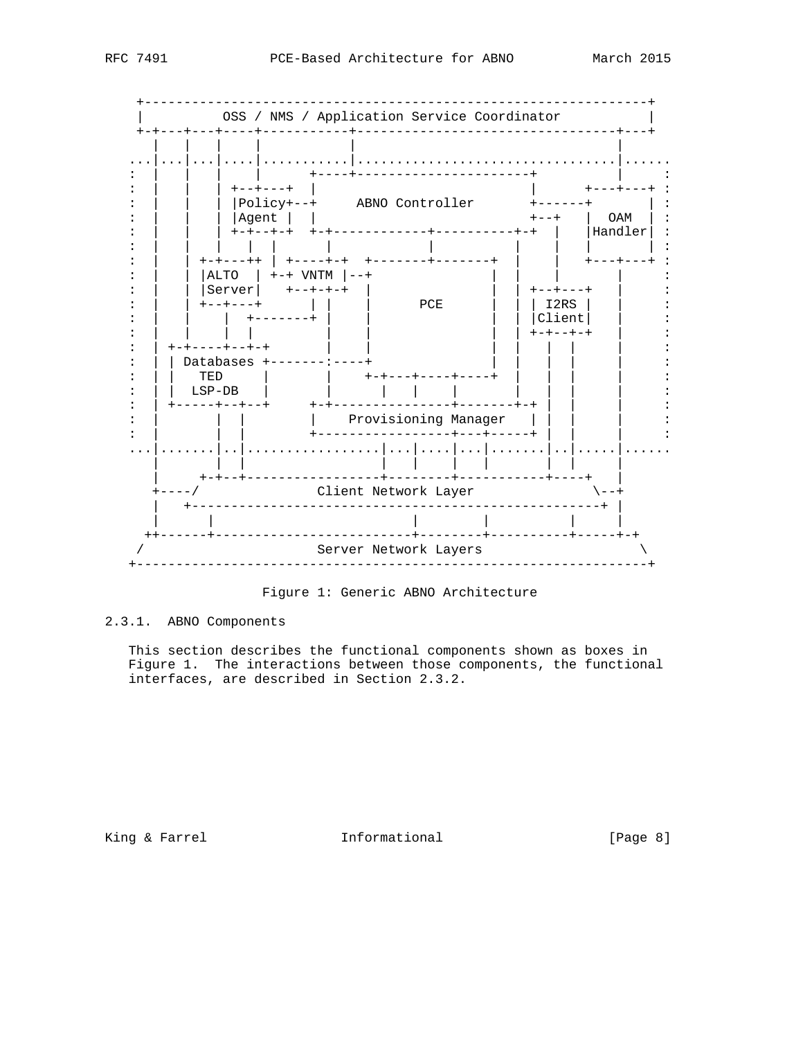```
    +----------------------------------------------------------------+
    |          OSS / NMS / Application Service Coordinator           |
    +-+---+---+----+-----------+---------------------------------+---+
      |   |   |    |           |                                 |
   ...|...|...|....|...........|.................................|......
   :  |   |   |    |       +----+----------------------+         |     :
   :  |   |   | +--+---+  |                           |       +---+---+ :
   :  |   |   | |Policy+--+     ABNO Controller       +-------+       | :
   :  |   |   | |Agent |  |                           +--+    |  OAM  | :
   :  |   |   | +-+--+-+  +-+------------+----------+-+  |    |Handler| :
   :  |   |   |   |  |      |            |          |    |    |       | :
   :  |   | +-+---++ | +----+-+  +-------+-------+  |    |    +---+---+ :
   :  |   | |ALTO  | +-+ VNTM |--+               |  |    |        |     :
   :  |   | |Server|   +--+-+-+  |               |  | +--+---+    |     :
   :  |   | +--+---+      | |    |      PCE      |  | | I2RS |    |     :
   :  |   |    |  +-------+ |    |               |  | |Client|    |     :
   :  |   |    |  |         |    |               |  | +-+--+-+    |     :
   :  | +-+----+--+-+       |    |               |  |   |  |      |     :
   :  | | Databases +-------:----+               |  |   |  |      |     :
   :  | |   TED     |       |    +-+---+----+----+  |   |  |      |     :
   :  | |  LSP-DB   |       |      |   |    |       |   |  |      |     :
   :  | +-----+--+--+     +-+---------------+-------+-+ |  |      |     :
   :  |       |  |        |    Provisioning Manager   | |  |      |     :
   :  |       |  |        +-----------------+---+-----+ |  |      |     :
   ...|.......|..|.................|...|....|...|.......|..|.....|......
      |       |  |                 |   |    |   |       |  |     |
      |     +-+--+-----------------+--------+-----------+----+   |
     +----/               Client Network Layer              \--+
      |   +----------------------------------------------------+ |
      |      |                       |        |          |     |
     ++------+-----------------------+--------+----------+-----+-+
    /                     Server Network Layers                   \
   +-----------------------------------------------------------------+
```

Figure 1: Generic ABNO Architecture

#### 2.3.1. ABNO Components

This section describes the functional components shown as boxes in Figure 1. The interactions between those components, the functional interfaces, are described in Section 2.3.2.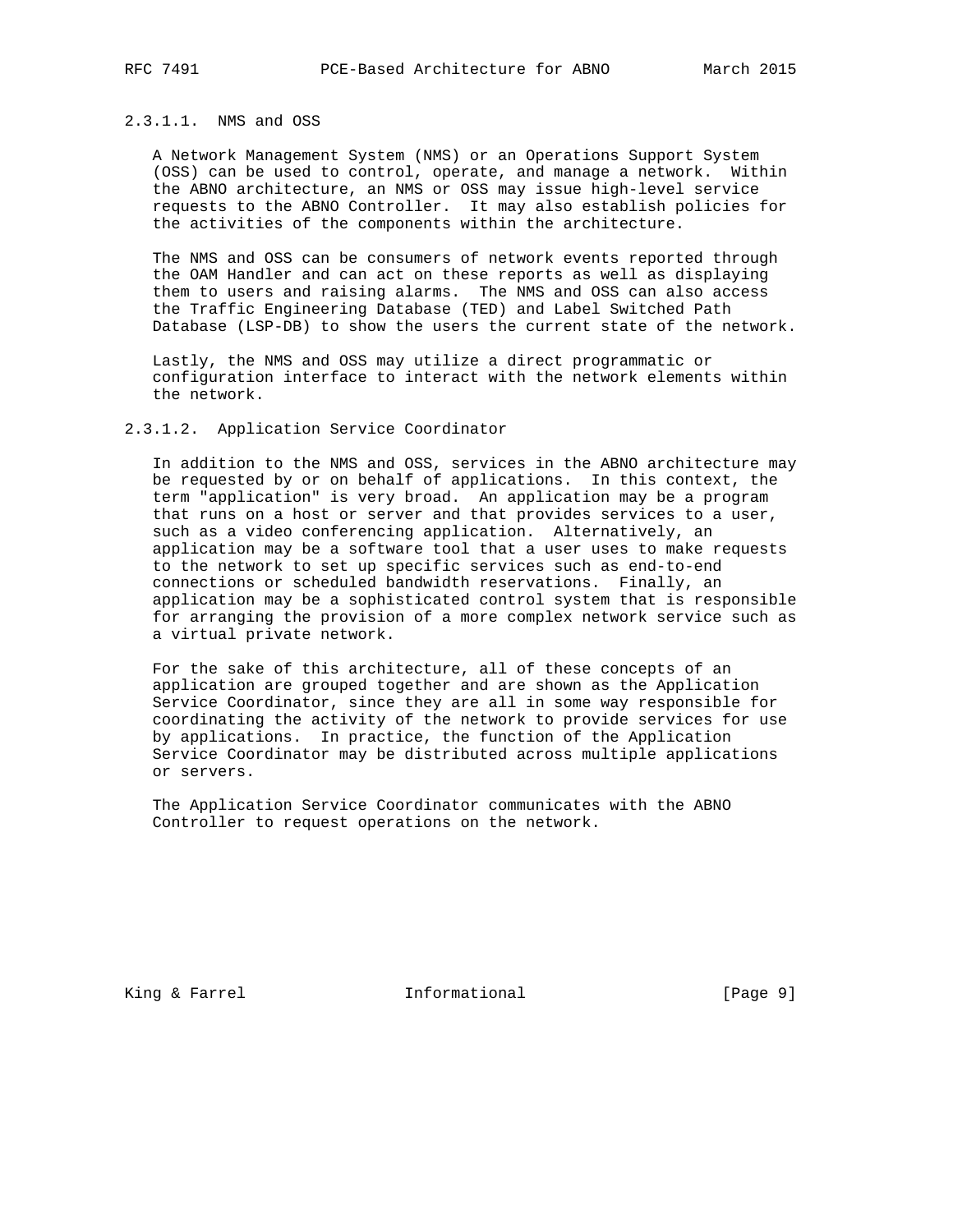#### 2.3.1.1. NMS and OSS

A Network Management System (NMS) or an Operations Support System (OSS) can be used to control, operate, and manage a network. Within the ABNO architecture, an NMS or OSS may issue high-level service requests to the ABNO Controller. It may also establish policies for the activities of the components within the architecture.

The NMS and OSS can be consumers of network events reported through the OAM Handler and can act on these reports as well as displaying them to users and raising alarms. The NMS and OSS can also access the Traffic Engineering Database (TED) and Label Switched Path Database (LSP-DB) to show the users the current state of the network.

Lastly, the NMS and OSS may utilize a direct programmatic or configuration interface to interact with the network elements within the network.

#### 2.3.1.2. Application Service Coordinator

In addition to the NMS and OSS, services in the ABNO architecture may be requested by or on behalf of applications. In this context, the term "application" is very broad. An application may be a program that runs on a host or server and that provides services to a user, such as a video conferencing application. Alternatively, an application may be a software tool that a user uses to make requests to the network to set up specific services such as end-to-end connections or scheduled bandwidth reservations. Finally, an application may be a sophisticated control system that is responsible for arranging the provision of a more complex network service such as a virtual private network.

For the sake of this architecture, all of these concepts of an application are grouped together and are shown as the Application Service Coordinator, since they are all in some way responsible for coordinating the activity of the network to provide services for use by applications. In practice, the function of the Application Service Coordinator may be distributed across multiple applications or servers.

The Application Service Coordinator communicates with the ABNO Controller to request operations on the network.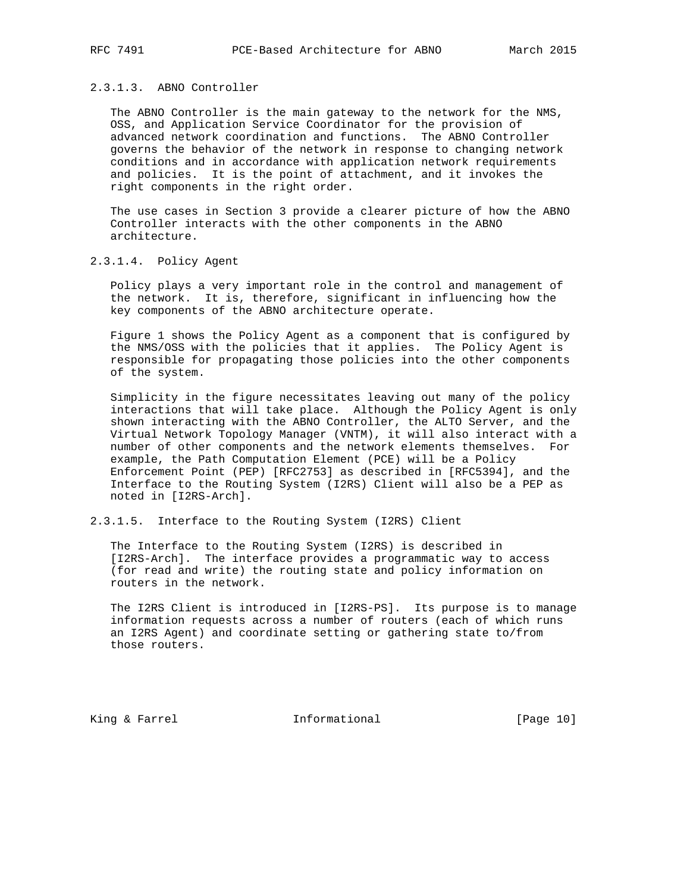#### 2.3.1.3. ABNO Controller

The ABNO Controller is the main gateway to the network for the NMS, OSS, and Application Service Coordinator for the provision of advanced network coordination and functions. The ABNO Controller governs the behavior of the network in response to changing network conditions and in accordance with application network requirements and policies. It is the point of attachment, and it invokes the right components in the right order.

The use cases in Section 3 provide a clearer picture of how the ABNO Controller interacts with the other components in the ABNO architecture.

#### 2.3.1.4. Policy Agent

Policy plays a very important role in the control and management of the network. It is, therefore, significant in influencing how the key components of the ABNO architecture operate.

Figure 1 shows the Policy Agent as a component that is configured by the NMS/OSS with the policies that it applies. The Policy Agent is responsible for propagating those policies into the other components of the system.

Simplicity in the figure necessitates leaving out many of the policy interactions that will take place. Although the Policy Agent is only shown interacting with the ABNO Controller, the ALTO Server, and the Virtual Network Topology Manager (VNTM), it will also interact with a number of other components and the network elements themselves. For example, the Path Computation Element (PCE) will be a Policy Enforcement Point (PEP) [RFC2753] as described in [RFC5394], and the Interface to the Routing System (I2RS) Client will also be a PEP as noted in [I2RS-Arch].

#### 2.3.1.5. Interface to the Routing System (I2RS) Client

The Interface to the Routing System (I2RS) is described in [I2RS-Arch]. The interface provides a programmatic way to access (for read and write) the routing state and policy information on routers in the network.

The I2RS Client is introduced in [I2RS-PS]. Its purpose is to manage information requests across a number of routers (each of which runs an I2RS Agent) and coordinate setting or gathering state to/from those routers.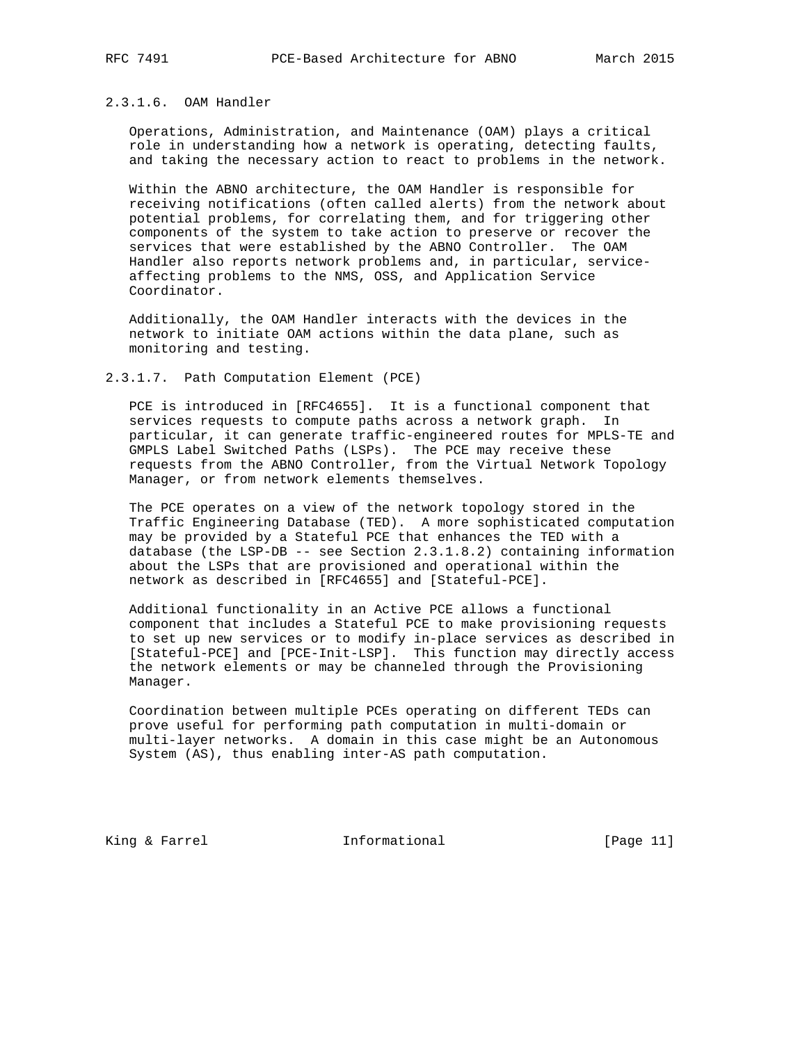#### 2.3.1.6. OAM Handler

Operations, Administration, and Maintenance (OAM) plays a critical role in understanding how a network is operating, detecting faults, and taking the necessary action to react to problems in the network.

Within the ABNO architecture, the OAM Handler is responsible for receiving notifications (often called alerts) from the network about potential problems, for correlating them, and for triggering other components of the system to take action to preserve or recover the services that were established by the ABNO Controller. The OAM Handler also reports network problems and, in particular, service-affecting problems to the NMS, OSS, and Application Service Coordinator.

Additionally, the OAM Handler interacts with the devices in the network to initiate OAM actions within the data plane, such as monitoring and testing.

#### 2.3.1.7. Path Computation Element (PCE)

PCE is introduced in [RFC4655]. It is a functional component that services requests to compute paths across a network graph. In particular, it can generate traffic-engineered routes for MPLS-TE and GMPLS Label Switched Paths (LSPs). The PCE may receive these requests from the ABNO Controller, from the Virtual Network Topology Manager, or from network elements themselves.

The PCE operates on a view of the network topology stored in the Traffic Engineering Database (TED). A more sophisticated computation may be provided by a Stateful PCE that enhances the TED with a database (the LSP-DB -- see Section 2.3.1.8.2) containing information about the LSPs that are provisioned and operational within the network as described in [RFC4655] and [Stateful-PCE].

Additional functionality in an Active PCE allows a functional component that includes a Stateful PCE to make provisioning requests to set up new services or to modify in-place services as described in [Stateful-PCE] and [PCE-Init-LSP]. This function may directly access the network elements or may be channeled through the Provisioning Manager.

Coordination between multiple PCEs operating on different TEDs can prove useful for performing path computation in multi-domain or multi-layer networks. A domain in this case might be an Autonomous System (AS), thus enabling inter-AS path computation.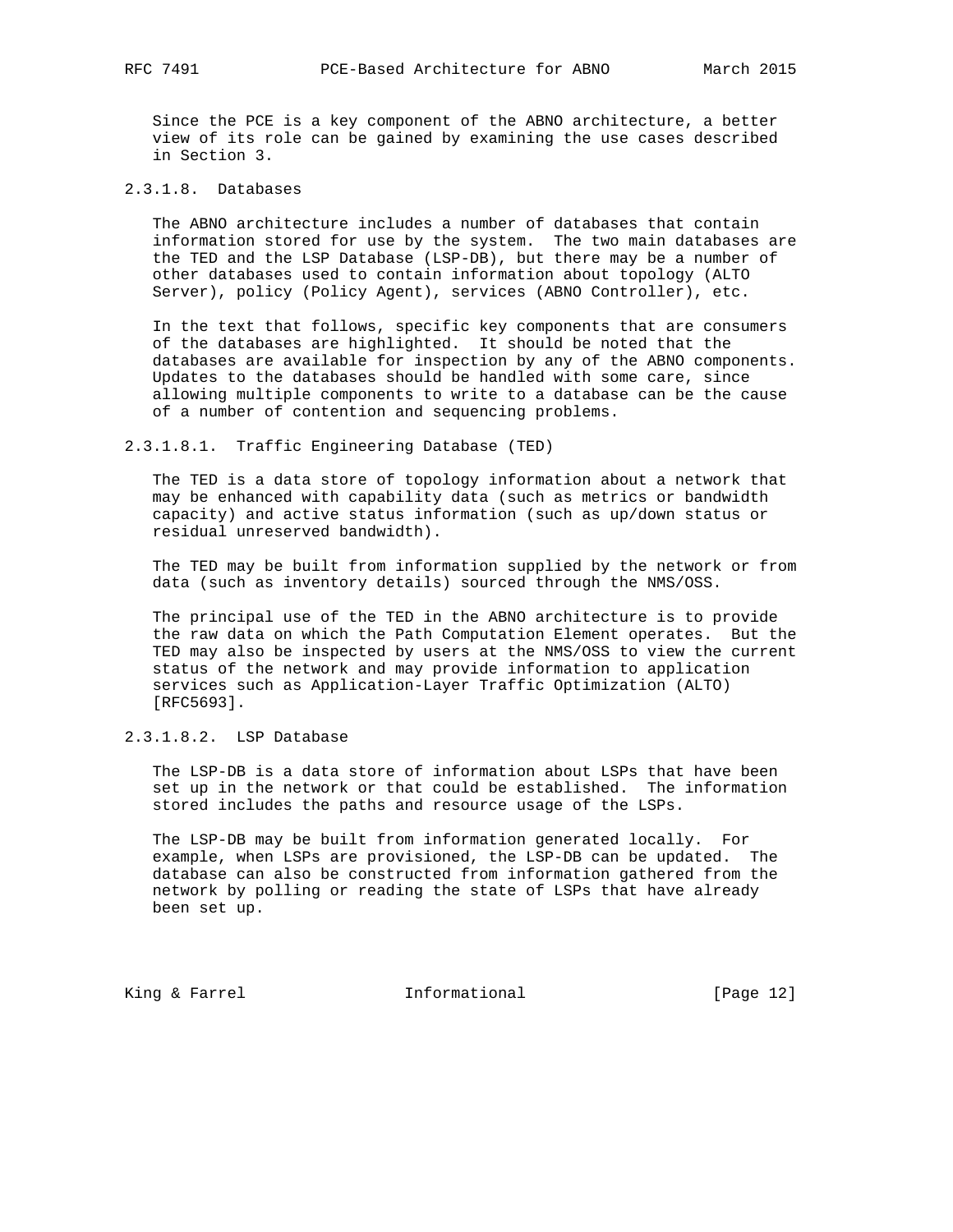Since the PCE is a key component of the ABNO architecture, a better view of its role can be gained by examining the use cases described in Section 3.

##### 2.3.1.8. Databases

The ABNO architecture includes a number of databases that contain information stored for use by the system. The two main databases are the TED and the LSP Database (LSP-DB), but there may be a number of other databases used to contain information about topology (ALTO Server), policy (Policy Agent), services (ABNO Controller), etc.

In the text that follows, specific key components that are consumers of the databases are highlighted. It should be noted that the databases are available for inspection by any of the ABNO components. Updates to the databases should be handled with some care, since allowing multiple components to write to a database can be the cause of a number of contention and sequencing problems.

###### 2.3.1.8.1. Traffic Engineering Database (TED)

The TED is a data store of topology information about a network that may be enhanced with capability data (such as metrics or bandwidth capacity) and active status information (such as up/down status or residual unreserved bandwidth).

The TED may be built from information supplied by the network or from data (such as inventory details) sourced through the NMS/OSS.

The principal use of the TED in the ABNO architecture is to provide the raw data on which the Path Computation Element operates. But the TED may also be inspected by users at the NMS/OSS to view the current status of the network and may provide information to application services such as Application-Layer Traffic Optimization (ALTO) [RFC5693].

###### 2.3.1.8.2. LSP Database

The LSP-DB is a data store of information about LSPs that have been set up in the network or that could be established. The information stored includes the paths and resource usage of the LSPs.

The LSP-DB may be built from information generated locally. For example, when LSPs are provisioned, the LSP-DB can be updated. The database can also be constructed from information gathered from the network by polling or reading the state of LSPs that have already been set up.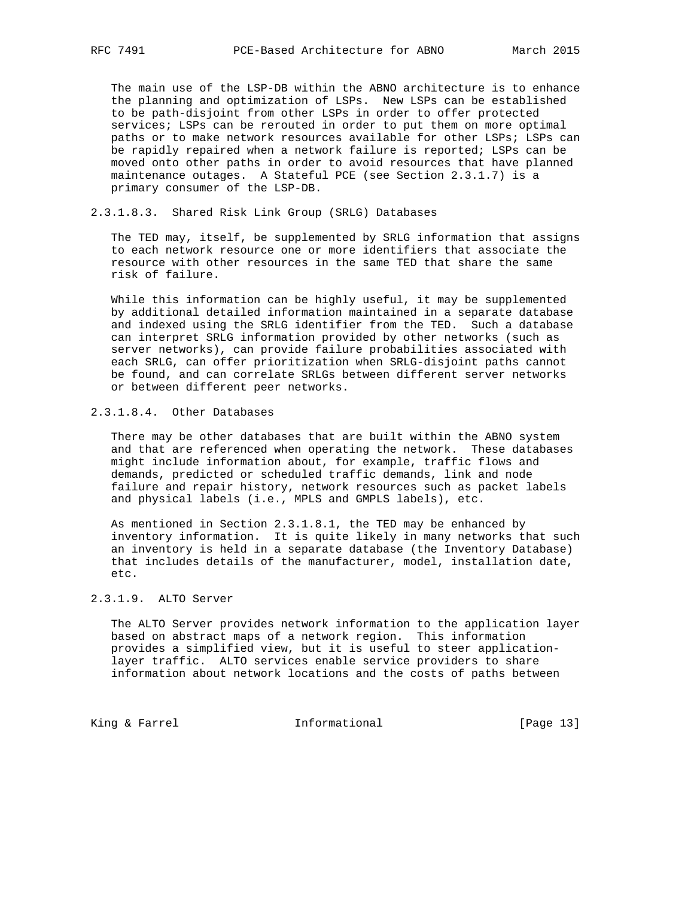The main use of the LSP-DB within the ABNO architecture is to enhance the planning and optimization of LSPs. New LSPs can be established to be path-disjoint from other LSPs in order to offer protected services; LSPs can be rerouted in order to put them on more optimal paths or to make network resources available for other LSPs; LSPs can be rapidly repaired when a network failure is reported; LSPs can be moved onto other paths in order to avoid resources that have planned maintenance outages. A Stateful PCE (see Section 2.3.1.7) is a primary consumer of the LSP-DB.

##### 2.3.1.8.3. Shared Risk Link Group (SRLG) Databases

The TED may, itself, be supplemented by SRLG information that assigns to each network resource one or more identifiers that associate the resource with other resources in the same TED that share the same risk of failure.

While this information can be highly useful, it may be supplemented by additional detailed information maintained in a separate database and indexed using the SRLG identifier from the TED. Such a database can interpret SRLG information provided by other networks (such as server networks), can provide failure probabilities associated with each SRLG, can offer prioritization when SRLG-disjoint paths cannot be found, and can correlate SRLGs between different server networks or between different peer networks.

##### 2.3.1.8.4. Other Databases

There may be other databases that are built within the ABNO system and that are referenced when operating the network. These databases might include information about, for example, traffic flows and demands, predicted or scheduled traffic demands, link and node failure and repair history, network resources such as packet labels and physical labels (i.e., MPLS and GMPLS labels), etc.

As mentioned in Section 2.3.1.8.1, the TED may be enhanced by inventory information. It is quite likely in many networks that such an inventory is held in a separate database (the Inventory Database) that includes details of the manufacturer, model, installation date, etc.

#### 2.3.1.9. ALTO Server

The ALTO Server provides network information to the application layer based on abstract maps of a network region. This information provides a simplified view, but it is useful to steer application-layer traffic. ALTO services enable service providers to share information about network locations and the costs of paths between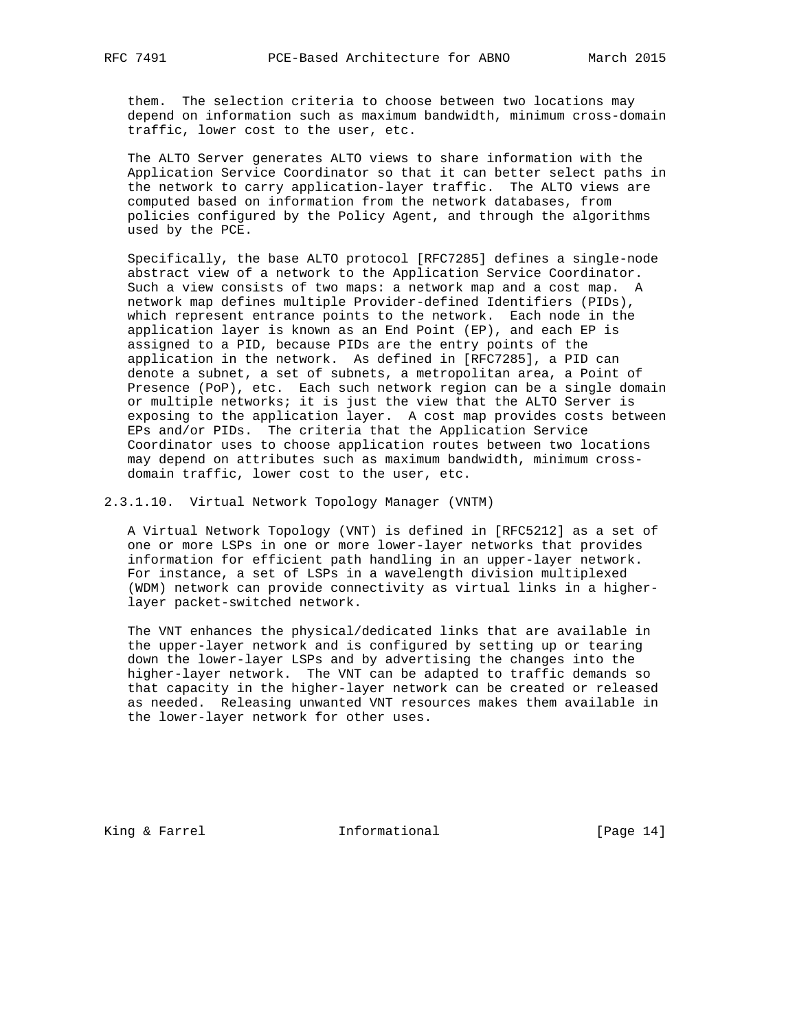them. The selection criteria to choose between two locations may depend on information such as maximum bandwidth, minimum cross-domain traffic, lower cost to the user, etc.

The ALTO Server generates ALTO views to share information with the Application Service Coordinator so that it can better select paths in the network to carry application-layer traffic. The ALTO views are computed based on information from the network databases, from policies configured by the Policy Agent, and through the algorithms used by the PCE.

Specifically, the base ALTO protocol [RFC7285] defines a single-node abstract view of a network to the Application Service Coordinator. Such a view consists of two maps: a network map and a cost map. A network map defines multiple Provider-defined Identifiers (PIDs), which represent entrance points to the network. Each node in the application layer is known as an End Point (EP), and each EP is assigned to a PID, because PIDs are the entry points of the application in the network. As defined in [RFC7285], a PID can denote a subnet, a set of subnets, a metropolitan area, a Point of Presence (PoP), etc. Each such network region can be a single domain or multiple networks; it is just the view that the ALTO Server is exposing to the application layer. A cost map provides costs between EPs and/or PIDs. The criteria that the Application Service Coordinator uses to choose application routes between two locations may depend on attributes such as maximum bandwidth, minimum cross-domain traffic, lower cost to the user, etc.

#### 2.3.1.10. Virtual Network Topology Manager (VNTM)

A Virtual Network Topology (VNT) is defined in [RFC5212] as a set of one or more LSPs in one or more lower-layer networks that provides information for efficient path handling in an upper-layer network. For instance, a set of LSPs in a wavelength division multiplexed (WDM) network can provide connectivity as virtual links in a higher-layer packet-switched network.

The VNT enhances the physical/dedicated links that are available in the upper-layer network and is configured by setting up or tearing down the lower-layer LSPs and by advertising the changes into the higher-layer network. The VNT can be adapted to traffic demands so that capacity in the higher-layer network can be created or released as needed. Releasing unwanted VNT resources makes them available in the lower-layer network for other uses.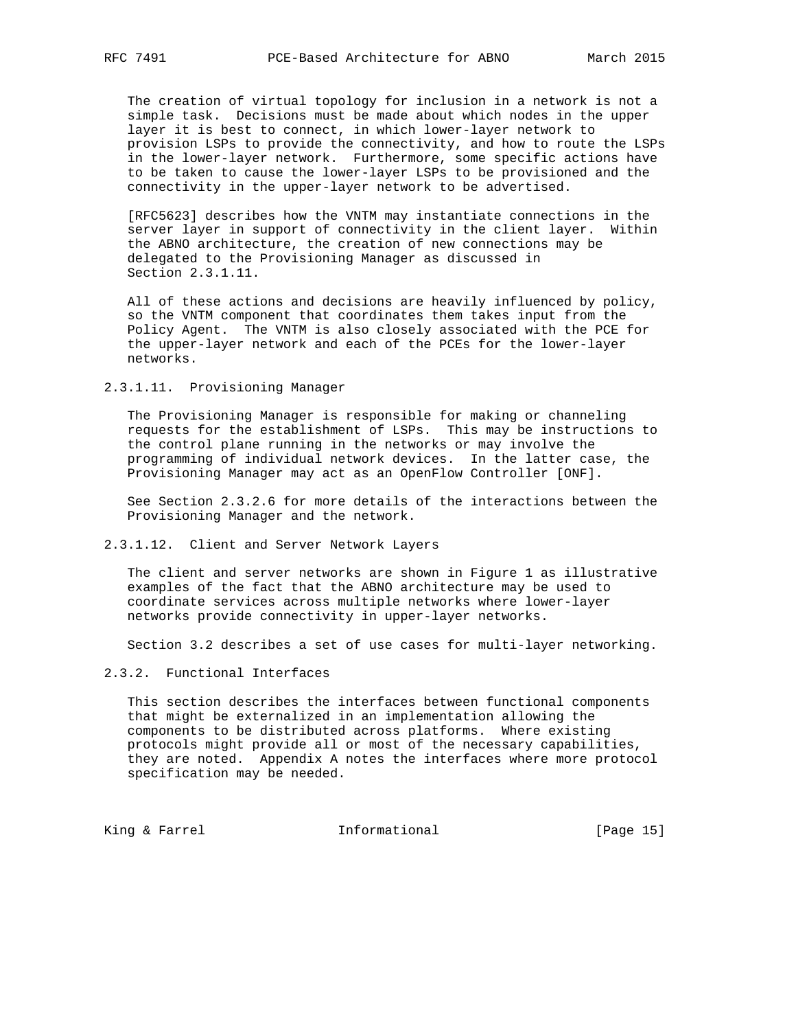The creation of virtual topology for inclusion in a network is not a simple task. Decisions must be made about which nodes in the upper layer it is best to connect, in which lower-layer network to provision LSPs to provide the connectivity, and how to route the LSPs in the lower-layer network. Furthermore, some specific actions have to be taken to cause the lower-layer LSPs to be provisioned and the connectivity in the upper-layer network to be advertised.

[RFC5623] describes how the VNTM may instantiate connections in the server layer in support of connectivity in the client layer. Within the ABNO architecture, the creation of new connections may be delegated to the Provisioning Manager as discussed in Section 2.3.1.11.

All of these actions and decisions are heavily influenced by policy, so the VNTM component that coordinates them takes input from the Policy Agent. The VNTM is also closely associated with the PCE for the upper-layer network and each of the PCEs for the lower-layer networks.

#### 2.3.1.11. Provisioning Manager

The Provisioning Manager is responsible for making or channeling requests for the establishment of LSPs. This may be instructions to the control plane running in the networks or may involve the programming of individual network devices. In the latter case, the Provisioning Manager may act as an OpenFlow Controller [ONF].

See Section 2.3.2.6 for more details of the interactions between the Provisioning Manager and the network.

#### 2.3.1.12. Client and Server Network Layers

The client and server networks are shown in Figure 1 as illustrative examples of the fact that the ABNO architecture may be used to coordinate services across multiple networks where lower-layer networks provide connectivity in upper-layer networks.

Section 3.2 describes a set of use cases for multi-layer networking.

### 2.3.2. Functional Interfaces

This section describes the interfaces between functional components that might be externalized in an implementation allowing the components to be distributed across platforms. Where existing protocols might provide all or most of the necessary capabilities, they are noted. Appendix A notes the interfaces where more protocol specification may be needed.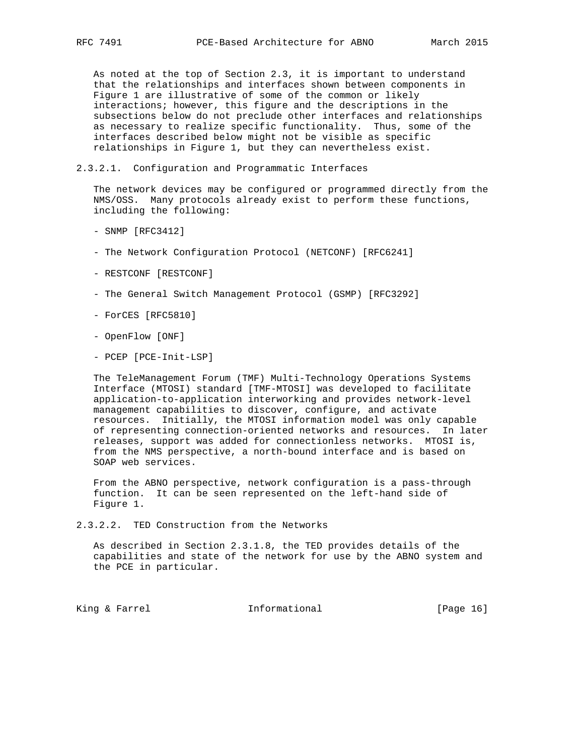As noted at the top of Section 2.3, it is important to understand that the relationships and interfaces shown between components in Figure 1 are illustrative of some of the common or likely interactions; however, this figure and the descriptions in the subsections below do not preclude other interfaces and relationships as necessary to realize specific functionality. Thus, some of the interfaces described below might not be visible as specific relationships in Figure 1, but they can nevertheless exist.

#### 2.3.2.1. Configuration and Programmatic Interfaces

The network devices may be configured or programmed directly from the NMS/OSS. Many protocols already exist to perform these functions, including the following:

- SNMP [RFC3412]

- The Network Configuration Protocol (NETCONF) [RFC6241]

- RESTCONF [RESTCONF]

- The General Switch Management Protocol (GSMP) [RFC3292]

- ForCES [RFC5810]

- OpenFlow [ONF]

- PCEP [PCE-Init-LSP]

The TeleManagement Forum (TMF) Multi-Technology Operations Systems Interface (MTOSI) standard [TMF-MTOSI] was developed to facilitate application-to-application interworking and provides network-level management capabilities to discover, configure, and activate resources. Initially, the MTOSI information model was only capable of representing connection-oriented networks and resources. In later releases, support was added for connectionless networks. MTOSI is, from the NMS perspective, a north-bound interface and is based on SOAP web services.

From the ABNO perspective, network configuration is a pass-through function. It can be seen represented on the left-hand side of Figure 1.

#### 2.3.2.2. TED Construction from the Networks

As described in Section 2.3.1.8, the TED provides details of the capabilities and state of the network for use by the ABNO system and the PCE in particular.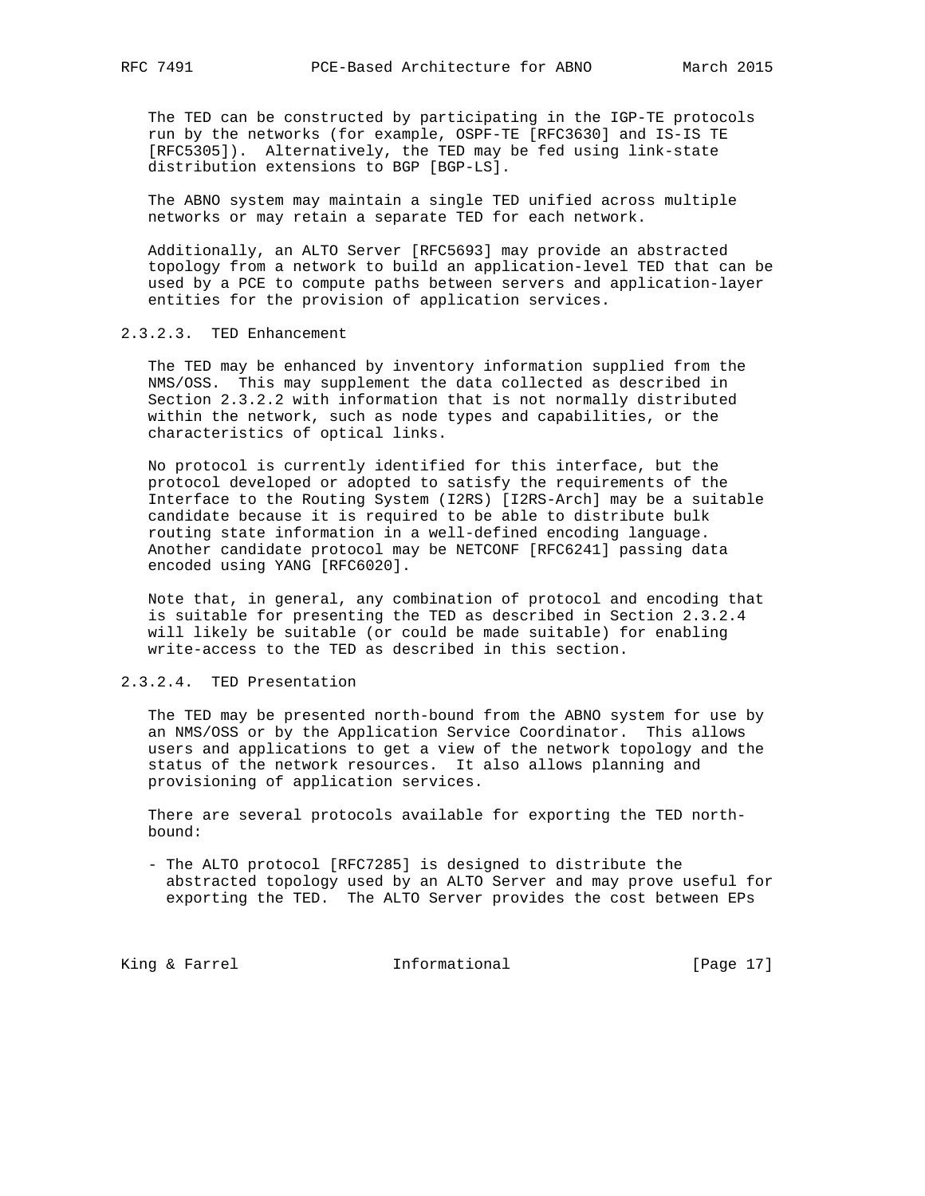The TED can be constructed by participating in the IGP-TE protocols run by the networks (for example, OSPF-TE [RFC3630] and IS-IS TE [RFC5305]). Alternatively, the TED may be fed using link-state distribution extensions to BGP [BGP-LS].

The ABNO system may maintain a single TED unified across multiple networks or may retain a separate TED for each network.

Additionally, an ALTO Server [RFC5693] may provide an abstracted topology from a network to build an application-level TED that can be used by a PCE to compute paths between servers and application-layer entities for the provision of application services.

#### 2.3.2.3. TED Enhancement

The TED may be enhanced by inventory information supplied from the NMS/OSS. This may supplement the data collected as described in Section 2.3.2.2 with information that is not normally distributed within the network, such as node types and capabilities, or the characteristics of optical links.

No protocol is currently identified for this interface, but the protocol developed or adopted to satisfy the requirements of the Interface to the Routing System (I2RS) [I2RS-Arch] may be a suitable candidate because it is required to be able to distribute bulk routing state information in a well-defined encoding language. Another candidate protocol may be NETCONF [RFC6241] passing data encoded using YANG [RFC6020].

Note that, in general, any combination of protocol and encoding that is suitable for presenting the TED as described in Section 2.3.2.4 will likely be suitable (or could be made suitable) for enabling write-access to the TED as described in this section.

#### 2.3.2.4. TED Presentation

The TED may be presented north-bound from the ABNO system for use by an NMS/OSS or by the Application Service Coordinator. This allows users and applications to get a view of the network topology and the status of the network resources. It also allows planning and provisioning of application services.

There are several protocols available for exporting the TED north-bound:

- The ALTO protocol [RFC7285] is designed to distribute the abstracted topology used by an ALTO Server and may prove useful for exporting the TED. The ALTO Server provides the cost between EPs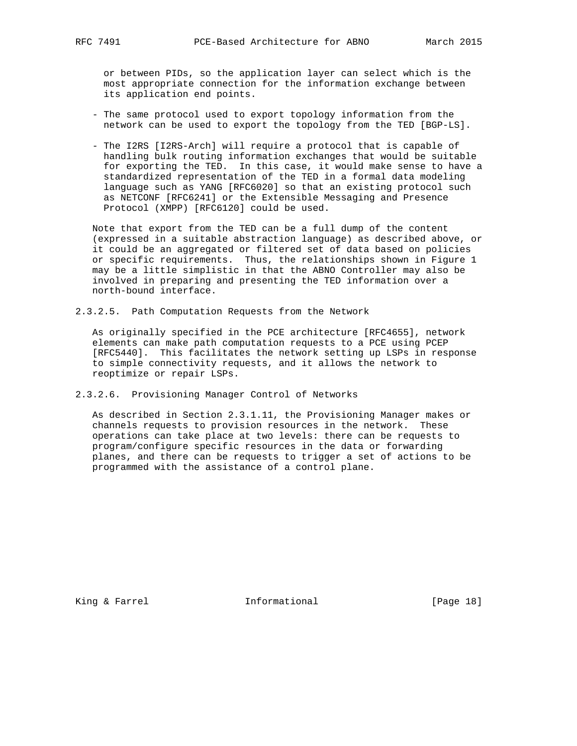or between PIDs, so the application layer can select which is the most appropriate connection for the information exchange between its application end points.

- The same protocol used to export topology information from the network can be used to export the topology from the TED [BGP-LS].

- The I2RS [I2RS-Arch] will require a protocol that is capable of handling bulk routing information exchanges that would be suitable for exporting the TED. In this case, it would make sense to have a standardized representation of the TED in a formal data modeling language such as YANG [RFC6020] so that an existing protocol such as NETCONF [RFC6241] or the Extensible Messaging and Presence Protocol (XMPP) [RFC6120] could be used.

Note that export from the TED can be a full dump of the content (expressed in a suitable abstraction language) as described above, or it could be an aggregated or filtered set of data based on policies or specific requirements. Thus, the relationships shown in Figure 1 may be a little simplistic in that the ABNO Controller may also be involved in preparing and presenting the TED information over a north-bound interface.

#### 2.3.2.5. Path Computation Requests from the Network

As originally specified in the PCE architecture [RFC4655], network elements can make path computation requests to a PCE using PCEP [RFC5440]. This facilitates the network setting up LSPs in response to simple connectivity requests, and it allows the network to reoptimize or repair LSPs.

#### 2.3.2.6. Provisioning Manager Control of Networks

As described in Section 2.3.1.11, the Provisioning Manager makes or channels requests to provision resources in the network. These operations can take place at two levels: there can be requests to program/configure specific resources in the data or forwarding planes, and there can be requests to trigger a set of actions to be programmed with the assistance of a control plane.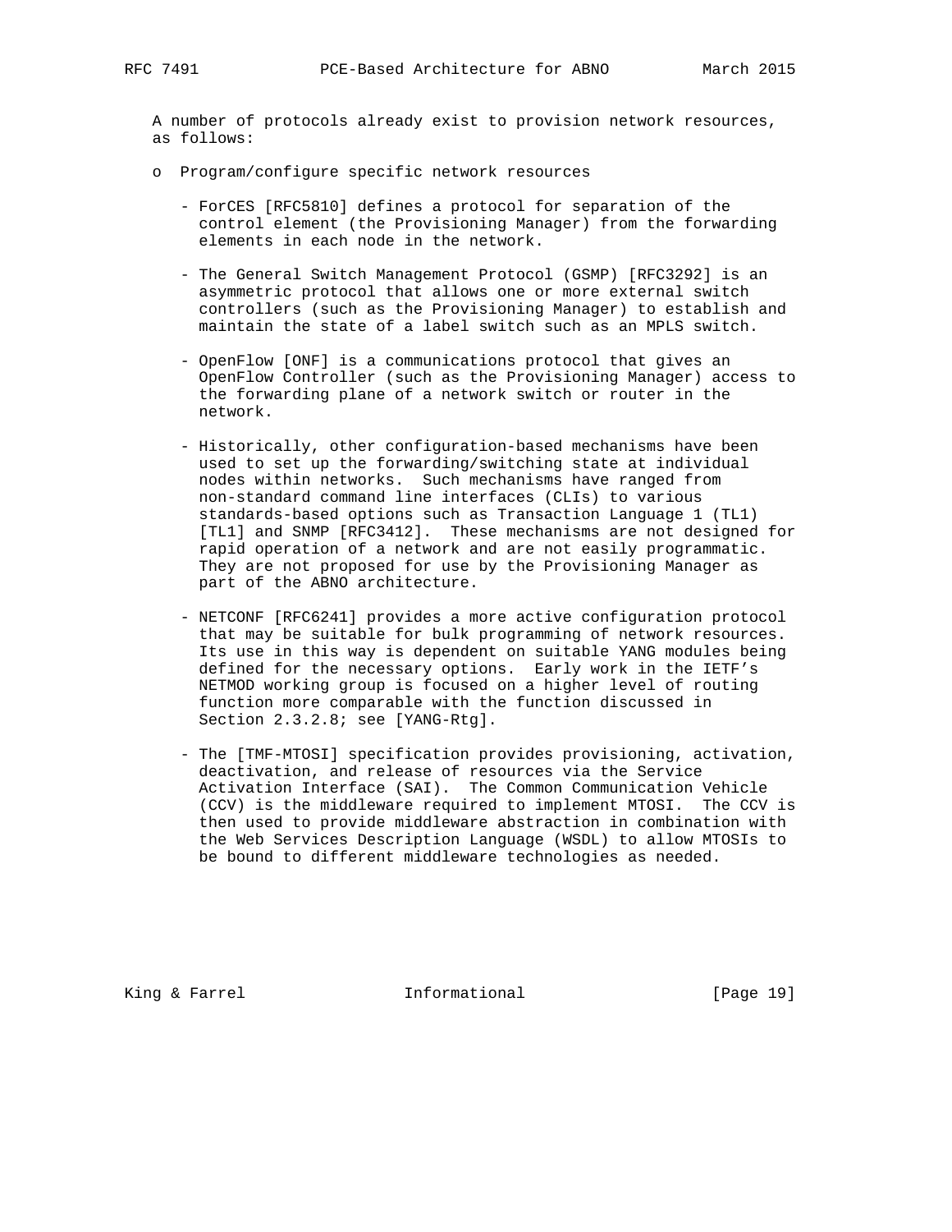A number of protocols already exist to provision network resources, as follows:

- Program/configure specific network resources

  - ForCES [RFC5810] defines a protocol for separation of the control element (the Provisioning Manager) from the forwarding elements in each node in the network.

  - The General Switch Management Protocol (GSMP) [RFC3292] is an asymmetric protocol that allows one or more external switch controllers (such as the Provisioning Manager) to establish and maintain the state of a label switch such as an MPLS switch.

  - OpenFlow [ONF] is a communications protocol that gives an OpenFlow Controller (such as the Provisioning Manager) access to the forwarding plane of a network switch or router in the network.

  - Historically, other configuration-based mechanisms have been used to set up the forwarding/switching state at individual nodes within networks. Such mechanisms have ranged from non-standard command line interfaces (CLIs) to various standards-based options such as Transaction Language 1 (TL1) [TL1] and SNMP [RFC3412]. These mechanisms are not designed for rapid operation of a network and are not easily programmatic. They are not proposed for use by the Provisioning Manager as part of the ABNO architecture.

  - NETCONF [RFC6241] provides a more active configuration protocol that may be suitable for bulk programming of network resources. Its use in this way is dependent on suitable YANG modules being defined for the necessary options. Early work in the IETF's NETMOD working group is focused on a higher level of routing function more comparable with the function discussed in Section 2.3.2.8; see [YANG-Rtg].

  - The [TMF-MTOSI] specification provides provisioning, activation, deactivation, and release of resources via the Service Activation Interface (SAI). The Common Communication Vehicle (CCV) is the middleware required to implement MTOSI. The CCV is then used to provide middleware abstraction in combination with the Web Services Description Language (WSDL) to allow MTOSIs to be bound to different middleware technologies as needed.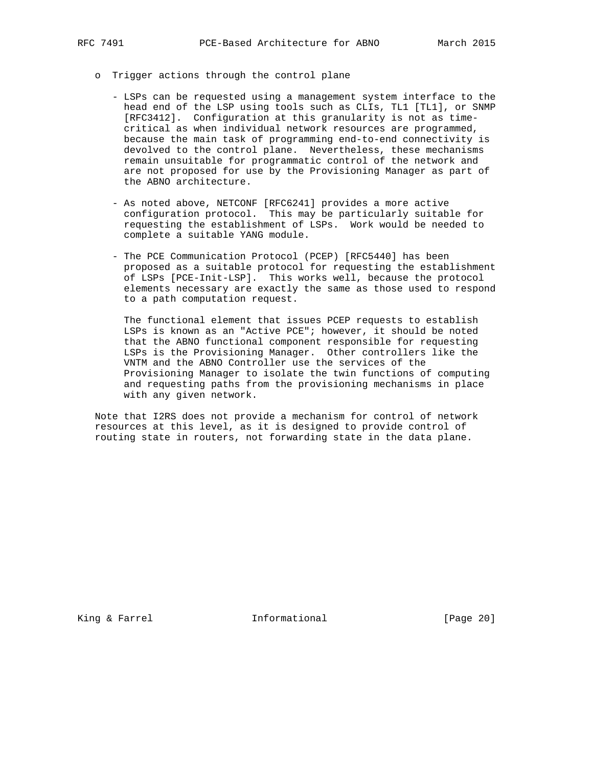- Trigger actions through the control plane

  - LSPs can be requested using a management system interface to the head end of the LSP using tools such as CLIs, TL1 [TL1], or SNMP [RFC3412]. Configuration at this granularity is not as time-critical as when individual network resources are programmed, because the main task of programming end-to-end connectivity is devolved to the control plane. Nevertheless, these mechanisms remain unsuitable for programmatic control of the network and are not proposed for use by the Provisioning Manager as part of the ABNO architecture.

  - As noted above, NETCONF [RFC6241] provides a more active configuration protocol. This may be particularly suitable for requesting the establishment of LSPs. Work would be needed to complete a suitable YANG module.

  - The PCE Communication Protocol (PCEP) [RFC5440] has been proposed as a suitable protocol for requesting the establishment of LSPs [PCE-Init-LSP]. This works well, because the protocol elements necessary are exactly the same as those used to respond to a path computation request.

    The functional element that issues PCEP requests to establish LSPs is known as an "Active PCE"; however, it should be noted that the ABNO functional component responsible for requesting LSPs is the Provisioning Manager. Other controllers like the VNTM and the ABNO Controller use the services of the Provisioning Manager to isolate the twin functions of computing and requesting paths from the provisioning mechanisms in place with any given network.

Note that I2RS does not provide a mechanism for control of network resources at this level, as it is designed to provide control of routing state in routers, not forwarding state in the data plane.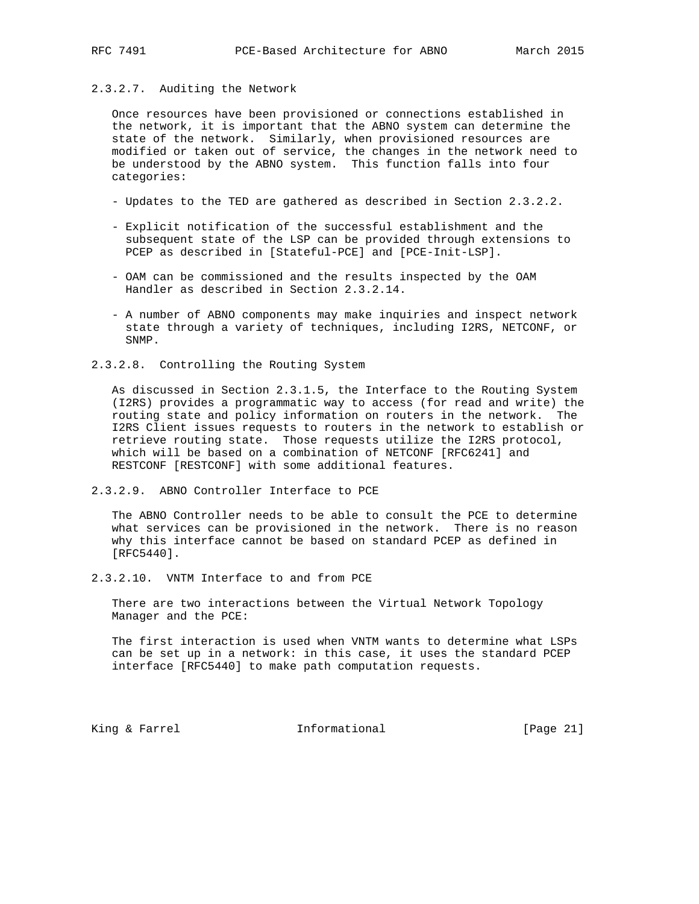#### 2.3.2.7. Auditing the Network

Once resources have been provisioned or connections established in the network, it is important that the ABNO system can determine the state of the network. Similarly, when provisioned resources are modified or taken out of service, the changes in the network need to be understood by the ABNO system. This function falls into four categories:

- Updates to the TED are gathered as described in Section 2.3.2.2.
- Explicit notification of the successful establishment and the subsequent state of the LSP can be provided through extensions to PCEP as described in [Stateful-PCE] and [PCE-Init-LSP].
- OAM can be commissioned and the results inspected by the OAM Handler as described in Section 2.3.2.14.
- A number of ABNO components may make inquiries and inspect network state through a variety of techniques, including I2RS, NETCONF, or SNMP.

#### 2.3.2.8. Controlling the Routing System

As discussed in Section 2.3.1.5, the Interface to the Routing System (I2RS) provides a programmatic way to access (for read and write) the routing state and policy information on routers in the network. The I2RS Client issues requests to routers in the network to establish or retrieve routing state. Those requests utilize the I2RS protocol, which will be based on a combination of NETCONF [RFC6241] and RESTCONF [RESTCONF] with some additional features.

#### 2.3.2.9. ABNO Controller Interface to PCE

The ABNO Controller needs to be able to consult the PCE to determine what services can be provisioned in the network. There is no reason why this interface cannot be based on standard PCEP as defined in [RFC5440].

#### 2.3.2.10. VNTM Interface to and from PCE

There are two interactions between the Virtual Network Topology Manager and the PCE:

The first interaction is used when VNTM wants to determine what LSPs can be set up in a network: in this case, it uses the standard PCEP interface [RFC5440] to make path computation requests.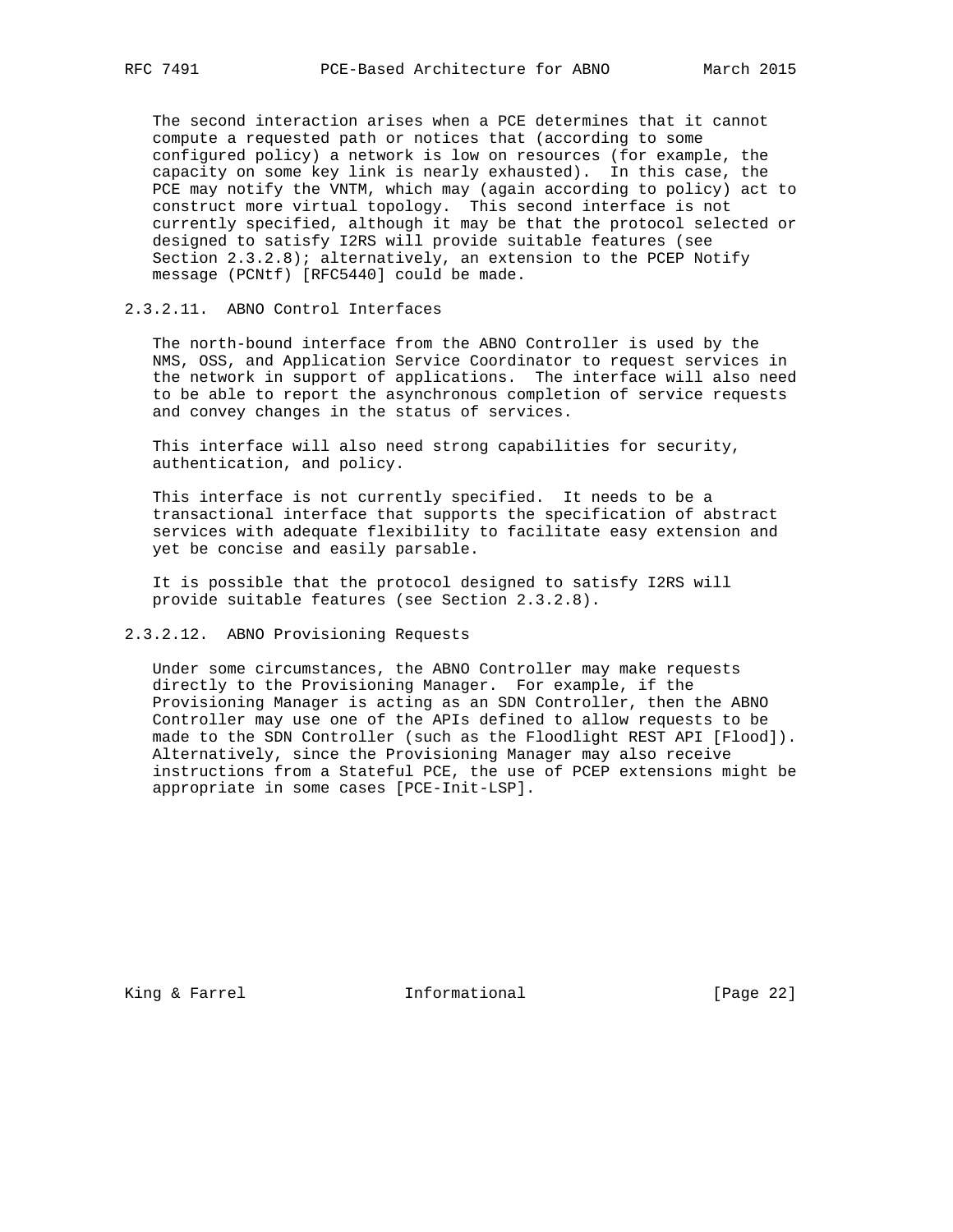The second interaction arises when a PCE determines that it cannot compute a requested path or notices that (according to some configured policy) a network is low on resources (for example, the capacity on some key link is nearly exhausted). In this case, the PCE may notify the VNTM, which may (again according to policy) act to construct more virtual topology. This second interface is not currently specified, although it may be that the protocol selected or designed to satisfy I2RS will provide suitable features (see Section 2.3.2.8); alternatively, an extension to the PCEP Notify message (PCNtf) [RFC5440] could be made.

#### 2.3.2.11. ABNO Control Interfaces

The north-bound interface from the ABNO Controller is used by the NMS, OSS, and Application Service Coordinator to request services in the network in support of applications. The interface will also need to be able to report the asynchronous completion of service requests and convey changes in the status of services.

This interface will also need strong capabilities for security, authentication, and policy.

This interface is not currently specified. It needs to be a transactional interface that supports the specification of abstract services with adequate flexibility to facilitate easy extension and yet be concise and easily parsable.

It is possible that the protocol designed to satisfy I2RS will provide suitable features (see Section 2.3.2.8).

#### 2.3.2.12. ABNO Provisioning Requests

Under some circumstances, the ABNO Controller may make requests directly to the Provisioning Manager. For example, if the Provisioning Manager is acting as an SDN Controller, then the ABNO Controller may use one of the APIs defined to allow requests to be made to the SDN Controller (such as the Floodlight REST API [Flood]). Alternatively, since the Provisioning Manager may also receive instructions from a Stateful PCE, the use of PCEP extensions might be appropriate in some cases [PCE-Init-LSP].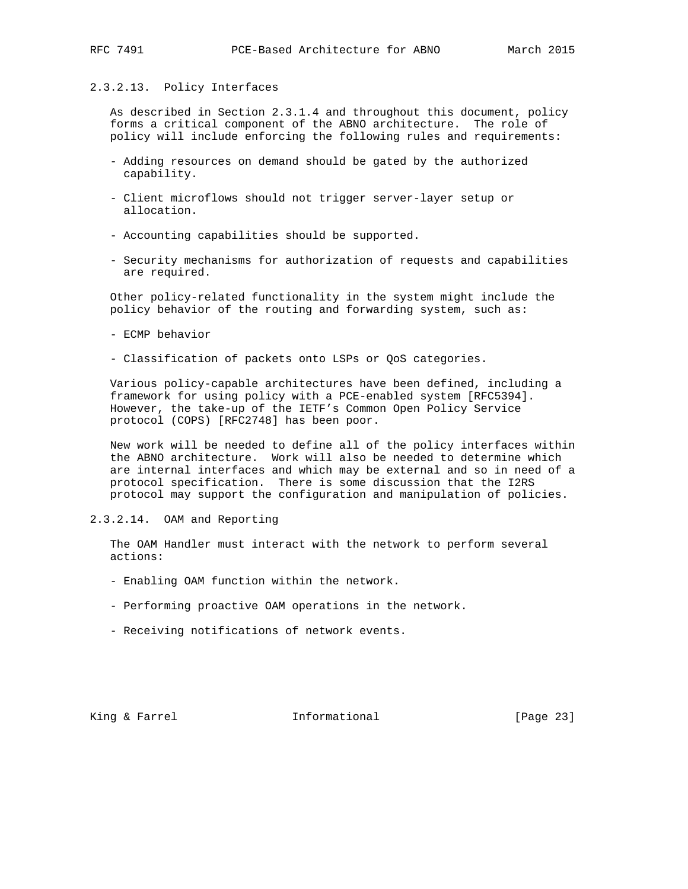#### 2.3.2.13. Policy Interfaces

As described in Section 2.3.1.4 and throughout this document, policy forms a critical component of the ABNO architecture. The role of policy will include enforcing the following rules and requirements:

- Adding resources on demand should be gated by the authorized capability.

- Client microflows should not trigger server-layer setup or allocation.

- Accounting capabilities should be supported.

- Security mechanisms for authorization of requests and capabilities are required.

Other policy-related functionality in the system might include the policy behavior of the routing and forwarding system, such as:

- ECMP behavior

- Classification of packets onto LSPs or QoS categories.

Various policy-capable architectures have been defined, including a framework for using policy with a PCE-enabled system [RFC5394]. However, the take-up of the IETF's Common Open Policy Service protocol (COPS) [RFC2748] has been poor.

New work will be needed to define all of the policy interfaces within the ABNO architecture. Work will also be needed to determine which are internal interfaces and which may be external and so in need of a protocol specification. There is some discussion that the I2RS protocol may support the configuration and manipulation of policies.

#### 2.3.2.14. OAM and Reporting

The OAM Handler must interact with the network to perform several actions:

- Enabling OAM function within the network.

- Performing proactive OAM operations in the network.

- Receiving notifications of network events.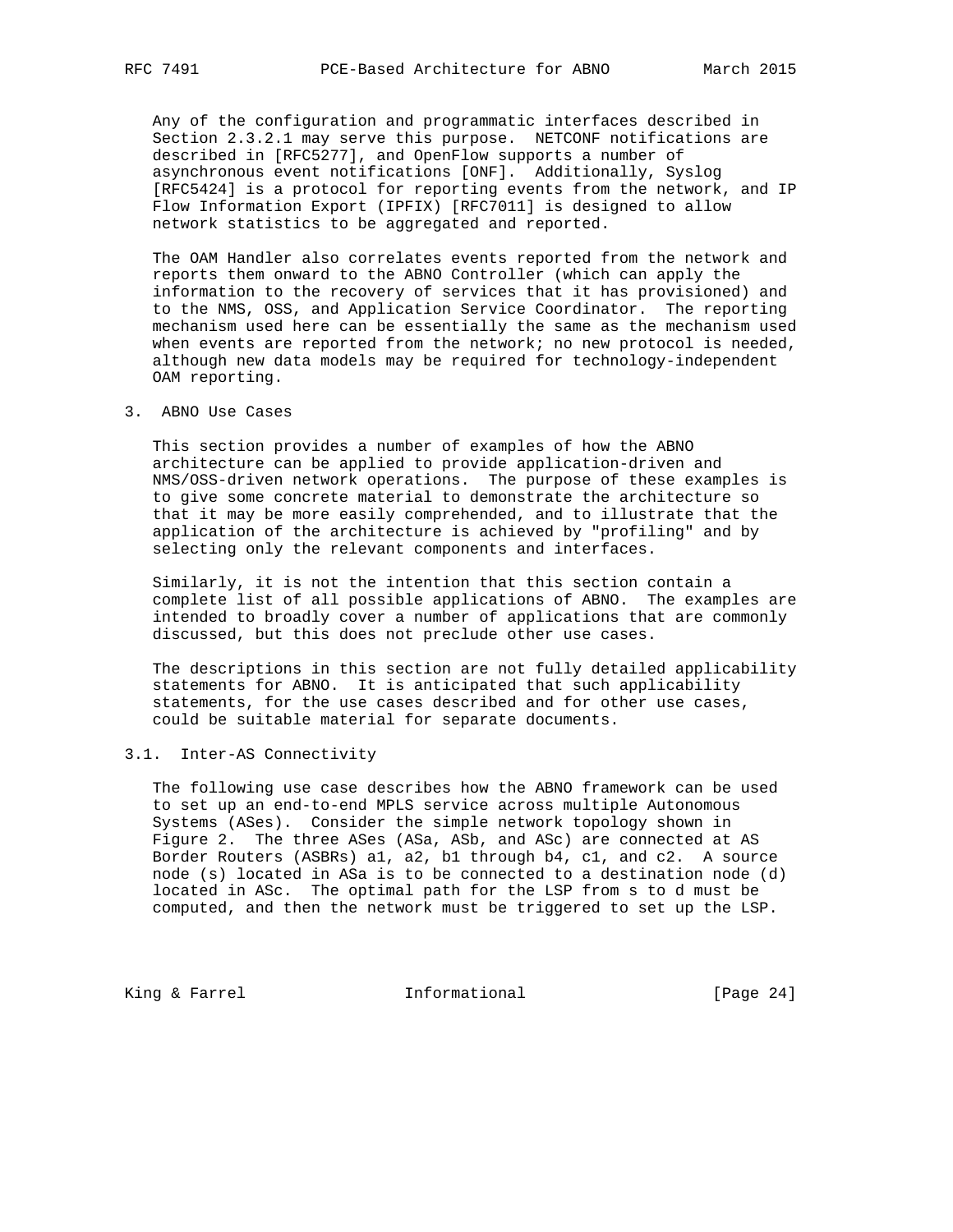Any of the configuration and programmatic interfaces described in Section 2.3.2.1 may serve this purpose. NETCONF notifications are described in [RFC5277], and OpenFlow supports a number of asynchronous event notifications [ONF]. Additionally, Syslog [RFC5424] is a protocol for reporting events from the network, and IP Flow Information Export (IPFIX) [RFC7011] is designed to allow network statistics to be aggregated and reported.

The OAM Handler also correlates events reported from the network and reports them onward to the ABNO Controller (which can apply the information to the recovery of services that it has provisioned) and to the NMS, OSS, and Application Service Coordinator. The reporting mechanism used here can be essentially the same as the mechanism used when events are reported from the network; no new protocol is needed, although new data models may be required for technology-independent OAM reporting.

## 3. ABNO Use Cases

This section provides a number of examples of how the ABNO architecture can be applied to provide application-driven and NMS/OSS-driven network operations. The purpose of these examples is to give some concrete material to demonstrate the architecture so that it may be more easily comprehended, and to illustrate that the application of the architecture is achieved by "profiling" and by selecting only the relevant components and interfaces.

Similarly, it is not the intention that this section contain a complete list of all possible applications of ABNO. The examples are intended to broadly cover a number of applications that are commonly discussed, but this does not preclude other use cases.

The descriptions in this section are not fully detailed applicability statements for ABNO. It is anticipated that such applicability statements, for the use cases described and for other use cases, could be suitable material for separate documents.

### 3.1. Inter-AS Connectivity

The following use case describes how the ABNO framework can be used to set up an end-to-end MPLS service across multiple Autonomous Systems (ASes). Consider the simple network topology shown in Figure 2. The three ASes (ASa, ASb, and ASc) are connected at AS Border Routers (ASBRs) a1, a2, b1 through b4, c1, and c2. A source node (s) located in ASa is to be connected to a destination node (d) located in ASc. The optimal path for the LSP from s to d must be computed, and then the network must be triggered to set up the LSP.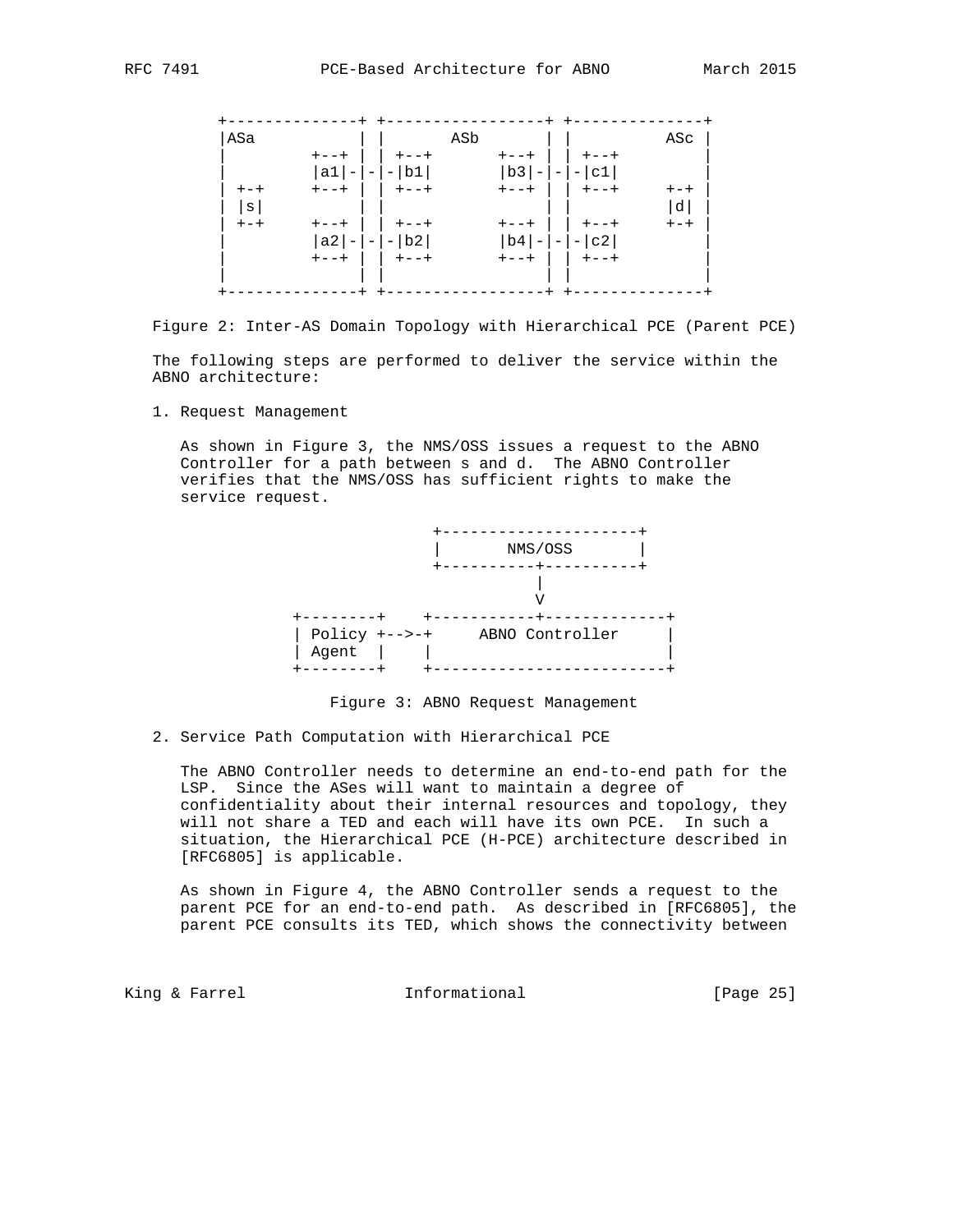```
+--------------+ +-----------------+ +--------------+
|ASa           | |       ASb       | |          ASc |
|         +--+ | | +--+       +--+ | | +--+         |
|         |a1|-|-|-|b1|       |b3|-|-|-|c1|         |
| +-+     +--+ | | +--+       +--+ | | +--+     +-+ |
| |s|          | |                 | |          |d| |
| +-+     +--+ | | +--+       +--+ | | +--+     +-+ |
|         |a2|-|-|-|b2|       |b4|-|-|-|c2|         |
|         +--+ | | +--+       +--+ | | +--+         |
|              | |                 | |              |
+--------------+ +-----------------+ +--------------+
```

Figure 2: Inter-AS Domain Topology with Hierarchical PCE (Parent PCE)

The following steps are performed to deliver the service within the ABNO architecture:

1. Request Management

   As shown in Figure 3, the NMS/OSS issues a request to the ABNO Controller for a path between s and d. The ABNO Controller verifies that the NMS/OSS has sufficient rights to make the service request.

```
                     +---------------------+
                     |       NMS/OSS       |
                     +----------+----------+
                                |
                                V
  +--------+    +-----------+-------------+
  | Policy +-->-+     ABNO Controller     |
  | Agent  |    |                         |
  +--------+    +-------------------------+
```

   Figure 3: ABNO Request Management

2. Service Path Computation with Hierarchical PCE

   The ABNO Controller needs to determine an end-to-end path for the LSP. Since the ASes will want to maintain a degree of confidentiality about their internal resources and topology, they will not share a TED and each will have its own PCE. In such a situation, the Hierarchical PCE (H-PCE) architecture described in [RFC6805] is applicable.

   As shown in Figure 4, the ABNO Controller sends a request to the parent PCE for an end-to-end path. As described in [RFC6805], the parent PCE consults its TED, which shows the connectivity between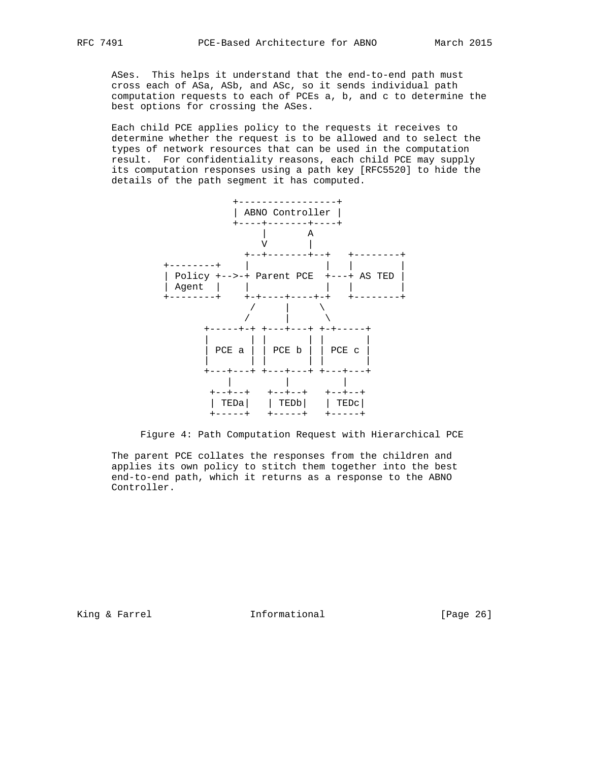ASes. This helps it understand that the end-to-end path must cross each of ASa, ASb, and ASc, so it sends individual path computation requests to each of PCEs a, b, and c to determine the best options for crossing the ASes.

Each child PCE applies policy to the requests it receives to determine whether the request is to be allowed and to select the types of network resources that can be used in the computation result. For confidentiality reasons, each child PCE may supply its computation responses using a path key [RFC5520] to hide the details of the path segment it has computed.

```
                    +-----------------+
                    | ABNO Controller |
                    +----+-------+----+
                         |       A
                         V       |
                      +--+-------+--+   +--------+
          +--------+  |             |   |        |
          | Policy +-->-+ Parent PCE  +---+ AS TED |
          | Agent  |  |             |   |        |
          +--------+  +-+----+----+-+   +--------+
                       /     |     \
                      /      |      \
               +-----+-+ +---+---+ +-+-----+
               |       | |       | |       |
               | PCE a | | PCE b | | PCE c |
               |       | |       | |       |
               +---+---+ +---+---+ +---+---+
                   |         |         |
                +--+--+   +--+--+   +--+--+
                | TEDa|   | TEDb|   | TEDc|
                +-----+   +-----+   +-----+
```

Figure 4: Path Computation Request with Hierarchical PCE

The parent PCE collates the responses from the children and applies its own policy to stitch them together into the best end-to-end path, which it returns as a response to the ABNO Controller.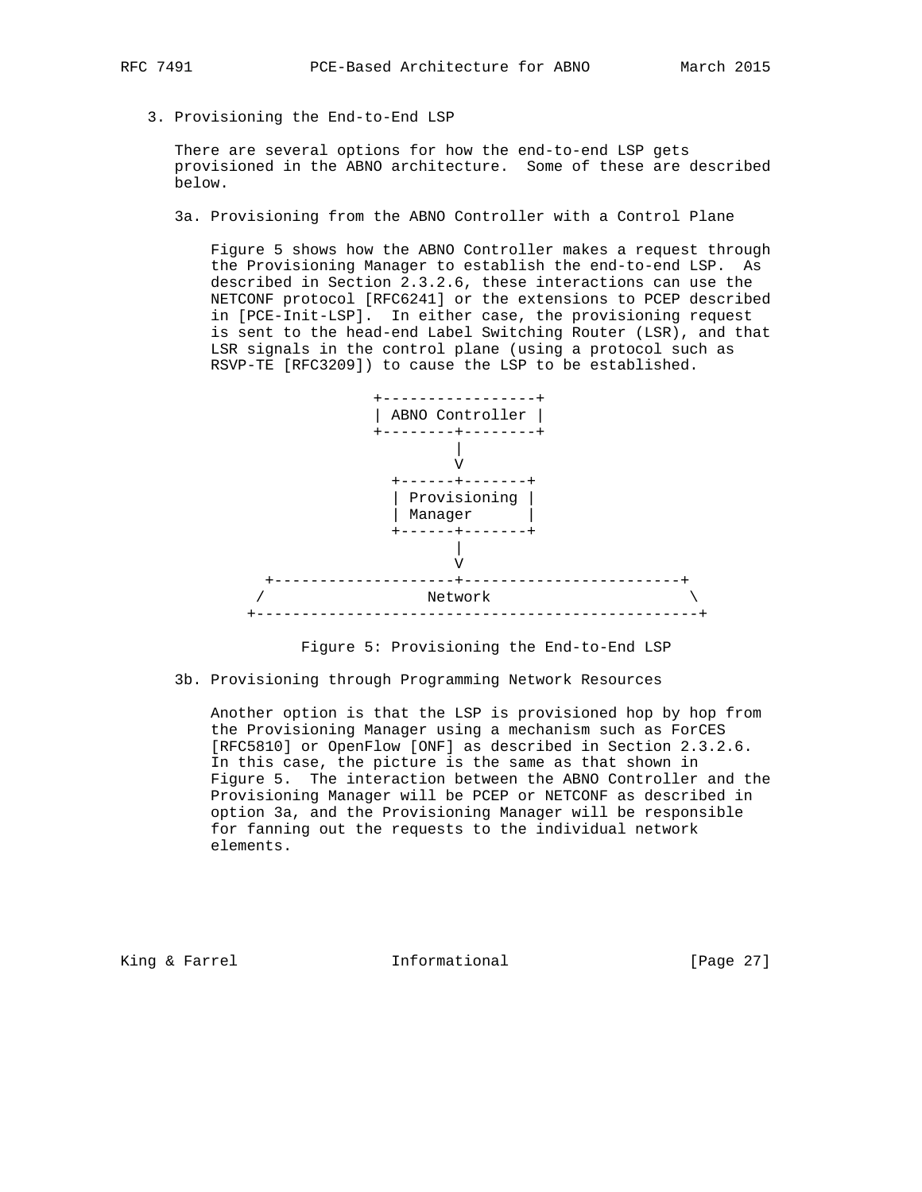### 3. Provisioning the End-to-End LSP

There are several options for how the end-to-end LSP gets provisioned in the ABNO architecture. Some of these are described below.

#### 3a. Provisioning from the ABNO Controller with a Control Plane

Figure 5 shows how the ABNO Controller makes a request through the Provisioning Manager to establish the end-to-end LSP. As described in Section 2.3.2.6, these interactions can use the NETCONF protocol [RFC6241] or the extensions to PCEP described in [PCE-Init-LSP]. In either case, the provisioning request is sent to the head-end Label Switching Router (LSR), and that LSR signals in the control plane (using a protocol such as RSVP-TE [RFC3209]) to cause the LSP to be established.

```
                  +-----------------+
                  | ABNO Controller |
                  +--------+--------+
                           |
                           V
                    +------+-------+
                    | Provisioning |
                    | Manager      |
                    +------+-------+
                           |
                           V
      +--------------------+------------------------+
     /                  Network                      \
    +-------------------------------------------------+
```

Figure 5: Provisioning the End-to-End LSP

#### 3b. Provisioning through Programming Network Resources

Another option is that the LSP is provisioned hop by hop from the Provisioning Manager using a mechanism such as ForCES [RFC5810] or OpenFlow [ONF] as described in Section 2.3.2.6. In this case, the picture is the same as that shown in Figure 5. The interaction between the ABNO Controller and the Provisioning Manager will be PCEP or NETCONF as described in option 3a, and the Provisioning Manager will be responsible for fanning out the requests to the individual network elements.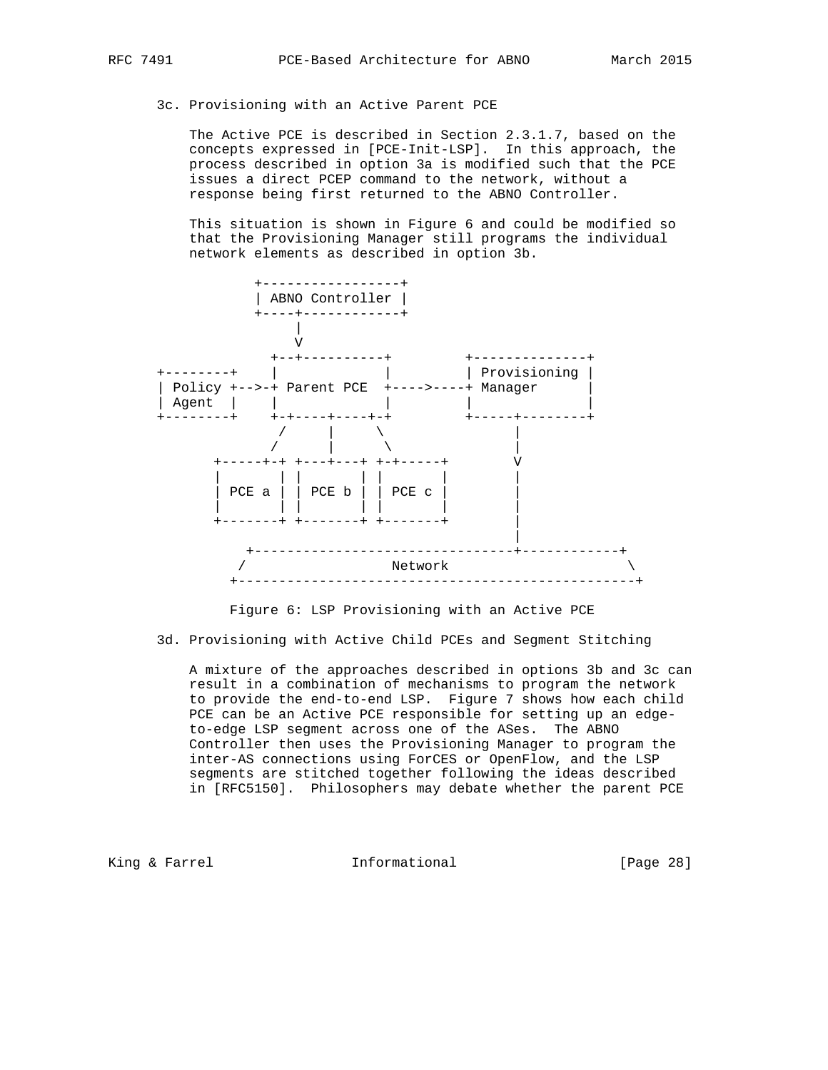3c. Provisioning with an Active Parent PCE

The Active PCE is described in Section 2.3.1.7, based on the concepts expressed in [PCE-Init-LSP]. In this approach, the process described in option 3a is modified such that the PCE issues a direct PCEP command to the network, without a response being first returned to the ABNO Controller.

This situation is shown in Figure 6 and could be modified so that the Provisioning Manager still programs the individual network elements as described in option 3b.

```
            +-----------------+
            | ABNO Controller |
            +----+------------+
                 |
                 V
           +--+----------+         +--------------+
+--------+ |             |         | Provisioning |
| Policy +-->-+ Parent PCE  +---->----+ Manager      |
| Agent  |   |             |         |              |
+--------+   +-+----+----+-+         +-----+--------+
              /     |     \                 |
             /      |      \                |
       +-----+-+ +---+---+ +-+-----+        V
       |       | |       | |       |        |
       | PCE a | | PCE b | | PCE c |        |
       |       | |       | |       |        |
       +-------+ +-------+ +-------+        |
                                            |
         +--------------------------------+------------+
        /                 Network                       \
       +------------------------------------------------+

         Figure 6: LSP Provisioning with an Active PCE
```

3d. Provisioning with Active Child PCEs and Segment Stitching

A mixture of the approaches described in options 3b and 3c can result in a combination of mechanisms to program the network to provide the end-to-end LSP. Figure 7 shows how each child PCE can be an Active PCE responsible for setting up an edge-to-edge LSP segment across one of the ASes. The ABNO Controller then uses the Provisioning Manager to program the inter-AS connections using ForCES or OpenFlow, and the LSP segments are stitched together following the ideas described in [RFC5150]. Philosophers may debate whether the parent PCE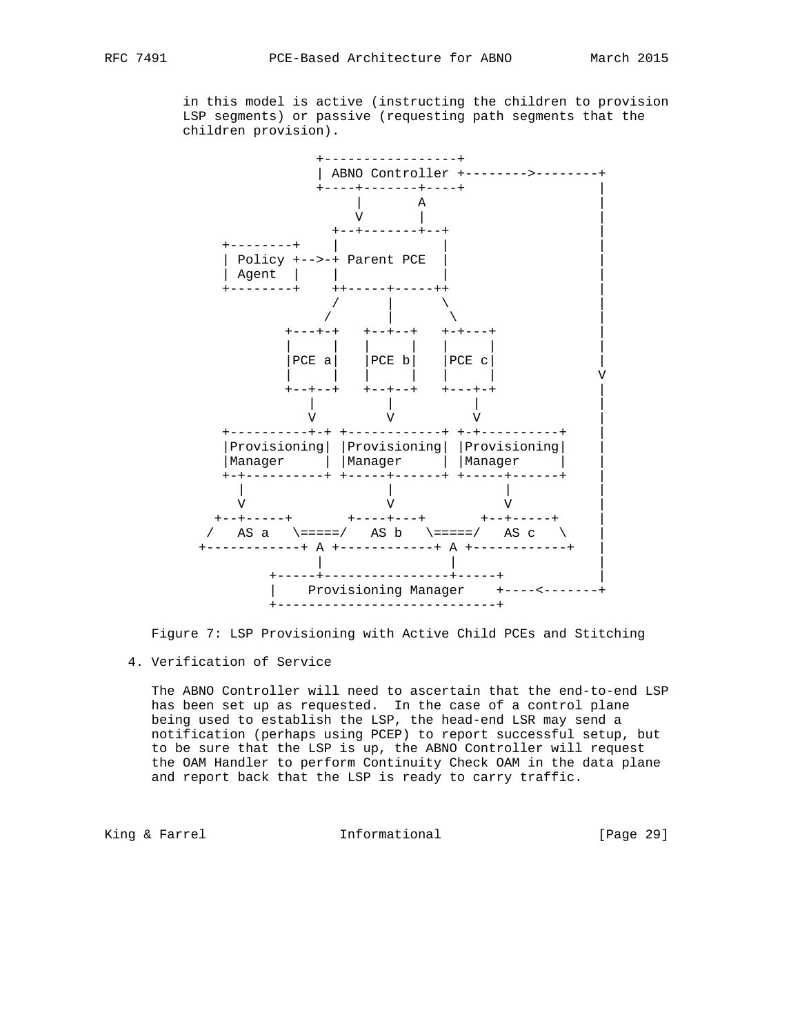in this model is active (instructing the children to provision LSP segments) or passive (requesting path segments that the children provision).

```
                  +-----------------+
                  | ABNO Controller +-------->--------+
                  +----+-------+----+                 |
                       |       A                      |
                       V       |                      |
                    +--+-------+--+                   |
      +--------+    |             |                   |
      | Policy +-->-+ Parent PCE  |                   |
      | Agent  |    |             |                   |
      +--------+    ++-----+-----++                   |
                    /      |      \                   |
                   /       |       \                  |
              +---+-+   +--+--+   +-+---+             |
              |     |   |     |   |     |             |
              |PCE a|   |PCE b|   |PCE c|             |
              |     |   |     |   |     |             V
              +--+--+   +--+--+   +---+-+             |
                 |         |          |               |
                 V         V          V               |
      +----------+-+ +------------+ +-+----------+    |
      |Provisioning| |Provisioning| |Provisioning|    |
      |Manager     | |Manager     | |Manager     |    |
      +-+----------+ +-----+------+ +-----+------+    |
        |                  |              |           |
        V                  V              V           |
     +--+-----+       +----+---+       +--+-----+     |
    /   AS a   \=====/   AS b   \=====/   AS c   \    |
   +------------+ A +------------+ A +------------+   |
                  |                |                  |
            +-----+----------------+-----+            |
            |    Provisioning Manager    +----<-------+
            +----------------------------+
```

Figure 7: LSP Provisioning with Active Child PCEs and Stitching

4. Verification of Service

The ABNO Controller will need to ascertain that the end-to-end LSP has been set up as requested. In the case of a control plane being used to establish the LSP, the head-end LSR may send a notification (perhaps using PCEP) to report successful setup, but to be sure that the LSP is up, the ABNO Controller will request the OAM Handler to perform Continuity Check OAM in the data plane and report back that the LSP is ready to carry traffic.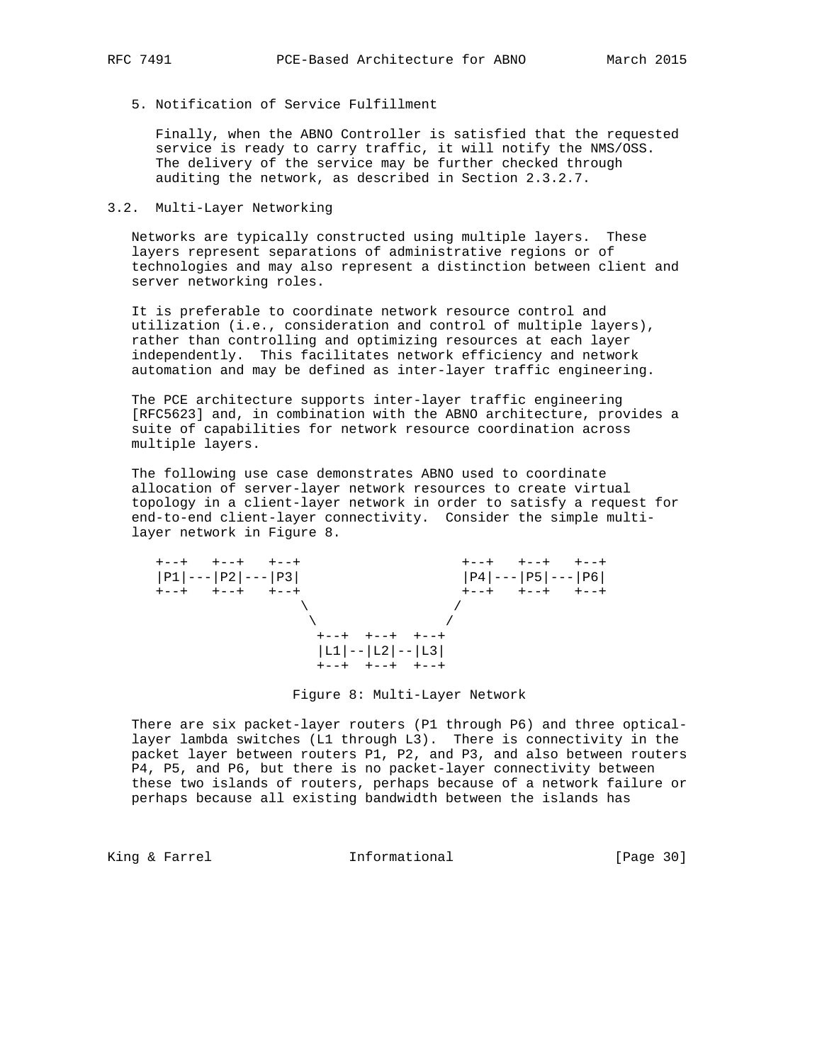5. Notification of Service Fulfillment

   Finally, when the ABNO Controller is satisfied that the requested service is ready to carry traffic, it will notify the NMS/OSS. The delivery of the service may be further checked through auditing the network, as described in Section 2.3.2.7.

## 3.2. Multi-Layer Networking

Networks are typically constructed using multiple layers. These layers represent separations of administrative regions or of technologies and may also represent a distinction between client and server networking roles.

It is preferable to coordinate network resource control and utilization (i.e., consideration and control of multiple layers), rather than controlling and optimizing resources at each layer independently. This facilitates network efficiency and network automation and may be defined as inter-layer traffic engineering.

The PCE architecture supports inter-layer traffic engineering [RFC5623] and, in combination with the ABNO architecture, provides a suite of capabilities for network resource coordination across multiple layers.

The following use case demonstrates ABNO used to coordinate allocation of server-layer network resources to create virtual topology in a client-layer network in order to satisfy a request for end-to-end client-layer connectivity. Consider the simple multi-layer network in Figure 8.

```
+--+   +--+   +--+                   +--+   +--+   +--+
|P1|---|P2|---|P3|                   |P4|---|P5|---|P6|
+--+   +--+   +--+                   +--+   +--+   +--+
                 \                   /
                  \                 /
                   +--+  +--+  +--+
                   |L1|--|L2|--|L3|
                   +--+  +--+  +--+
```

Figure 8: Multi-Layer Network

There are six packet-layer routers (P1 through P6) and three optical-layer lambda switches (L1 through L3). There is connectivity in the packet layer between routers P1, P2, and P3, and also between routers P4, P5, and P6, but there is no packet-layer connectivity between these two islands of routers, perhaps because of a network failure or perhaps because all existing bandwidth between the islands has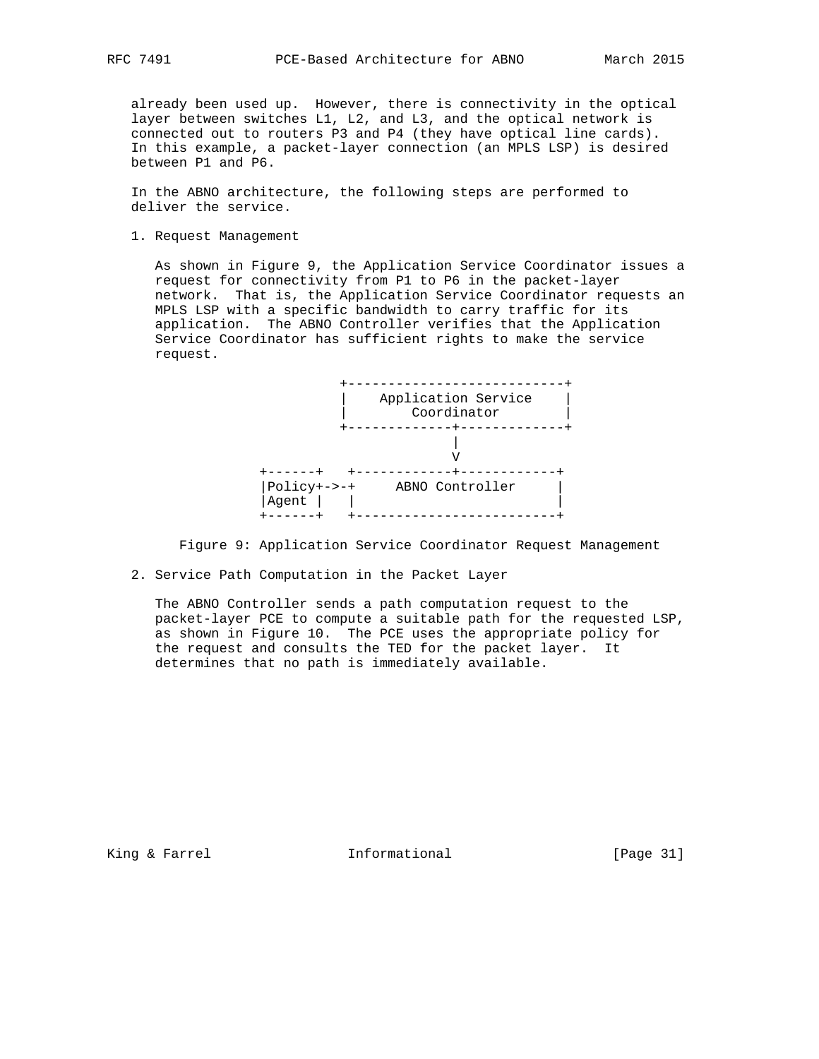already been used up. However, there is connectivity in the optical layer between switches L1, L2, and L3, and the optical network is connected out to routers P3 and P4 (they have optical line cards). In this example, a packet-layer connection (an MPLS LSP) is desired between P1 and P6.

In the ABNO architecture, the following steps are performed to deliver the service.

1. Request Management

   As shown in Figure 9, the Application Service Coordinator issues a request for connectivity from P1 to P6 in the packet-layer network. That is, the Application Service Coordinator requests an MPLS LSP with a specific bandwidth to carry traffic for its application. The ABNO Controller verifies that the Application Service Coordinator has sufficient rights to make the service request.

```
                   +---------------------------+
                   |    Application Service    |
                   |        Coordinator        |
                   +-------------+-------------+
                                 |
                                 V
         +------+   +------------+------------+
         |Policy+->-+     ABNO Controller     |
         |Agent |   |                         |
         +------+   +-------------------------+
```

   Figure 9: Application Service Coordinator Request Management

2. Service Path Computation in the Packet Layer

   The ABNO Controller sends a path computation request to the packet-layer PCE to compute a suitable path for the requested LSP, as shown in Figure 10. The PCE uses the appropriate policy for the request and consults the TED for the packet layer. It determines that no path is immediately available.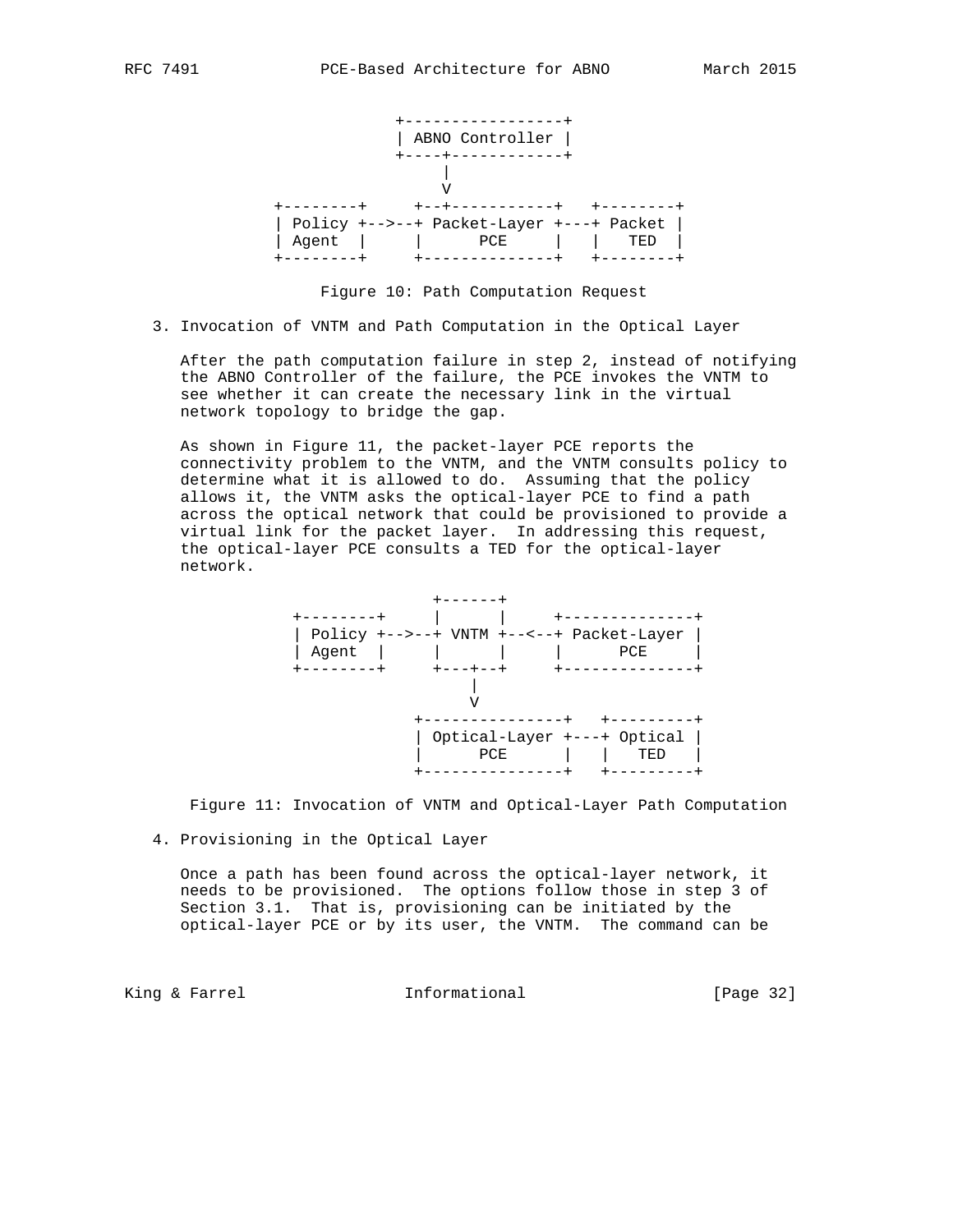```
                 +-----------------+
                 | ABNO Controller |
                 +----+------------+
                      |
                      V
    +--------+     +--+-----------+   +--------+
    | Policy +-->--+ Packet-Layer +---+ Packet |
    | Agent  |     |      PCE     |   |   TED  |
    +--------+     +--------------+   +--------+
```

Figure 10: Path Computation Request

3. Invocation of VNTM and Path Computation in the Optical Layer

   After the path computation failure in step 2, instead of notifying the ABNO Controller of the failure, the PCE invokes the VNTM to see whether it can create the necessary link in the virtual network topology to bridge the gap.

   As shown in Figure 11, the packet-layer PCE reports the connectivity problem to the VNTM, and the VNTM consults policy to determine what it is allowed to do. Assuming that the policy allows it, the VNTM asks the optical-layer PCE to find a path across the optical network that could be provisioned to provide a virtual link for the packet layer. In addressing this request, the optical-layer PCE consults a TED for the optical-layer network.

```
                   +------+
      +--------+   |      |     +--------------+
      | Policy +-->--+ VNTM +--<--+ Packet-Layer |
      | Agent  |   |      |     |      PCE     |
      +--------+   +---+--+     +--------------+
                       |
                       V
                 +---------------+   +---------+
                 | Optical-Layer +---+ Optical |
                 |      PCE      |   |   TED   |
                 +---------------+   +---------+
```

Figure 11: Invocation of VNTM and Optical-Layer Path Computation

4. Provisioning in the Optical Layer

   Once a path has been found across the optical-layer network, it needs to be provisioned. The options follow those in step 3 of Section 3.1. That is, provisioning can be initiated by the optical-layer PCE or by its user, the VNTM. The command can be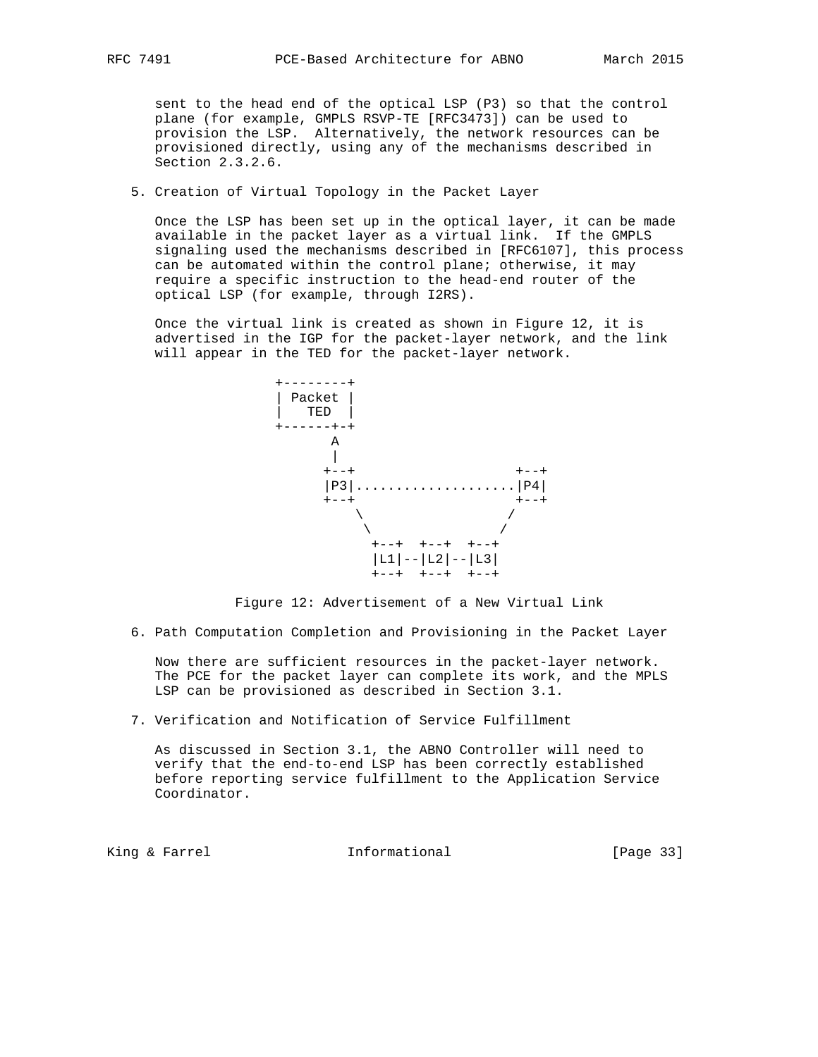sent to the head end of the optical LSP (P3) so that the control plane (for example, GMPLS RSVP-TE [RFC3473]) can be used to provision the LSP. Alternatively, the network resources can be provisioned directly, using any of the mechanisms described in Section 2.3.2.6.

5. Creation of Virtual Topology in the Packet Layer

   Once the LSP has been set up in the optical layer, it can be made available in the packet layer as a virtual link. If the GMPLS signaling used the mechanisms described in [RFC6107], this process can be automated within the control plane; otherwise, it may require a specific instruction to the head-end router of the optical LSP (for example, through I2RS).

   Once the virtual link is created as shown in Figure 12, it is advertised in the IGP for the packet-layer network, and the link will appear in the TED for the packet-layer network.

```
                 +--------+
                 | Packet |
                 |   TED  |
                 +------+-+
                        A
                        |
                       +--+                  +--+
                       |P3|..................|P4|
                       +--+                  +--+
                           \                /
                            \              /
                             +--+  +--+  +--+
                             |L1|--|L2|--|L3|
                             +--+  +--+  +--+
```

Figure 12: Advertisement of a New Virtual Link

6. Path Computation Completion and Provisioning in the Packet Layer

   Now there are sufficient resources in the packet-layer network. The PCE for the packet layer can complete its work, and the MPLS LSP can be provisioned as described in Section 3.1.

7. Verification and Notification of Service Fulfillment

   As discussed in Section 3.1, the ABNO Controller will need to verify that the end-to-end LSP has been correctly established before reporting service fulfillment to the Application Service Coordinator.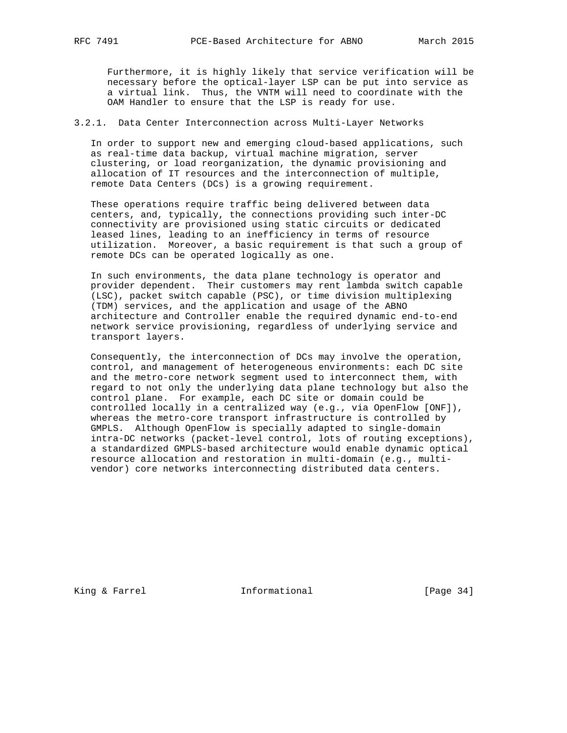Furthermore, it is highly likely that service verification will be necessary before the optical-layer LSP can be put into service as a virtual link. Thus, the VNTM will need to coordinate with the OAM Handler to ensure that the LSP is ready for use.

#### 3.2.1. Data Center Interconnection across Multi-Layer Networks

In order to support new and emerging cloud-based applications, such as real-time data backup, virtual machine migration, server clustering, or load reorganization, the dynamic provisioning and allocation of IT resources and the interconnection of multiple, remote Data Centers (DCs) is a growing requirement.

These operations require traffic being delivered between data centers, and, typically, the connections providing such inter-DC connectivity are provisioned using static circuits or dedicated leased lines, leading to an inefficiency in terms of resource utilization. Moreover, a basic requirement is that such a group of remote DCs can be operated logically as one.

In such environments, the data plane technology is operator and provider dependent. Their customers may rent lambda switch capable (LSC), packet switch capable (PSC), or time division multiplexing (TDM) services, and the application and usage of the ABNO architecture and Controller enable the required dynamic end-to-end network service provisioning, regardless of underlying service and transport layers.

Consequently, the interconnection of DCs may involve the operation, control, and management of heterogeneous environments: each DC site and the metro-core network segment used to interconnect them, with regard to not only the underlying data plane technology but also the control plane. For example, each DC site or domain could be controlled locally in a centralized way (e.g., via OpenFlow [ONF]), whereas the metro-core transport infrastructure is controlled by GMPLS. Although OpenFlow is specially adapted to single-domain intra-DC networks (packet-level control, lots of routing exceptions), a standardized GMPLS-based architecture would enable dynamic optical resource allocation and restoration in multi-domain (e.g., multi-vendor) core networks interconnecting distributed data centers.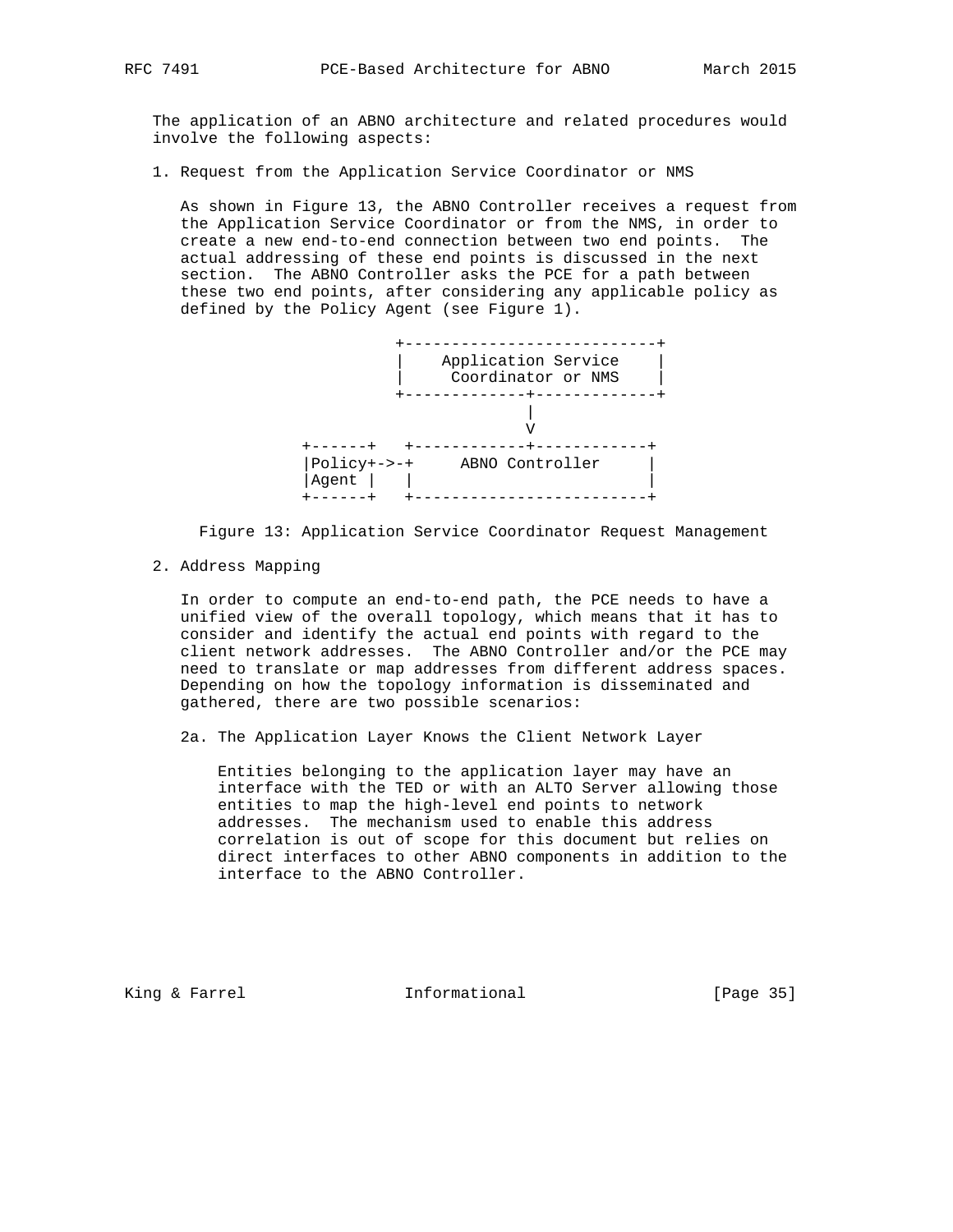The application of an ABNO architecture and related procedures would involve the following aspects:

1. Request from the Application Service Coordinator or NMS

   As shown in Figure 13, the ABNO Controller receives a request from the Application Service Coordinator or from the NMS, in order to create a new end-to-end connection between two end points. The actual addressing of these end points is discussed in the next section. The ABNO Controller asks the PCE for a path between these two end points, after considering any applicable policy as defined by the Policy Agent (see Figure 1).

```
                  +---------------------------+
                  |    Application Service    |
                  |     Coordinator or NMS    |
                  +-------------+-------------+
                                |
                                V
        +------+   +------------+------------+
        |Policy+->-+     ABNO Controller     |
        |Agent |   |                         |
        +------+   +-------------------------+
```

   Figure 13: Application Service Coordinator Request Management

2. Address Mapping

   In order to compute an end-to-end path, the PCE needs to have a unified view of the overall topology, which means that it has to consider and identify the actual end points with regard to the client network addresses. The ABNO Controller and/or the PCE may need to translate or map addresses from different address spaces. Depending on how the topology information is disseminated and gathered, there are two possible scenarios:

   2a. The Application Layer Knows the Client Network Layer

   Entities belonging to the application layer may have an interface with the TED or with an ALTO Server allowing those entities to map the high-level end points to network addresses. The mechanism used to enable this address correlation is out of scope for this document but relies on direct interfaces to other ABNO components in addition to the interface to the ABNO Controller.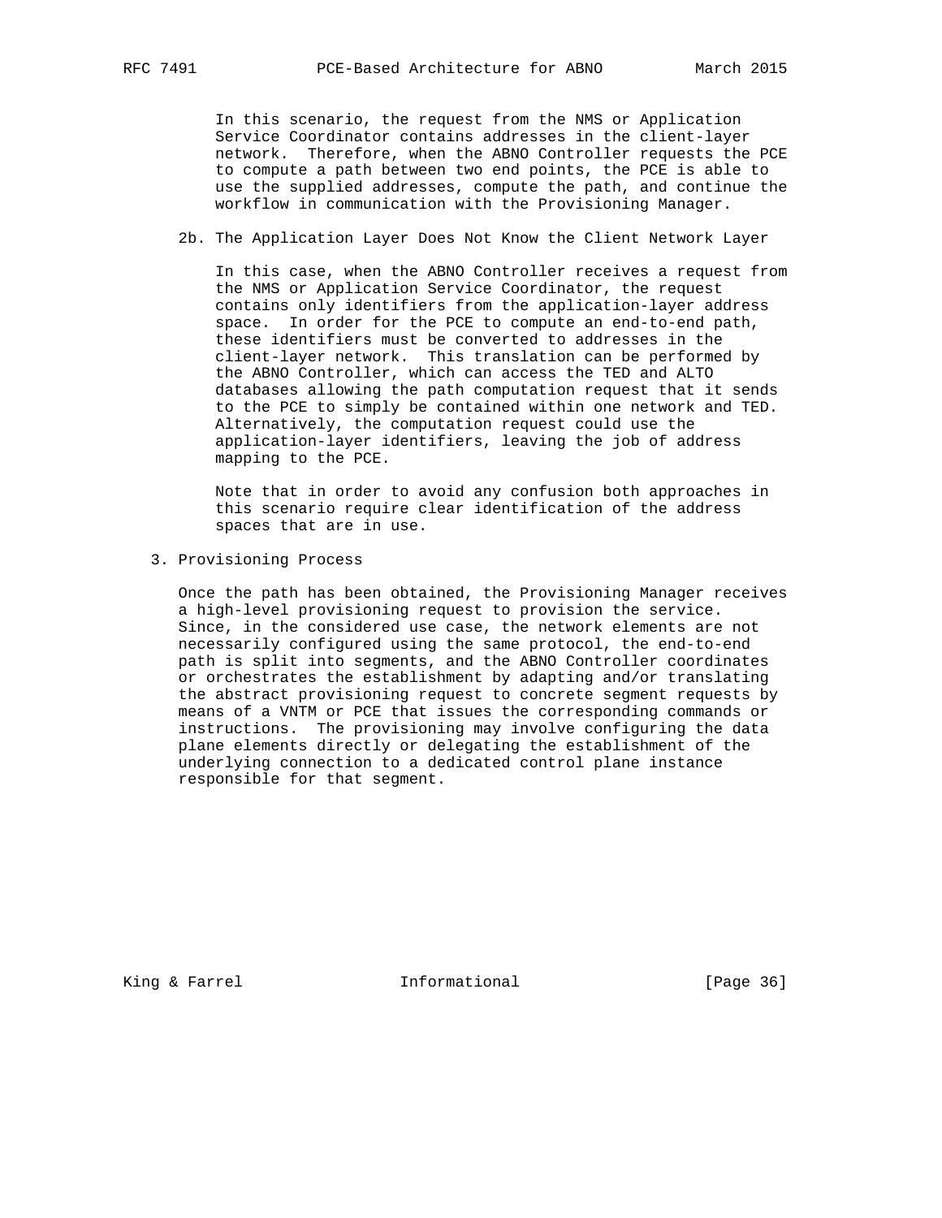In this scenario, the request from the NMS or Application Service Coordinator contains addresses in the client-layer network. Therefore, when the ABNO Controller requests the PCE to compute a path between two end points, the PCE is able to use the supplied addresses, compute the path, and continue the workflow in communication with the Provisioning Manager.

2b. The Application Layer Does Not Know the Client Network Layer

In this case, when the ABNO Controller receives a request from the NMS or Application Service Coordinator, the request contains only identifiers from the application-layer address space. In order for the PCE to compute an end-to-end path, these identifiers must be converted to addresses in the client-layer network. This translation can be performed by the ABNO Controller, which can access the TED and ALTO databases allowing the path computation request that it sends to the PCE to simply be contained within one network and TED. Alternatively, the computation request could use the application-layer identifiers, leaving the job of address mapping to the PCE.

Note that in order to avoid any confusion both approaches in this scenario require clear identification of the address spaces that are in use.

3. Provisioning Process

Once the path has been obtained, the Provisioning Manager receives a high-level provisioning request to provision the service. Since, in the considered use case, the network elements are not necessarily configured using the same protocol, the end-to-end path is split into segments, and the ABNO Controller coordinates or orchestrates the establishment by adapting and/or translating the abstract provisioning request to concrete segment requests by means of a VNTM or PCE that issues the corresponding commands or instructions. The provisioning may involve configuring the data plane elements directly or delegating the establishment of the underlying connection to a dedicated control plane instance responsible for that segment.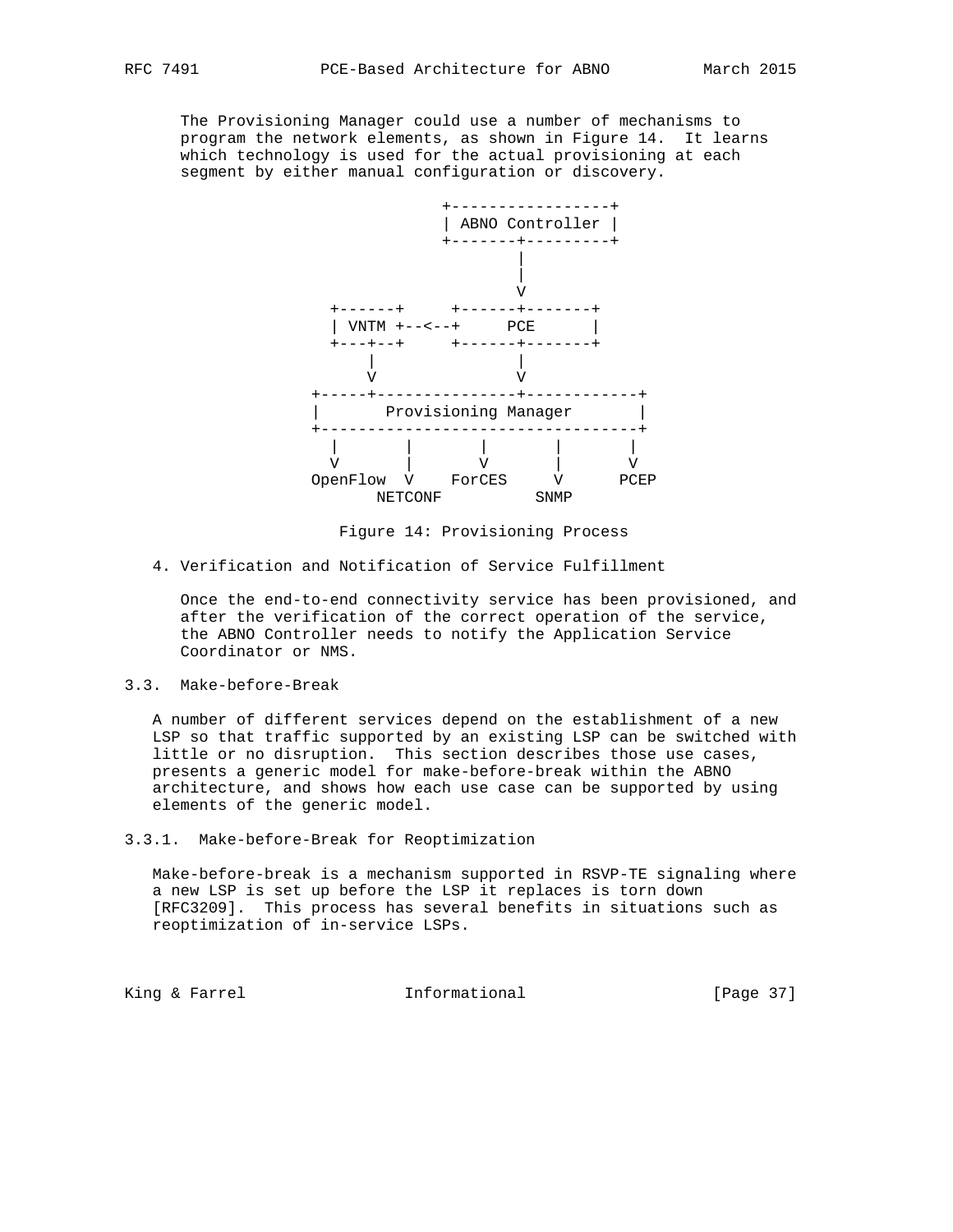The Provisioning Manager could use a number of mechanisms to program the network elements, as shown in Figure 14. It learns which technology is used for the actual provisioning at each segment by either manual configuration or discovery.

```
                          +-----------------+
                          | ABNO Controller |
                          +-------+---------+
                                  |
                                  |
                                  V
             +------+     +------+-------+
             | VNTM +--<--+     PCE      |
             +---+--+     +------+-------+
                 |               |
                 V               V
           +-----+---------------+------------+
           |       Provisioning Manager       |
           +----------------------------------+
             |       |       |       |       |
             V       |       V       |       V
           OpenFlow  V    ForCES     V      PCEP
                  NETCONF          SNMP
```

Figure 14: Provisioning Process

4. Verification and Notification of Service Fulfillment

   Once the end-to-end connectivity service has been provisioned, and after the verification of the correct operation of the service, the ABNO Controller needs to notify the Application Service Coordinator or NMS.

## 3.3. Make-before-Break

A number of different services depend on the establishment of a new LSP so that traffic supported by an existing LSP can be switched with little or no disruption. This section describes those use cases, presents a generic model for make-before-break within the ABNO architecture, and shows how each use case can be supported by using elements of the generic model.

### 3.3.1. Make-before-Break for Reoptimization

Make-before-break is a mechanism supported in RSVP-TE signaling where a new LSP is set up before the LSP it replaces is torn down [RFC3209]. This process has several benefits in situations such as reoptimization of in-service LSPs.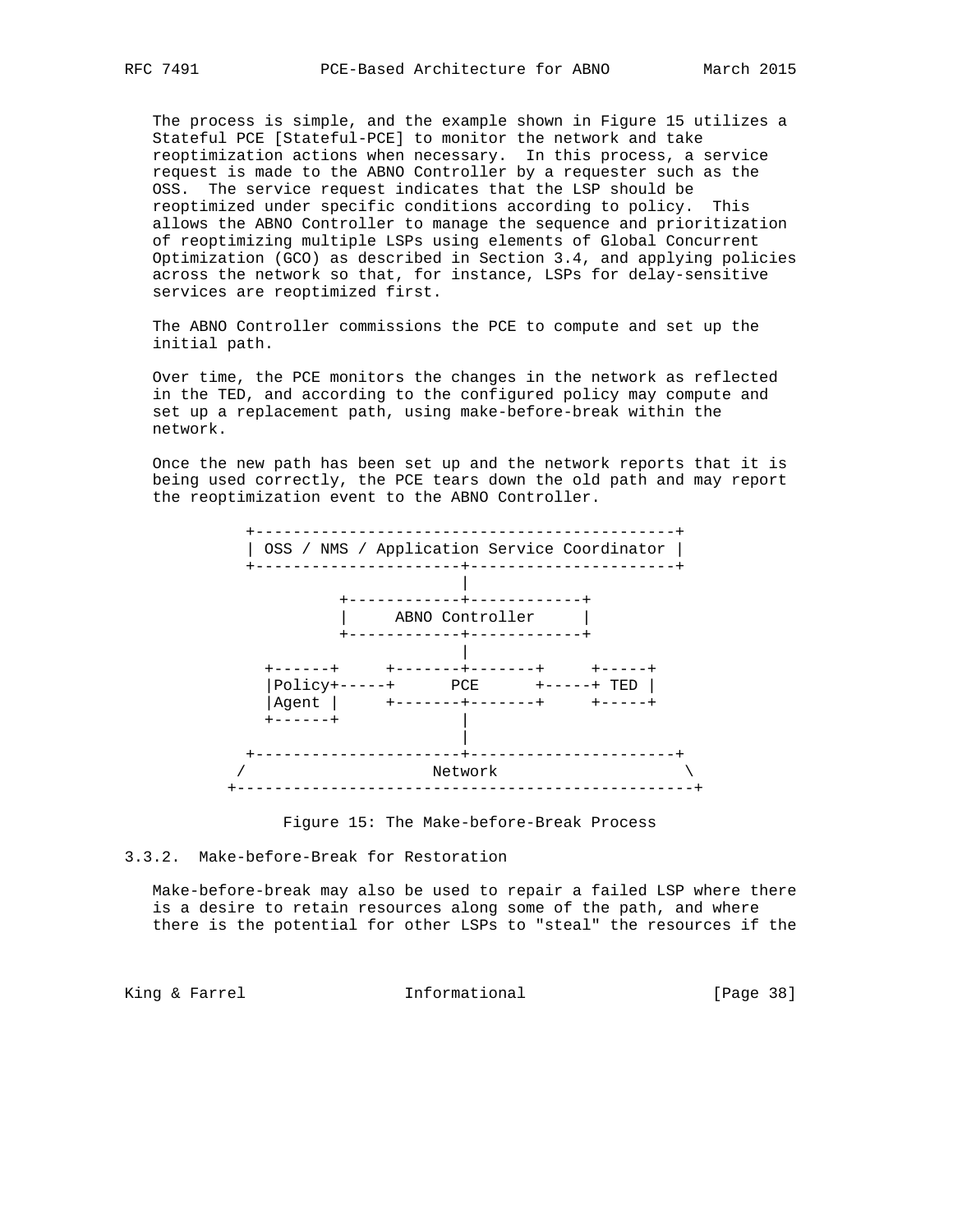The process is simple, and the example shown in Figure 15 utilizes a Stateful PCE [Stateful-PCE] to monitor the network and take reoptimization actions when necessary. In this process, a service request is made to the ABNO Controller by a requester such as the OSS. The service request indicates that the LSP should be reoptimized under specific conditions according to policy. This allows the ABNO Controller to manage the sequence and prioritization of reoptimizing multiple LSPs using elements of Global Concurrent Optimization (GCO) as described in Section 3.4, and applying policies across the network so that, for instance, LSPs for delay-sensitive services are reoptimized first.

The ABNO Controller commissions the PCE to compute and set up the initial path.

Over time, the PCE monitors the changes in the network as reflected in the TED, and according to the configured policy may compute and set up a replacement path, using make-before-break within the network.

Once the new path has been set up and the network reports that it is being used correctly, the PCE tears down the old path and may report the reoptimization event to the ABNO Controller.

```
     +---------------------------------------------+
     | OSS / NMS / Application Service Coordinator |
     +----------------------+----------------------+
                            |
               +------------+------------+
               |     ABNO Controller     |
               +------------+------------+
                            |
       +------+     +-------+-------+     +-----+
       |Policy+-----+      PCE      +-----+ TED |
       |Agent |     +-------+-------+     +-----+
       +------+             |
                            |
     +----------------------+----------------------+
    /                    Network                    \
   +-------------------------------------------------+
```

Figure 15: The Make-before-Break Process

### 3.3.2. Make-before-Break for Restoration

Make-before-break may also be used to repair a failed LSP where there is a desire to retain resources along some of the path, and where there is the potential for other LSPs to "steal" the resources if the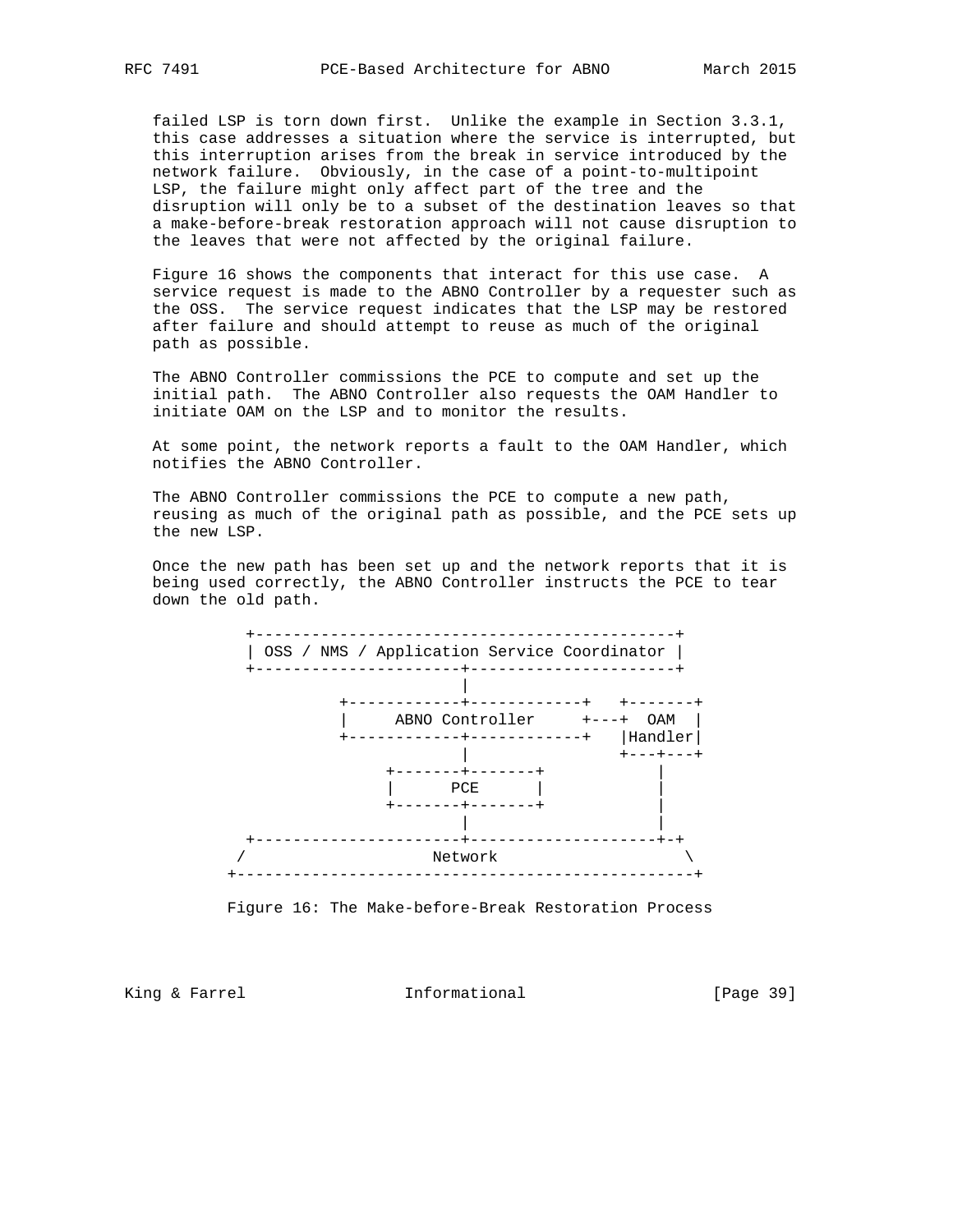failed LSP is torn down first. Unlike the example in Section 3.3.1, this case addresses a situation where the service is interrupted, but this interruption arises from the break in service introduced by the network failure. Obviously, in the case of a point-to-multipoint LSP, the failure might only affect part of the tree and the disruption will only be to a subset of the destination leaves so that a make-before-break restoration approach will not cause disruption to the leaves that were not affected by the original failure.

Figure 16 shows the components that interact for this use case. A service request is made to the ABNO Controller by a requester such as the OSS. The service request indicates that the LSP may be restored after failure and should attempt to reuse as much of the original path as possible.

The ABNO Controller commissions the PCE to compute and set up the initial path. The ABNO Controller also requests the OAM Handler to initiate OAM on the LSP and to monitor the results.

At some point, the network reports a fault to the OAM Handler, which notifies the ABNO Controller.

The ABNO Controller commissions the PCE to compute a new path, reusing as much of the original path as possible, and the PCE sets up the new LSP.

Once the new path has been set up and the network reports that it is being used correctly, the ABNO Controller instructs the PCE to tear down the old path.

```
       +---------------------------------------------+
       | OSS / NMS / Application Service Coordinator |
       +----------------------+----------------------+
                              |
                 +------------+------------+   +-------+
                 |     ABNO Controller     +---+  OAM  |
                 +------------+------------+   |Handler|
                              |                +---+---+
                      +-------+-------+            |
                      |      PCE      |            |
                      +-------+-------+            |
                              |                    |
       +----------------------+--------------------+-+
      /                    Network                    \
     +-------------------------------------------------+
```

Figure 16: The Make-before-Break Restoration Process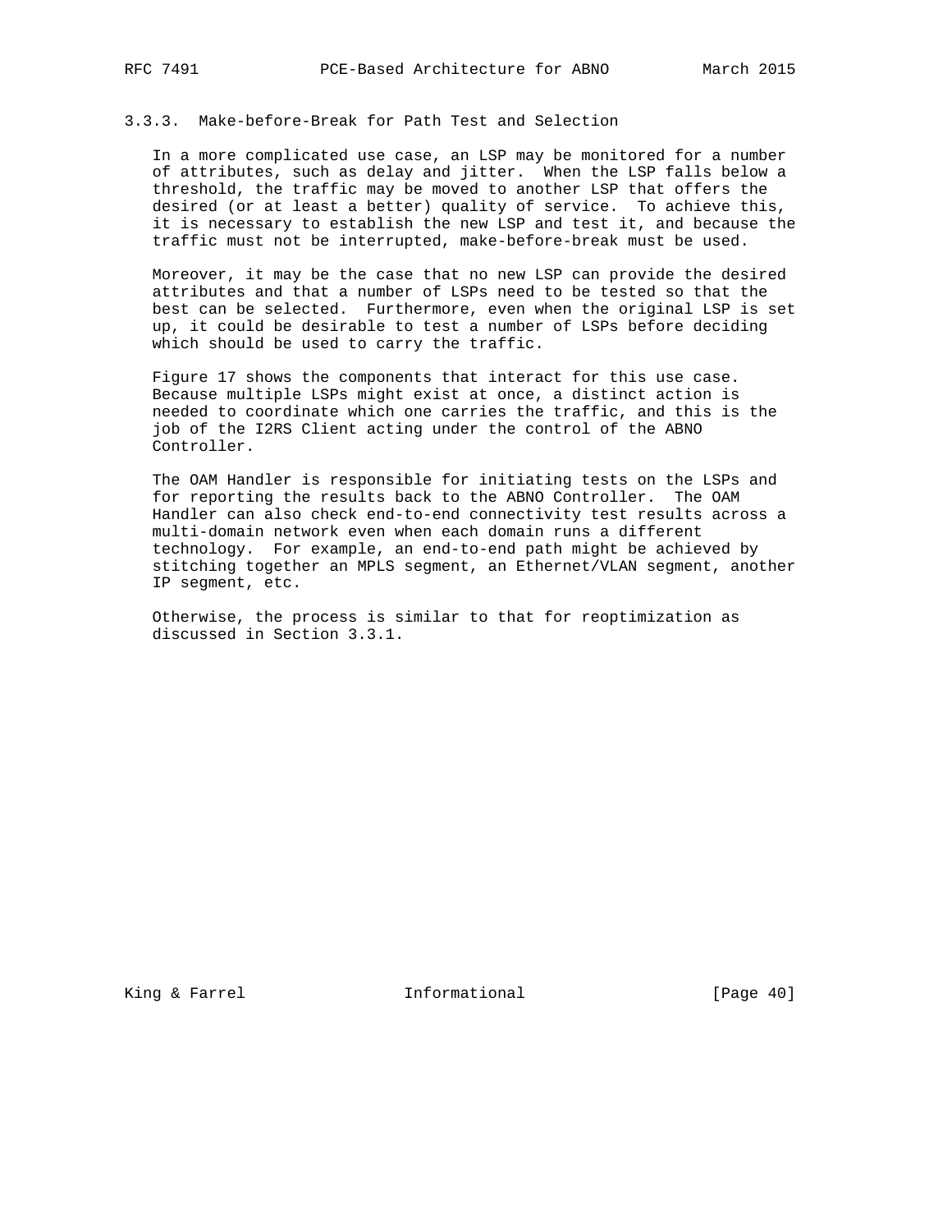### 3.3.3. Make-before-Break for Path Test and Selection

In a more complicated use case, an LSP may be monitored for a number of attributes, such as delay and jitter. When the LSP falls below a threshold, the traffic may be moved to another LSP that offers the desired (or at least a better) quality of service. To achieve this, it is necessary to establish the new LSP and test it, and because the traffic must not be interrupted, make-before-break must be used.

Moreover, it may be the case that no new LSP can provide the desired attributes and that a number of LSPs need to be tested so that the best can be selected. Furthermore, even when the original LSP is set up, it could be desirable to test a number of LSPs before deciding which should be used to carry the traffic.

Figure 17 shows the components that interact for this use case. Because multiple LSPs might exist at once, a distinct action is needed to coordinate which one carries the traffic, and this is the job of the I2RS Client acting under the control of the ABNO Controller.

The OAM Handler is responsible for initiating tests on the LSPs and for reporting the results back to the ABNO Controller. The OAM Handler can also check end-to-end connectivity test results across a multi-domain network even when each domain runs a different technology. For example, an end-to-end path might be achieved by stitching together an MPLS segment, an Ethernet/VLAN segment, another IP segment, etc.

Otherwise, the process is similar to that for reoptimization as discussed in Section 3.3.1.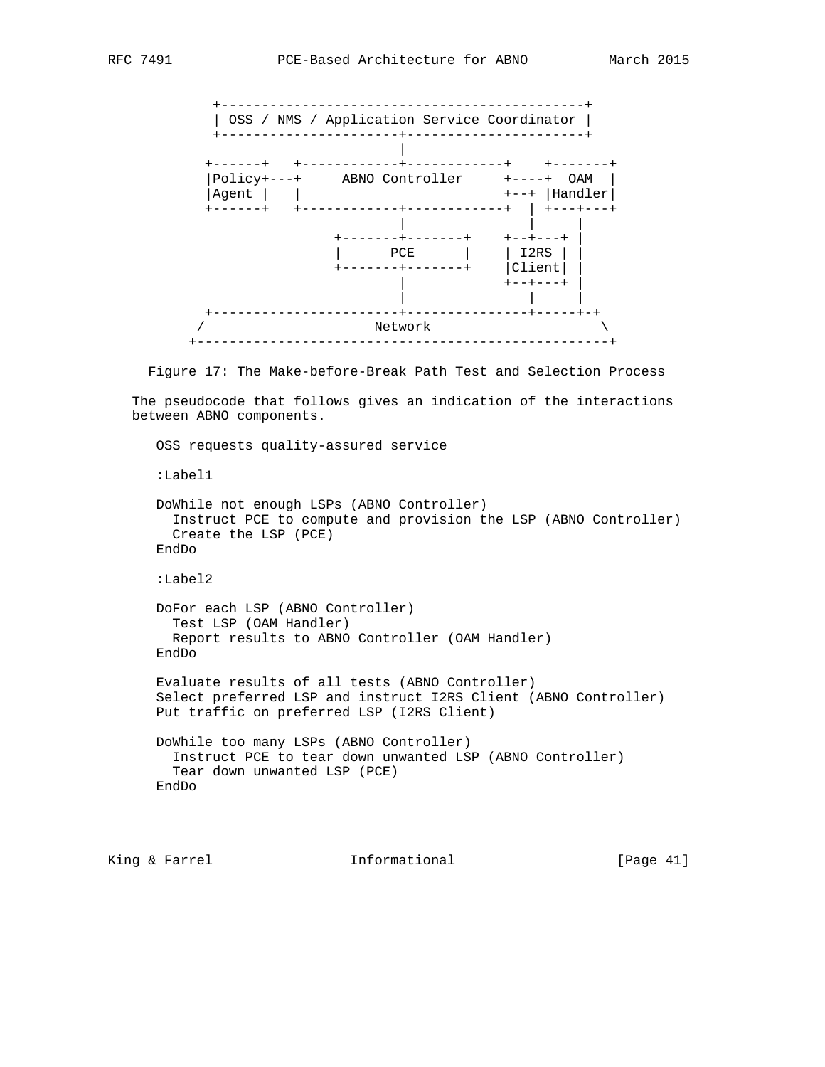```
 +---------------------------------------------+
 | OSS / NMS / Application Service Coordinator |
 +----------------------+----------------------+
                        |
+------+   +------------+------------+    +-------+
|Policy+---+     ABNO Controller     +----+  OAM  |
|Agent |   |                         +--+ |Handler|
+------+   +------------+------------+  | +---+---+
                        |               |     |
                +-------+-------+    +--+---+ |
                |      PCE      |    | I2RS | |
                +-------+-------+    |Client| |
                        |            +--+---+ |
                        |               |     |
+-----------------------+---------------+-----+-+
/                     Network                     \
+--------------------------------------------------+
```

Figure 17: The Make-before-Break Path Test and Selection Process

The pseudocode that follows gives an indication of the interactions between ABNO components.

```
OSS requests quality-assured service

:Label1

DoWhile not enough LSPs (ABNO Controller)
  Instruct PCE to compute and provision the LSP (ABNO Controller)
  Create the LSP (PCE)
EndDo

:Label2

DoFor each LSP (ABNO Controller)
  Test LSP (OAM Handler)
  Report results to ABNO Controller (OAM Handler)
EndDo

Evaluate results of all tests (ABNO Controller)
Select preferred LSP and instruct I2RS Client (ABNO Controller)
Put traffic on preferred LSP (I2RS Client)

DoWhile too many LSPs (ABNO Controller)
  Instruct PCE to tear down unwanted LSP (ABNO Controller)
  Tear down unwanted LSP (PCE)
EndDo
```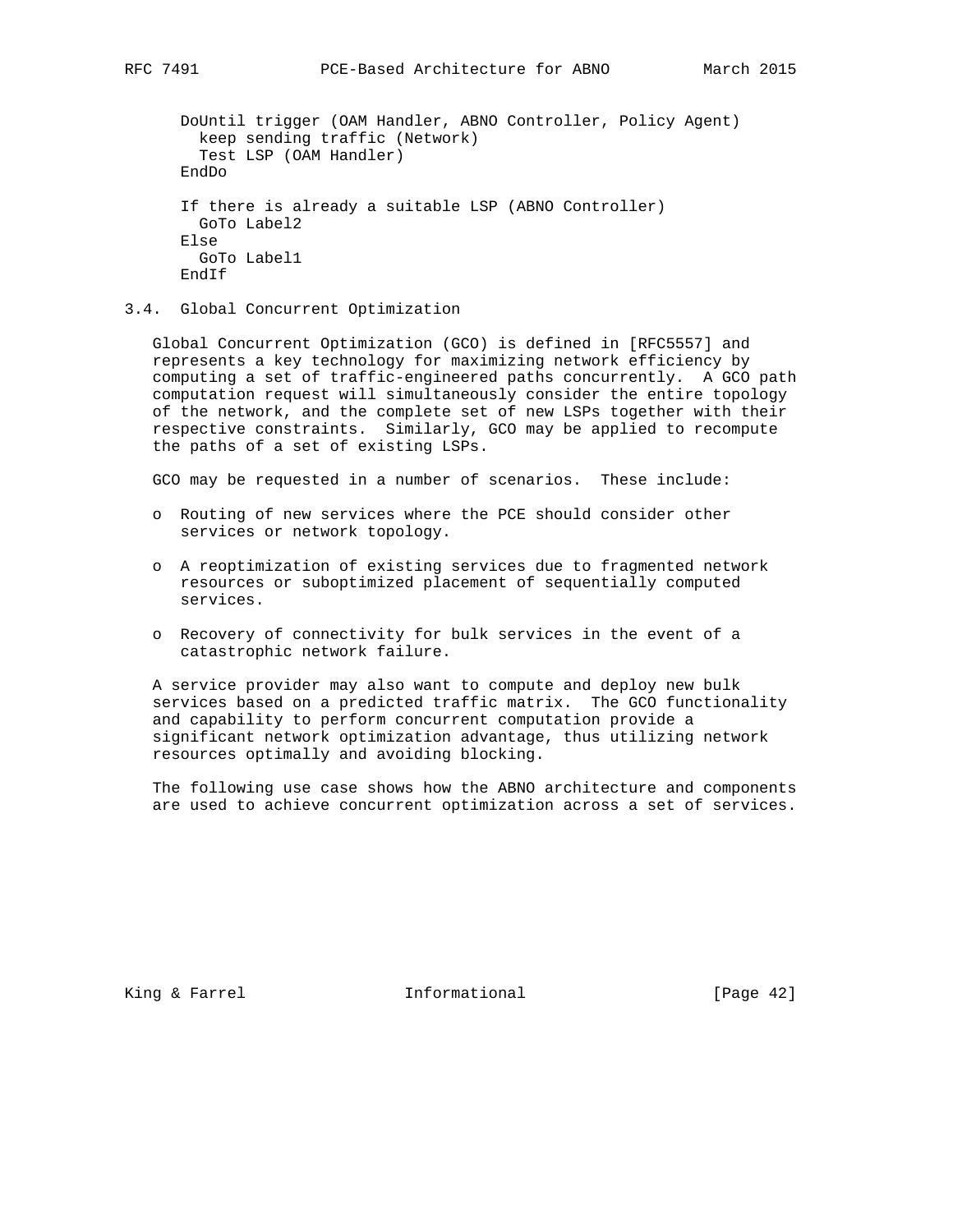```
DoUntil trigger (OAM Handler, ABNO Controller, Policy Agent)
  keep sending traffic (Network)
  Test LSP (OAM Handler)
EndDo

If there is already a suitable LSP (ABNO Controller)
  GoTo Label2
Else
  GoTo Label1
EndIf
```

### 3.4. Global Concurrent Optimization

Global Concurrent Optimization (GCO) is defined in [RFC5557] and represents a key technology for maximizing network efficiency by computing a set of traffic-engineered paths concurrently. A GCO path computation request will simultaneously consider the entire topology of the network, and the complete set of new LSPs together with their respective constraints. Similarly, GCO may be applied to recompute the paths of a set of existing LSPs.

GCO may be requested in a number of scenarios. These include:

- Routing of new services where the PCE should consider other services or network topology.
- A reoptimization of existing services due to fragmented network resources or suboptimized placement of sequentially computed services.
- Recovery of connectivity for bulk services in the event of a catastrophic network failure.

A service provider may also want to compute and deploy new bulk services based on a predicted traffic matrix. The GCO functionality and capability to perform concurrent computation provide a significant network optimization advantage, thus utilizing network resources optimally and avoiding blocking.

The following use case shows how the ABNO architecture and components are used to achieve concurrent optimization across a set of services.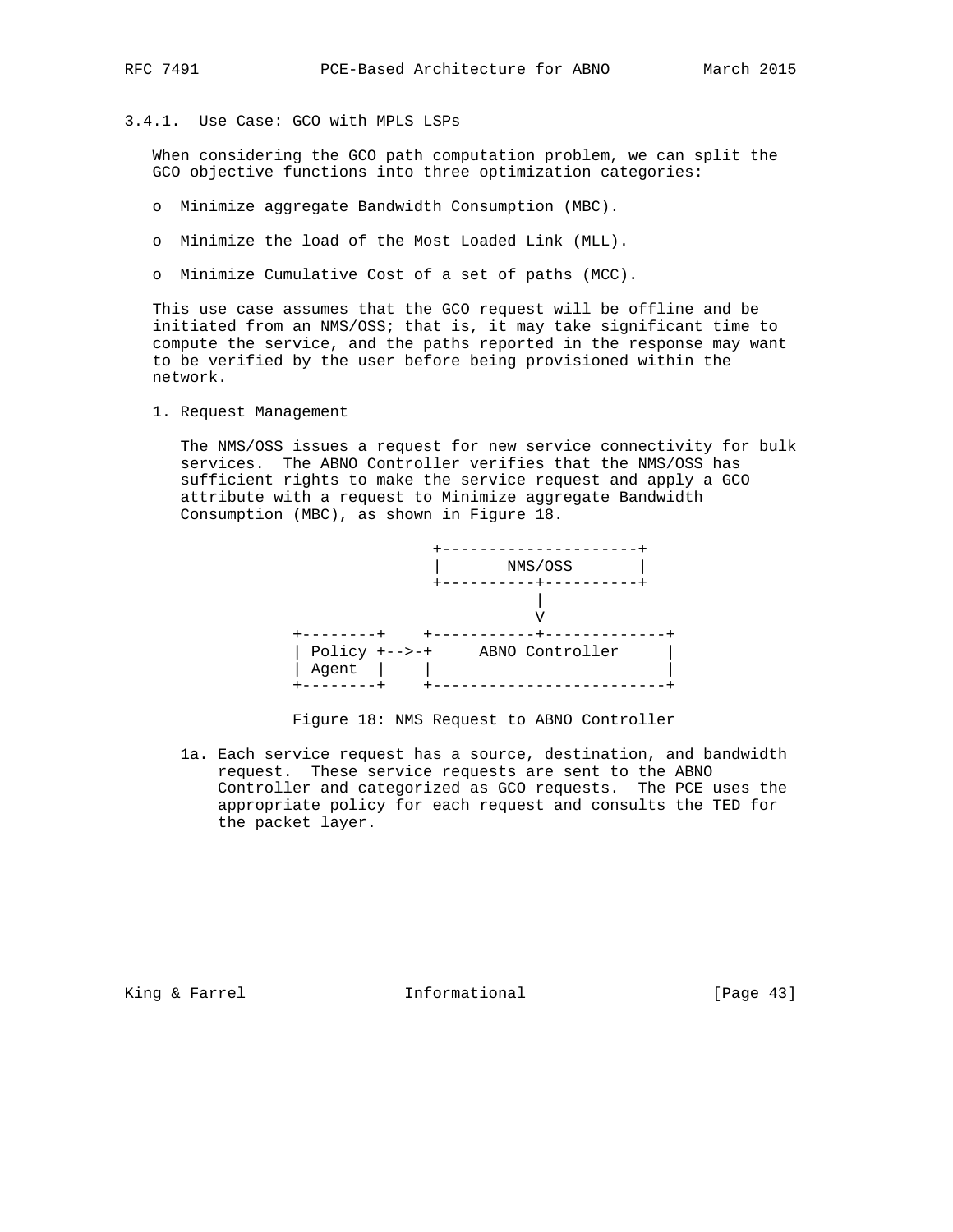### 3.4.1. Use Case: GCO with MPLS LSPs

When considering the GCO path computation problem, we can split the GCO objective functions into three optimization categories:

- Minimize aggregate Bandwidth Consumption (MBC).
- Minimize the load of the Most Loaded Link (MLL).
- Minimize Cumulative Cost of a set of paths (MCC).

This use case assumes that the GCO request will be offline and be initiated from an NMS/OSS; that is, it may take significant time to compute the service, and the paths reported in the response may want to be verified by the user before being provisioned within the network.

1. Request Management

   The NMS/OSS issues a request for new service connectivity for bulk services. The ABNO Controller verifies that the NMS/OSS has sufficient rights to make the service request and apply a GCO attribute with a request to Minimize aggregate Bandwidth Consumption (MBC), as shown in Figure 18.

```
                     +---------------------+
                     |       NMS/OSS       |
                     +----------+----------+
                                |
                                V
        +--------+    +-----------+-------------+
        | Policy +-->-+     ABNO Controller     |
        | Agent  |    |                         |
        +--------+    +-------------------------+
```

Figure 18: NMS Request to ABNO Controller

   1a. Each service request has a source, destination, and bandwidth request. These service requests are sent to the ABNO Controller and categorized as GCO requests. The PCE uses the appropriate policy for each request and consults the TED for the packet layer.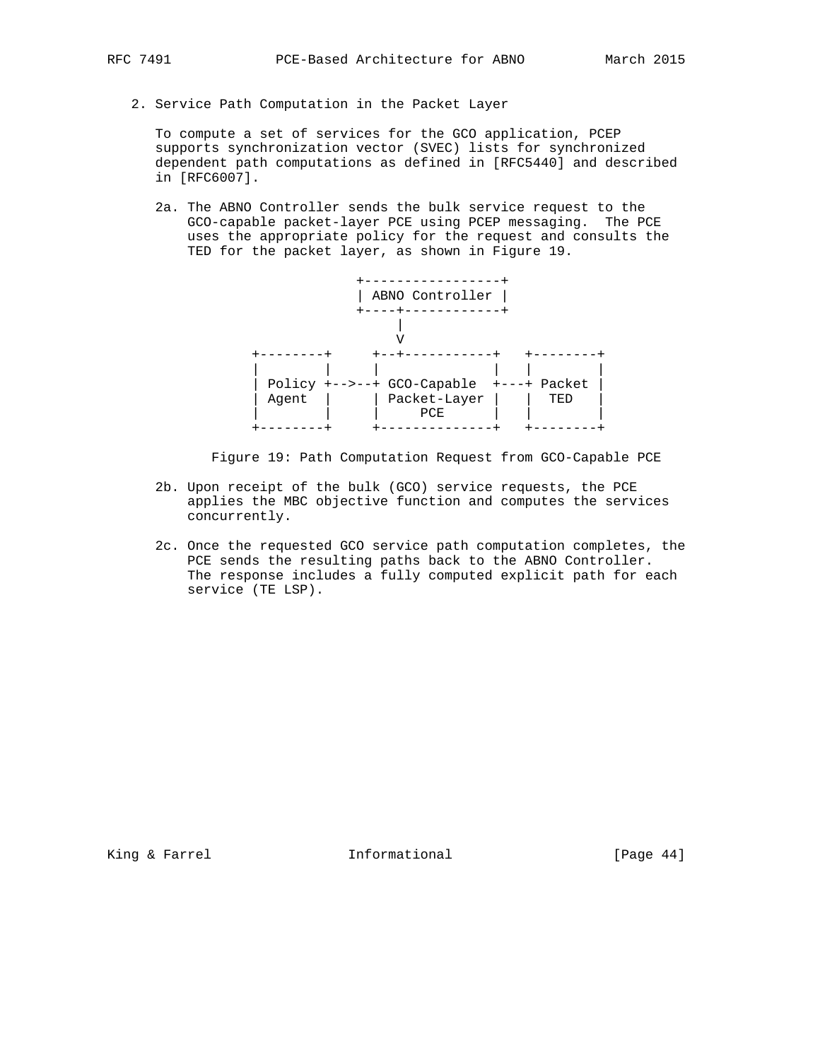2. Service Path Computation in the Packet Layer

   To compute a set of services for the GCO application, PCEP supports synchronization vector (SVEC) lists for synchronized dependent path computations as defined in [RFC5440] and described in [RFC6007].

   2a. The ABNO Controller sends the bulk service request to the GCO-capable packet-layer PCE using PCEP messaging. The PCE uses the appropriate policy for the request and consults the TED for the packet layer, as shown in Figure 19.

```
                     +-----------------+
                     | ABNO Controller |
                     +----+------------+
                          |
                          V
      +--------+     +--+-----------+   +--------+
      |        |     |              |   |        |
      | Policy +-->--+ GCO-Capable  +---+ Packet |
      | Agent  |     | Packet-Layer |   |  TED   |
      |        |     |     PCE      |   |        |
      +--------+     +--------------+   +--------+
```

Figure 19: Path Computation Request from GCO-Capable PCE

   2b. Upon receipt of the bulk (GCO) service requests, the PCE applies the MBC objective function and computes the services concurrently.

   2c. Once the requested GCO service path computation completes, the PCE sends the resulting paths back to the ABNO Controller. The response includes a fully computed explicit path for each service (TE LSP).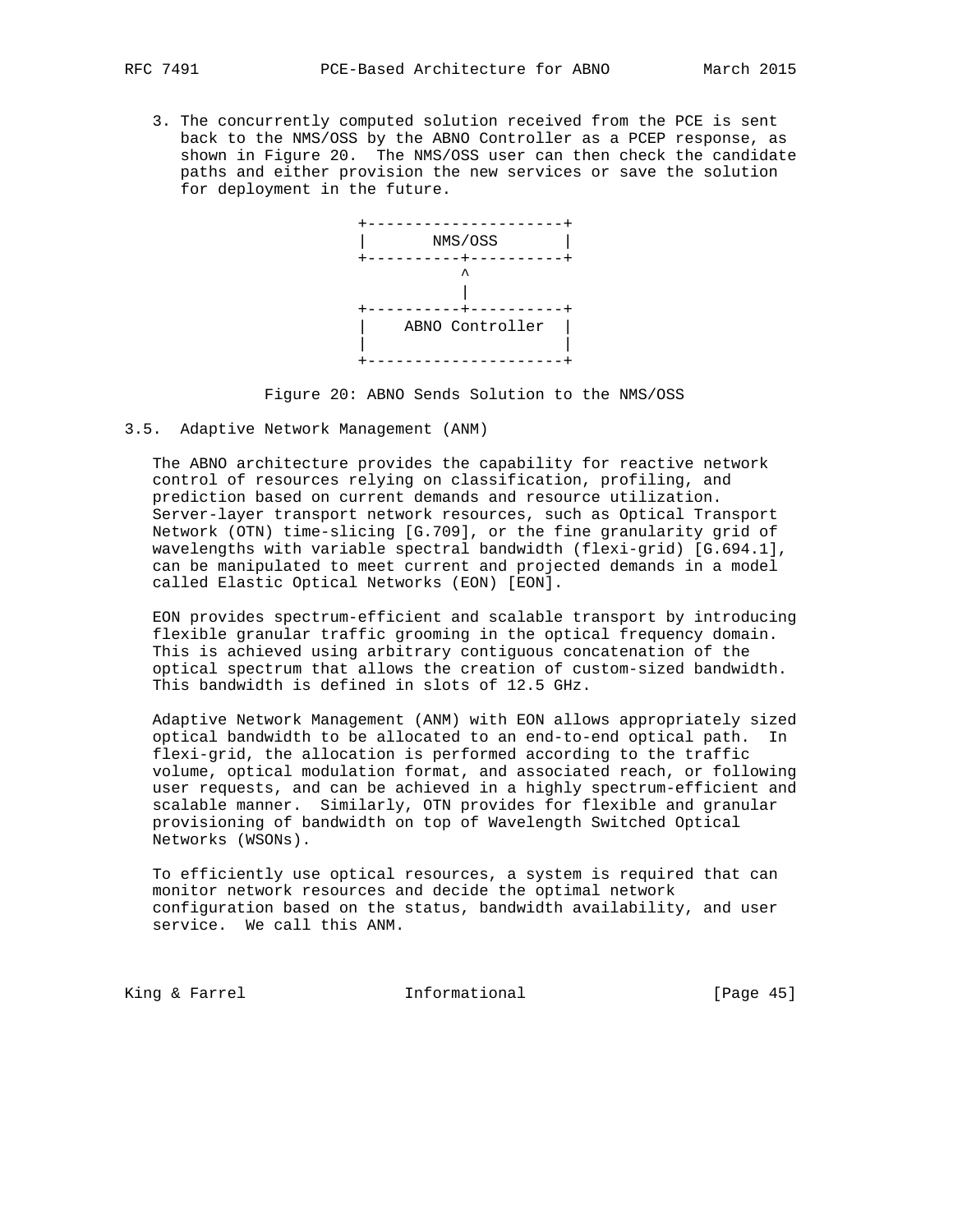3. The concurrently computed solution received from the PCE is sent back to the NMS/OSS by the ABNO Controller as a PCEP response, as shown in Figure 20. The NMS/OSS user can then check the candidate paths and either provision the new services or save the solution for deployment in the future.

```
+---------------------+
|       NMS/OSS       |
+----------+----------+
           ^
           |
+----------+----------+
|   ABNO Controller   |
|                     |
+---------------------+
```

Figure 20: ABNO Sends Solution to the NMS/OSS

### 3.5. Adaptive Network Management (ANM)

The ABNO architecture provides the capability for reactive network control of resources relying on classification, profiling, and prediction based on current demands and resource utilization. Server-layer transport network resources, such as Optical Transport Network (OTN) time-slicing [G.709], or the fine granularity grid of wavelengths with variable spectral bandwidth (flexi-grid) [G.694.1], can be manipulated to meet current and projected demands in a model called Elastic Optical Networks (EON) [EON].

EON provides spectrum-efficient and scalable transport by introducing flexible granular traffic grooming in the optical frequency domain. This is achieved using arbitrary contiguous concatenation of the optical spectrum that allows the creation of custom-sized bandwidth. This bandwidth is defined in slots of 12.5 GHz.

Adaptive Network Management (ANM) with EON allows appropriately sized optical bandwidth to be allocated to an end-to-end optical path. In flexi-grid, the allocation is performed according to the traffic volume, optical modulation format, and associated reach, or following user requests, and can be achieved in a highly spectrum-efficient and scalable manner. Similarly, OTN provides for flexible and granular provisioning of bandwidth on top of Wavelength Switched Optical Networks (WSONs).

To efficiently use optical resources, a system is required that can monitor network resources and decide the optimal network configuration based on the status, bandwidth availability, and user service. We call this ANM.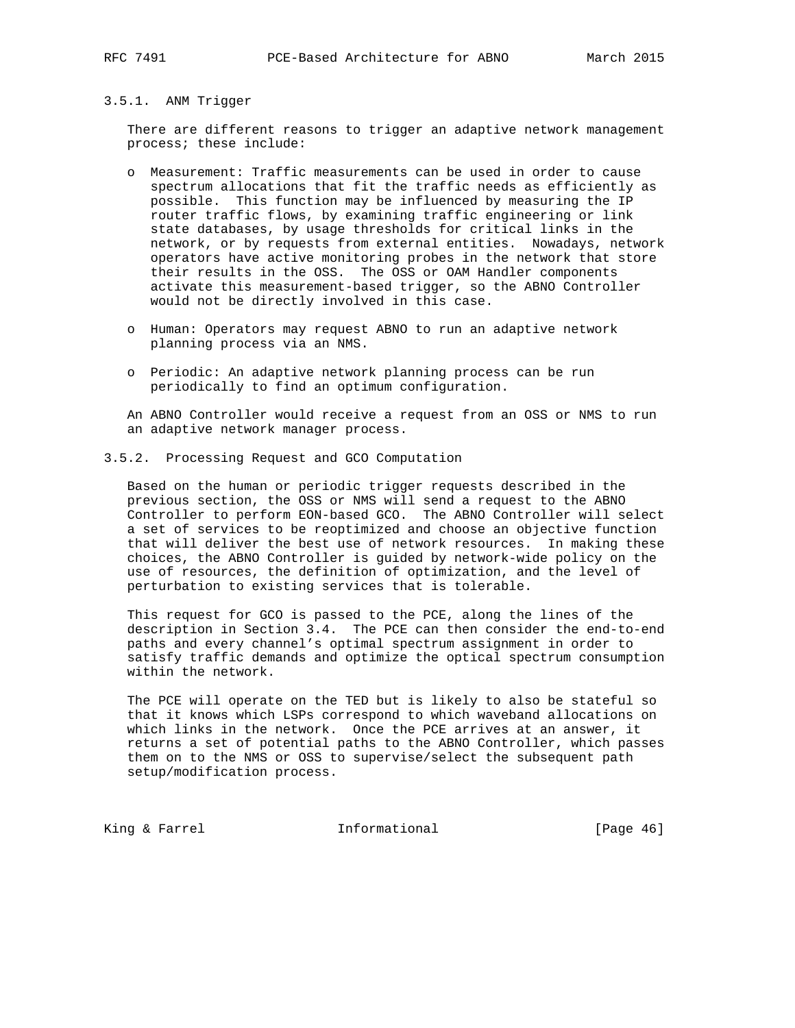### 3.5.1. ANM Trigger

There are different reasons to trigger an adaptive network management process; these include:

- Measurement: Traffic measurements can be used in order to cause spectrum allocations that fit the traffic needs as efficiently as possible. This function may be influenced by measuring the IP router traffic flows, by examining traffic engineering or link state databases, by usage thresholds for critical links in the network, or by requests from external entities. Nowadays, network operators have active monitoring probes in the network that store their results in the OSS. The OSS or OAM Handler components activate this measurement-based trigger, so the ABNO Controller would not be directly involved in this case.

- Human: Operators may request ABNO to run an adaptive network planning process via an NMS.

- Periodic: An adaptive network planning process can be run periodically to find an optimum configuration.

An ABNO Controller would receive a request from an OSS or NMS to run an adaptive network manager process.

### 3.5.2. Processing Request and GCO Computation

Based on the human or periodic trigger requests described in the previous section, the OSS or NMS will send a request to the ABNO Controller to perform EON-based GCO. The ABNO Controller will select a set of services to be reoptimized and choose an objective function that will deliver the best use of network resources. In making these choices, the ABNO Controller is guided by network-wide policy on the use of resources, the definition of optimization, and the level of perturbation to existing services that is tolerable.

This request for GCO is passed to the PCE, along the lines of the description in Section 3.4. The PCE can then consider the end-to-end paths and every channel's optimal spectrum assignment in order to satisfy traffic demands and optimize the optical spectrum consumption within the network.

The PCE will operate on the TED but is likely to also be stateful so that it knows which LSPs correspond to which waveband allocations on which links in the network. Once the PCE arrives at an answer, it returns a set of potential paths to the ABNO Controller, which passes them on to the NMS or OSS to supervise/select the subsequent path setup/modification process.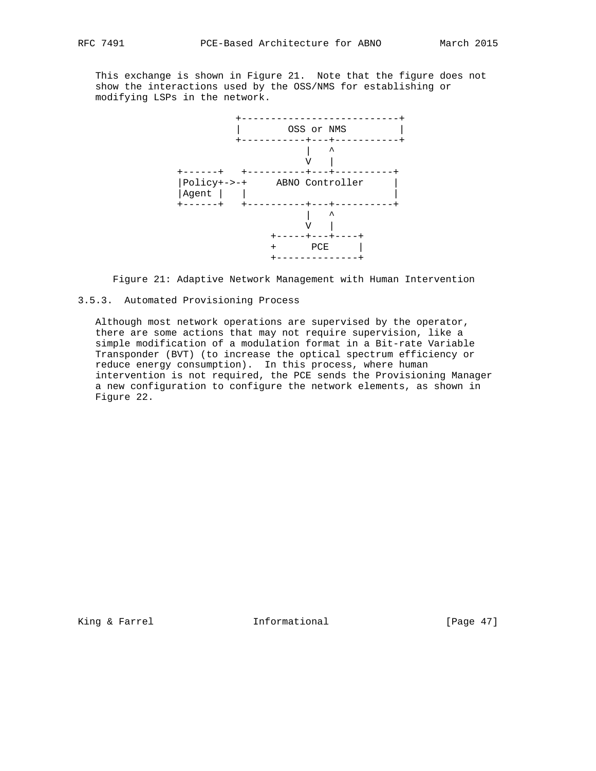This exchange is shown in Figure 21. Note that the figure does not show the interactions used by the OSS/NMS for establishing or modifying LSPs in the network.

```
                     +---------------------------+
                     |        OSS or NMS         |
                     +-----------+---+-----------+
                                 |   ^
                                 V   |
            +------+   +----------+---+----------+
            |Policy+->-+     ABNO Controller     |
            |Agent |   |                         |
            +------+   +----------+---+----------+
                                 |   ^
                                 V   |
                          +-----+---+----+
                          +      PCE     |
                          +--------------+
```

Figure 21: Adaptive Network Management with Human Intervention

### 3.5.3. Automated Provisioning Process

Although most network operations are supervised by the operator, there are some actions that may not require supervision, like a simple modification of a modulation format in a Bit-rate Variable Transponder (BVT) (to increase the optical spectrum efficiency or reduce energy consumption). In this process, where human intervention is not required, the PCE sends the Provisioning Manager a new configuration to configure the network elements, as shown in Figure 22.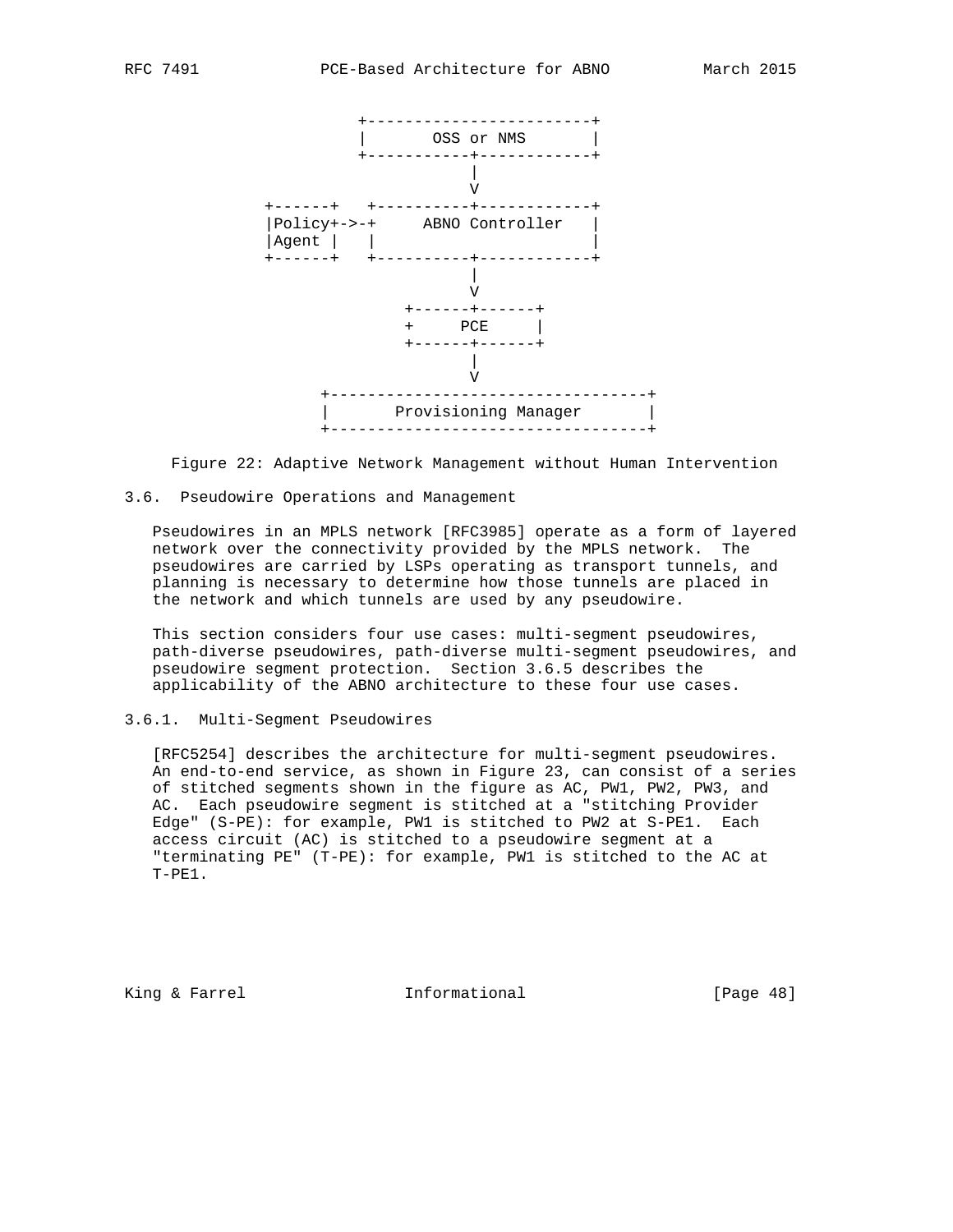```
                 +------------------------+
                 |       OSS or NMS       |
                 +-----------+------------+
                             |
                             V
         +------+   +-----------+------------+
         |Policy+->-+     ABNO Controller   |
         |Agent |   |                        |
         +------+   +-----------+------------+
                             |
                             V
                      +------+------+
                      +     PCE     |
                      +------+------+
                             |
                             V
             +----------------------------------+
             |       Provisioning Manager       |
             +----------------------------------+
```

Figure 22: Adaptive Network Management without Human Intervention

### 3.6. Pseudowire Operations and Management

Pseudowires in an MPLS network [RFC3985] operate as a form of layered network over the connectivity provided by the MPLS network. The pseudowires are carried by LSPs operating as transport tunnels, and planning is necessary to determine how those tunnels are placed in the network and which tunnels are used by any pseudowire.

This section considers four use cases: multi-segment pseudowires, path-diverse pseudowires, path-diverse multi-segment pseudowires, and pseudowire segment protection. Section 3.6.5 describes the applicability of the ABNO architecture to these four use cases.

#### 3.6.1. Multi-Segment Pseudowires

[RFC5254] describes the architecture for multi-segment pseudowires. An end-to-end service, as shown in Figure 23, can consist of a series of stitched segments shown in the figure as AC, PW1, PW2, PW3, and AC. Each pseudowire segment is stitched at a "stitching Provider Edge" (S-PE): for example, PW1 is stitched to PW2 at S-PE1. Each access circuit (AC) is stitched to a pseudowire segment at a "terminating PE" (T-PE): for example, PW1 is stitched to the AC at T-PE1.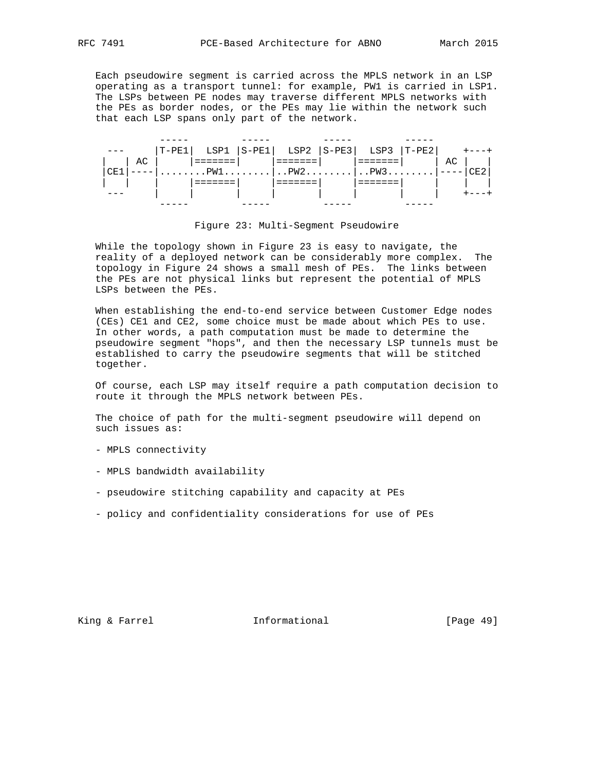Each pseudowire segment is carried across the MPLS network in an LSP operating as a transport tunnel: for example, PW1 is carried in LSP1. The LSPs between PE nodes may traverse different MPLS networks with the PEs as border nodes, or the PEs may lie within the network such that each LSP spans only part of the network.

```
           -----         -----         -----         -----
  ---     |T-PE1|  LSP1 |S-PE1|  LSP2 |S-PE3|  LSP3 |T-PE2|    +---+
 |   | AC |     |=======|     |=======|     |=======|     | AC |   |
 |CE1|----|........PW1........|..PW2........|..PW3........|----|CE2|
 |   |    |     |=======|     |=======|     |=======|     |    |   |
  ---     |     |       |     |       |     |       |     |    +---+
           -----         -----         -----         -----
```

Figure 23: Multi-Segment Pseudowire

While the topology shown in Figure 23 is easy to navigate, the reality of a deployed network can be considerably more complex. The topology in Figure 24 shows a small mesh of PEs. The links between the PEs are not physical links but represent the potential of MPLS LSPs between the PEs.

When establishing the end-to-end service between Customer Edge nodes (CEs) CE1 and CE2, some choice must be made about which PEs to use. In other words, a path computation must be made to determine the pseudowire segment "hops", and then the necessary LSP tunnels must be established to carry the pseudowire segments that will be stitched together.

Of course, each LSP may itself require a path computation decision to route it through the MPLS network between PEs.

The choice of path for the multi-segment pseudowire will depend on such issues as:

- MPLS connectivity

- MPLS bandwidth availability

- pseudowire stitching capability and capacity at PEs

- policy and confidentiality considerations for use of PEs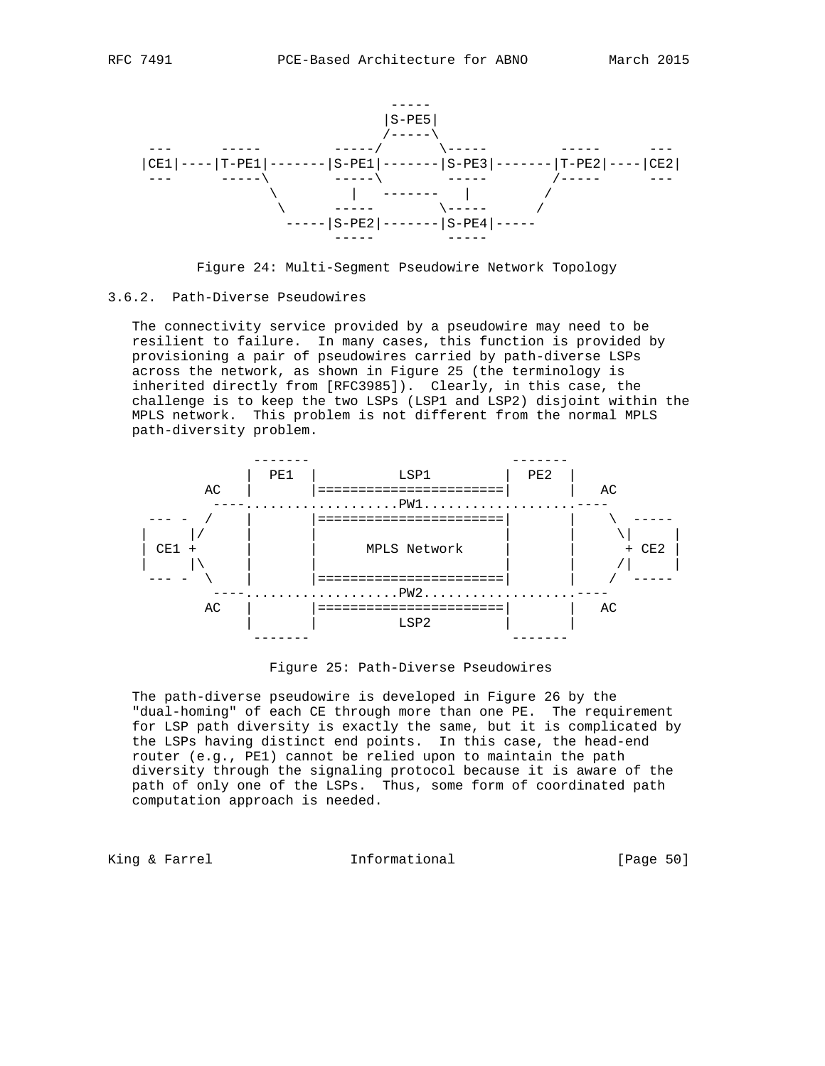```
                                 -----
                                |S-PE5|
                                /-----\
  ---      -----         -----/       \-----         -----      ---
 |CE1|----|T-PE1|-------|S-PE1|-------|S-PE3|-------|T-PE2|----|CE2|
  ---      -----\        -----\        -----        /-----      ---
                 \         |   -------   |         /
                  \      -----        \-----      /
                   -----|S-PE2|-------|S-PE4|-----
                         -----         -----
```

Figure 24: Multi-Segment Pseudowire Network Topology

#### 3.6.2. Path-Diverse Pseudowires

The connectivity service provided by a pseudowire may need to be resilient to failure. In many cases, this function is provided by provisioning a pair of pseudowires carried by path-diverse LSPs across the network, as shown in Figure 25 (the terminology is inherited directly from [RFC3985]). Clearly, in this case, the challenge is to keep the two LSPs (LSP1 and LSP2) disjoint within the MPLS network. This problem is not different from the normal MPLS path-diversity problem.

```
                -------                         -------
               |  PE1  |         LSP1          |  PE2  |
          AC   |       |=======================|       |   AC
           ----...................PW1..................----
   --- -  /    |       |=======================|       |    \  -----
  |     |/     |       |                       |       |     \|     |
  | CE1 +      |       |      MPLS Network     |       |      + CE2 |
  |     |\     |       |                       |       |     /|     |
   --- -  \    |       |=======================|       |    /  -----
           ----...................PW2..................----
          AC   |       |=======================|       |   AC
               |       |         LSP2          |       |
                -------                         -------
```

Figure 25: Path-Diverse Pseudowires

The path-diverse pseudowire is developed in Figure 26 by the "dual-homing" of each CE through more than one PE. The requirement for LSP path diversity is exactly the same, but it is complicated by the LSPs having distinct end points. In this case, the head-end router (e.g., PE1) cannot be relied upon to maintain the path diversity through the signaling protocol because it is aware of the path of only one of the LSPs. Thus, some form of coordinated path computation approach is needed.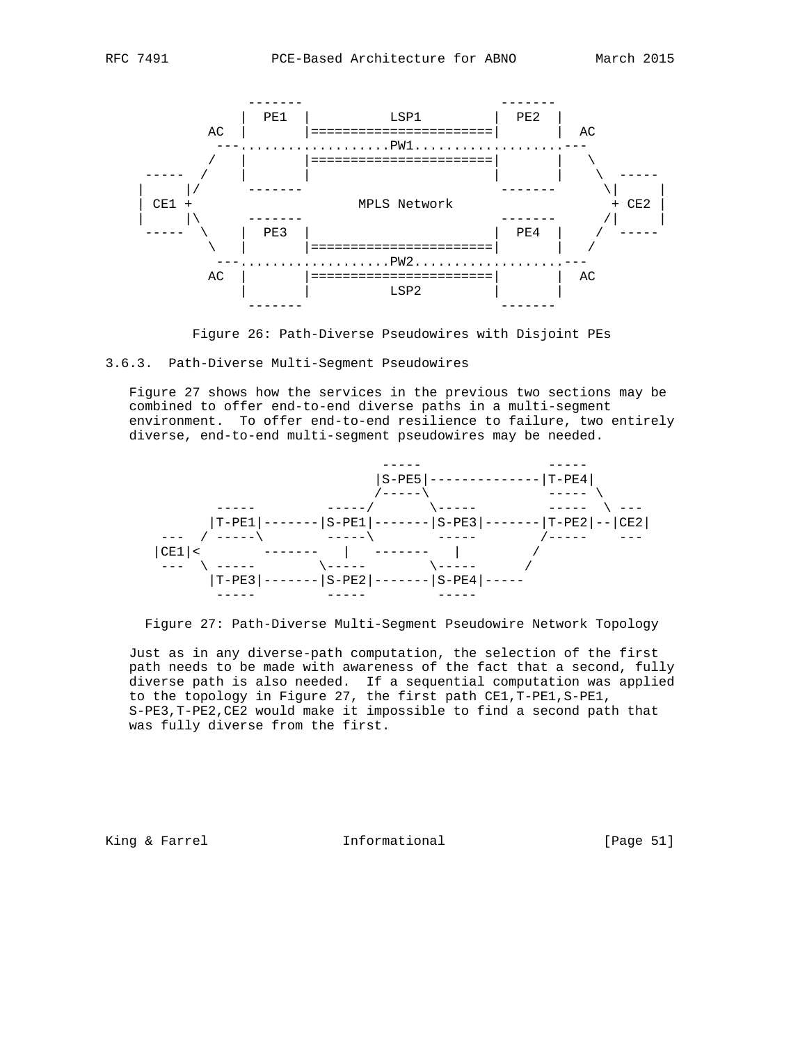```
                 -------                       -------
                |  PE1  |         LSP1        |  PE2  |
            AC  |       |=====================|       |  AC
             ---...................PW1.....................---
            /   |       |=====================|       |   \
     -----  /   |       |                     |       |    \  -----
    |     |/     -------                       -------      \|     |
    | CE1 +                    MPLS Network                  + CE2 |
    |     |\     -------                       -------      /|     |
     -----  \   |  PE3  |                     |  PE4  |    /  -----
             \  |       |=====================|       |   /
             ---...................PW2.....................---
            AC  |       |=====================|       |  AC
                |       |         LSP2        |       |
                 -------                       -------
```

Figure 26: Path-Diverse Pseudowires with Disjoint PEs

### 3.6.3. Path-Diverse Multi-Segment Pseudowires

Figure 27 shows how the services in the previous two sections may be combined to offer end-to-end diverse paths in a multi-segment environment. To offer end-to-end resilience to failure, two entirely diverse, end-to-end multi-segment pseudowires may be needed.

```
                             -----             -----
                            |S-PE5|-------------|T-PE4|
                           /-----\              ----- \
          -----       -----/       \-----        -----  \ ---
         |T-PE1|-------|S-PE1|-------|S-PE3|-------|T-PE2|--|CE2|
     ---  / -----\       -----\       -----       /-----    ---
    |CE1|<        -------   |   -------   |       /
     ---  \ -----        \-----       \-----      /
         |T-PE3|-------|S-PE2|-------|S-PE4|-----
          -----        -----        -----
```

Figure 27: Path-Diverse Multi-Segment Pseudowire Network Topology

Just as in any diverse-path computation, the selection of the first path needs to be made with awareness of the fact that a second, fully diverse path is also needed. If a sequential computation was applied to the topology in Figure 27, the first path CE1,T-PE1,S-PE1, S-PE3,T-PE2,CE2 would make it impossible to find a second path that was fully diverse from the first.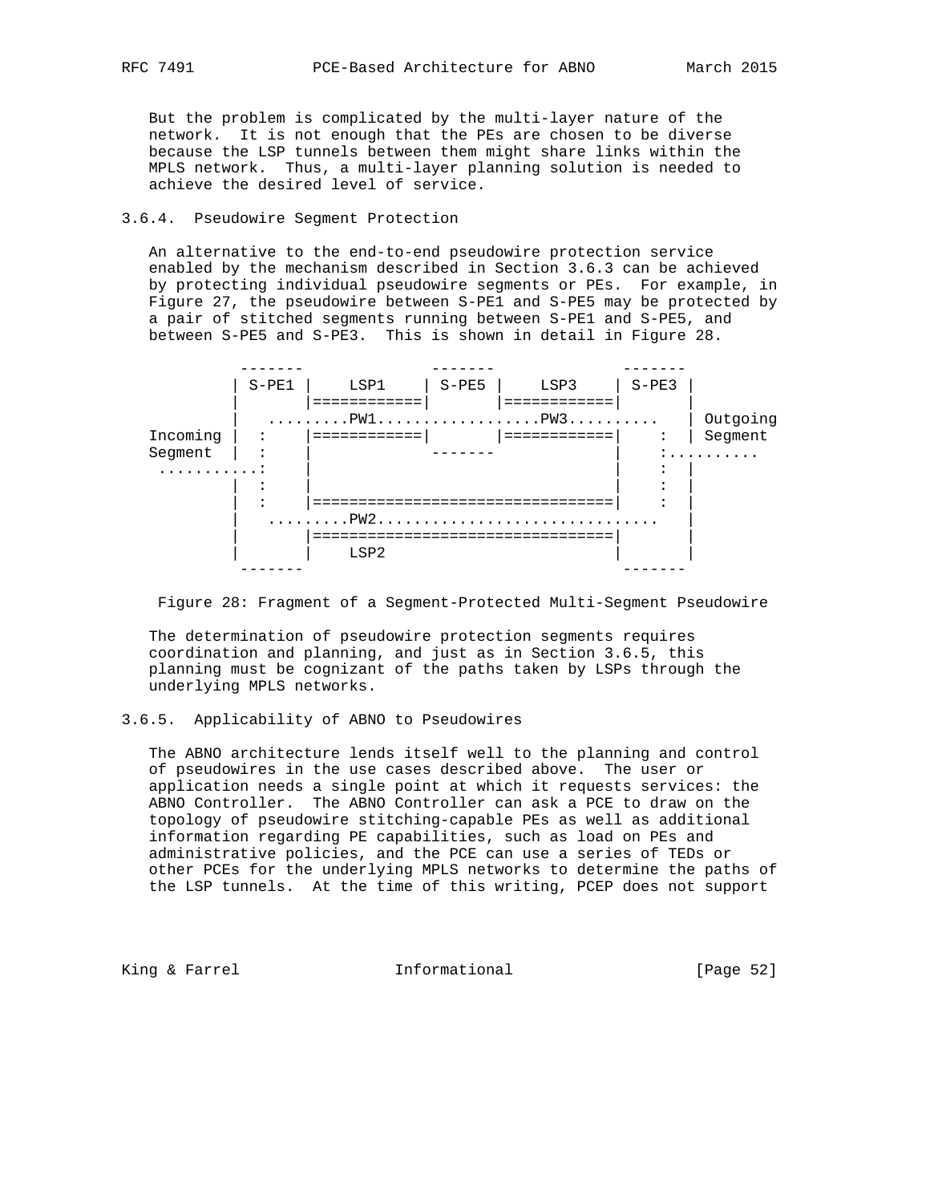But the problem is complicated by the multi-layer nature of the network. It is not enough that the PEs are chosen to be diverse because the LSP tunnels between them might share links within the MPLS network. Thus, a multi-layer planning solution is needed to achieve the desired level of service.

### 3.6.4. Pseudowire Segment Protection

An alternative to the end-to-end pseudowire protection service enabled by the mechanism described in Section 3.6.3 can be achieved by protecting individual pseudowire segments or PEs. For example, in Figure 27, the pseudowire between S-PE1 and S-PE5 may be protected by a pair of stitched segments running between S-PE1 and S-PE5, and between S-PE5 and S-PE3. This is shown in detail in Figure 28.

```
             -------            -------            -------
            | S-PE1 |    LSP1   | S-PE5 |    LSP3    | S-PE3 |
            |       |============|       |============|       |
            |   .........PW1..................PW3..........   | Outgoing
   Incoming |   :   |============|       |============|    :  | Segment
   Segment  |   :   |            -------             |    :..........
    ...........:    |                                |    :  |
            |   :   |                                |    :  |
            |   :   |================================|    :  |
            |   .........PW2..............................   |
            |       |================================|       |
            |       |    LSP2                        |       |
             -------                                  -------
```

Figure 28: Fragment of a Segment-Protected Multi-Segment Pseudowire

The determination of pseudowire protection segments requires coordination and planning, and just as in Section 3.6.5, this planning must be cognizant of the paths taken by LSPs through the underlying MPLS networks.

### 3.6.5. Applicability of ABNO to Pseudowires

The ABNO architecture lends itself well to the planning and control of pseudowires in the use cases described above. The user or application needs a single point at which it requests services: the ABNO Controller. The ABNO Controller can ask a PCE to draw on the topology of pseudowire stitching-capable PEs as well as additional information regarding PE capabilities, such as load on PEs and administrative policies, and the PCE can use a series of TEDs or other PCEs for the underlying MPLS networks to determine the paths of the LSP tunnels. At the time of this writing, PCEP does not support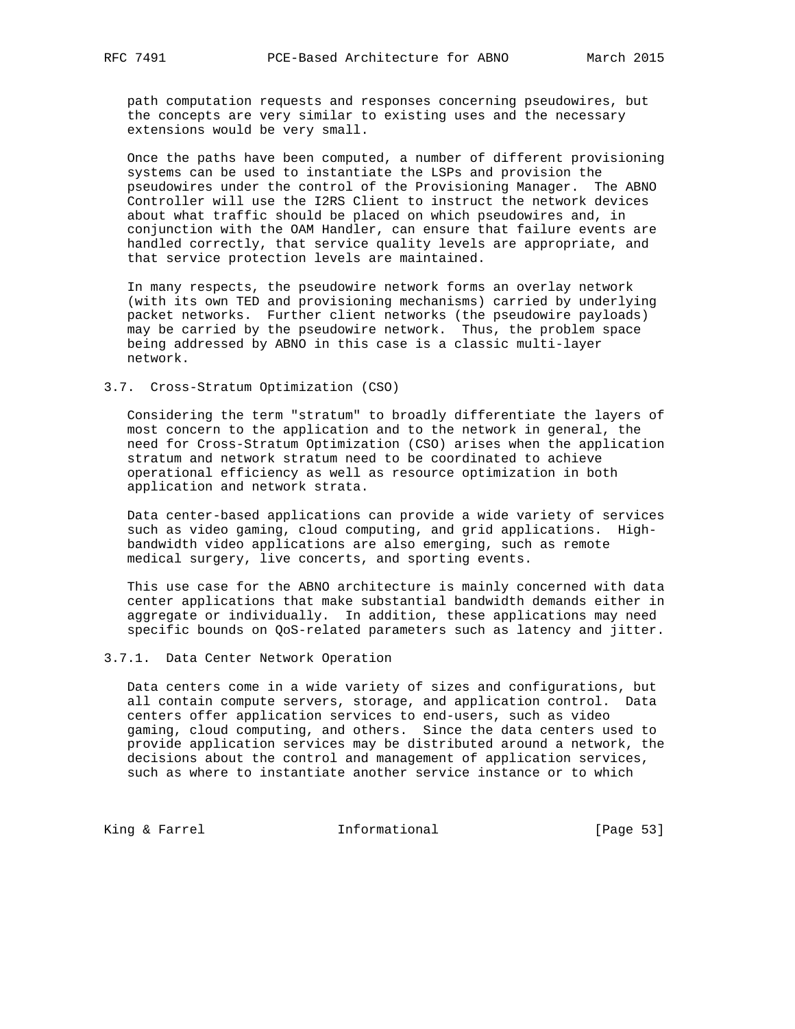path computation requests and responses concerning pseudowires, but the concepts are very similar to existing uses and the necessary extensions would be very small.

Once the paths have been computed, a number of different provisioning systems can be used to instantiate the LSPs and provision the pseudowires under the control of the Provisioning Manager. The ABNO Controller will use the I2RS Client to instruct the network devices about what traffic should be placed on which pseudowires and, in conjunction with the OAM Handler, can ensure that failure events are handled correctly, that service quality levels are appropriate, and that service protection levels are maintained.

In many respects, the pseudowire network forms an overlay network (with its own TED and provisioning mechanisms) carried by underlying packet networks. Further client networks (the pseudowire payloads) may be carried by the pseudowire network. Thus, the problem space being addressed by ABNO in this case is a classic multi-layer network.

### 3.7. Cross-Stratum Optimization (CSO)

Considering the term "stratum" to broadly differentiate the layers of most concern to the application and to the network in general, the need for Cross-Stratum Optimization (CSO) arises when the application stratum and network stratum need to be coordinated to achieve operational efficiency as well as resource optimization in both application and network strata.

Data center-based applications can provide a wide variety of services such as video gaming, cloud computing, and grid applications. High-bandwidth video applications are also emerging, such as remote medical surgery, live concerts, and sporting events.

This use case for the ABNO architecture is mainly concerned with data center applications that make substantial bandwidth demands either in aggregate or individually. In addition, these applications may need specific bounds on QoS-related parameters such as latency and jitter.

#### 3.7.1. Data Center Network Operation

Data centers come in a wide variety of sizes and configurations, but all contain compute servers, storage, and application control. Data centers offer application services to end-users, such as video gaming, cloud computing, and others. Since the data centers used to provide application services may be distributed around a network, the decisions about the control and management of application services, such as where to instantiate another service instance or to which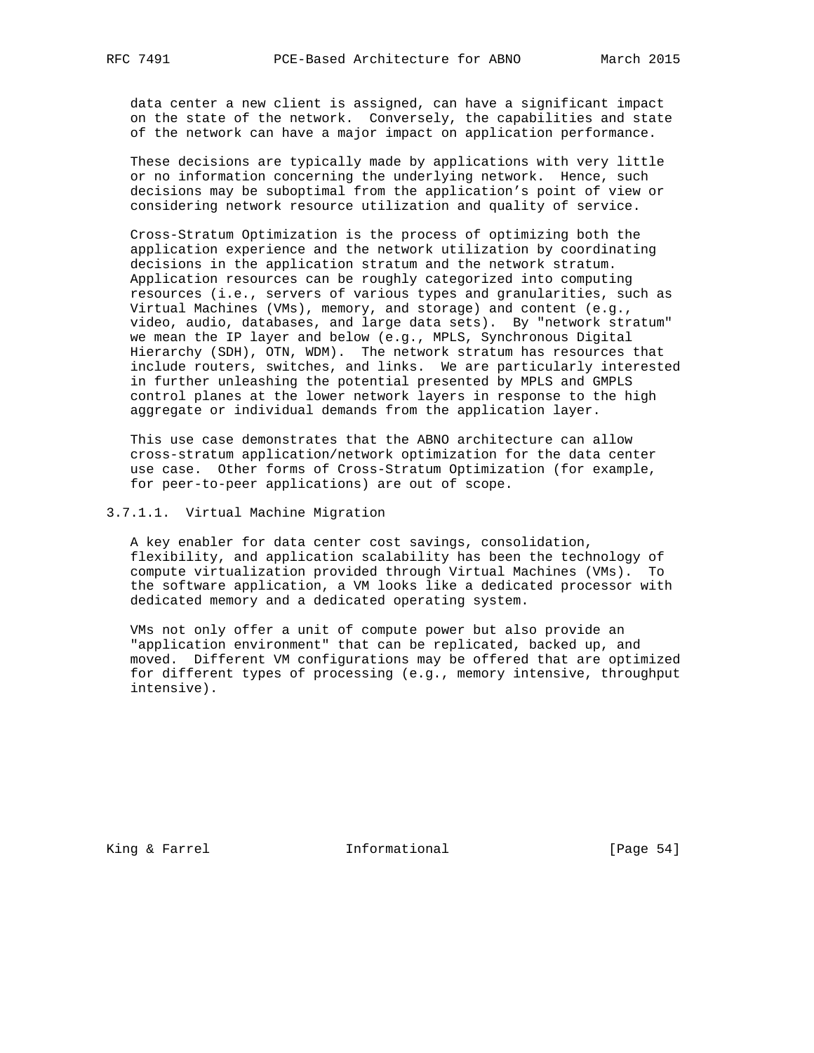data center a new client is assigned, can have a significant impact on the state of the network. Conversely, the capabilities and state of the network can have a major impact on application performance.

These decisions are typically made by applications with very little or no information concerning the underlying network. Hence, such decisions may be suboptimal from the application's point of view or considering network resource utilization and quality of service.

Cross-Stratum Optimization is the process of optimizing both the application experience and the network utilization by coordinating decisions in the application stratum and the network stratum. Application resources can be roughly categorized into computing resources (i.e., servers of various types and granularities, such as Virtual Machines (VMs), memory, and storage) and content (e.g., video, audio, databases, and large data sets). By "network stratum" we mean the IP layer and below (e.g., MPLS, Synchronous Digital Hierarchy (SDH), OTN, WDM). The network stratum has resources that include routers, switches, and links. We are particularly interested in further unleashing the potential presented by MPLS and GMPLS control planes at the lower network layers in response to the high aggregate or individual demands from the application layer.

This use case demonstrates that the ABNO architecture can allow cross-stratum application/network optimization for the data center use case. Other forms of Cross-Stratum Optimization (for example, for peer-to-peer applications) are out of scope.

##### 3.7.1.1. Virtual Machine Migration

A key enabler for data center cost savings, consolidation, flexibility, and application scalability has been the technology of compute virtualization provided through Virtual Machines (VMs). To the software application, a VM looks like a dedicated processor with dedicated memory and a dedicated operating system.

VMs not only offer a unit of compute power but also provide an "application environment" that can be replicated, backed up, and moved. Different VM configurations may be offered that are optimized for different types of processing (e.g., memory intensive, throughput intensive).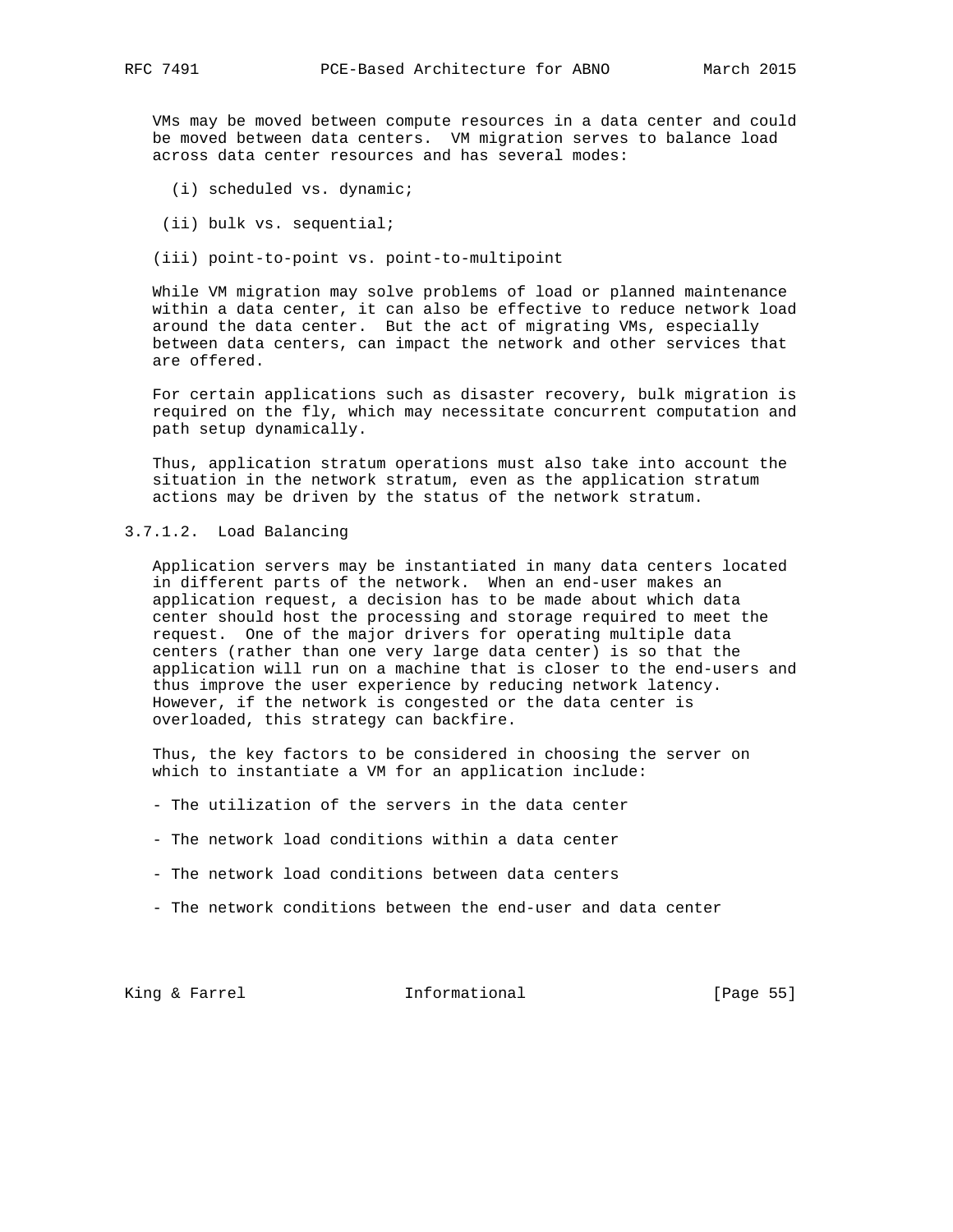VMs may be moved between compute resources in a data center and could be moved between data centers. VM migration serves to balance load across data center resources and has several modes:

(i) scheduled vs. dynamic;

(ii) bulk vs. sequential;

(iii) point-to-point vs. point-to-multipoint

While VM migration may solve problems of load or planned maintenance within a data center, it can also be effective to reduce network load around the data center. But the act of migrating VMs, especially between data centers, can impact the network and other services that are offered.

For certain applications such as disaster recovery, bulk migration is required on the fly, which may necessitate concurrent computation and path setup dynamically.

Thus, application stratum operations must also take into account the situation in the network stratum, even as the application stratum actions may be driven by the status of the network stratum.

#### 3.7.1.2. Load Balancing

Application servers may be instantiated in many data centers located in different parts of the network. When an end-user makes an application request, a decision has to be made about which data center should host the processing and storage required to meet the request. One of the major drivers for operating multiple data centers (rather than one very large data center) is so that the application will run on a machine that is closer to the end-users and thus improve the user experience by reducing network latency. However, if the network is congested or the data center is overloaded, this strategy can backfire.

Thus, the key factors to be considered in choosing the server on which to instantiate a VM for an application include:

- The utilization of the servers in the data center
- The network load conditions within a data center
- The network load conditions between data centers
- The network conditions between the end-user and data center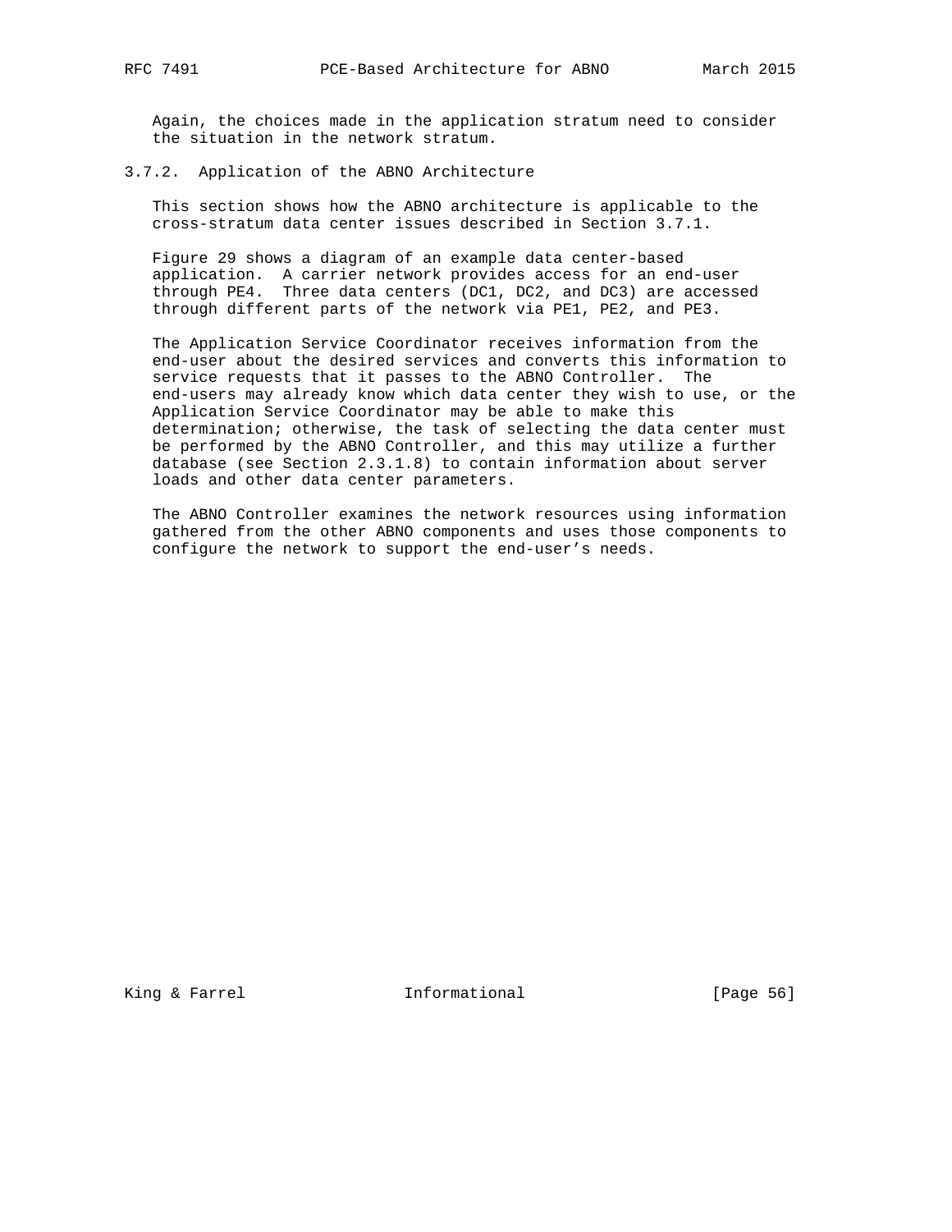Again, the choices made in the application stratum need to consider the situation in the network stratum.

### 3.7.2. Application of the ABNO Architecture

This section shows how the ABNO architecture is applicable to the cross-stratum data center issues described in Section 3.7.1.

Figure 29 shows a diagram of an example data center-based application. A carrier network provides access for an end-user through PE4. Three data centers (DC1, DC2, and DC3) are accessed through different parts of the network via PE1, PE2, and PE3.

The Application Service Coordinator receives information from the end-user about the desired services and converts this information to service requests that it passes to the ABNO Controller. The end-users may already know which data center they wish to use, or the Application Service Coordinator may be able to make this determination; otherwise, the task of selecting the data center must be performed by the ABNO Controller, and this may utilize a further database (see Section 2.3.1.8) to contain information about server loads and other data center parameters.

The ABNO Controller examines the network resources using information gathered from the other ABNO components and uses those components to configure the network to support the end-user's needs.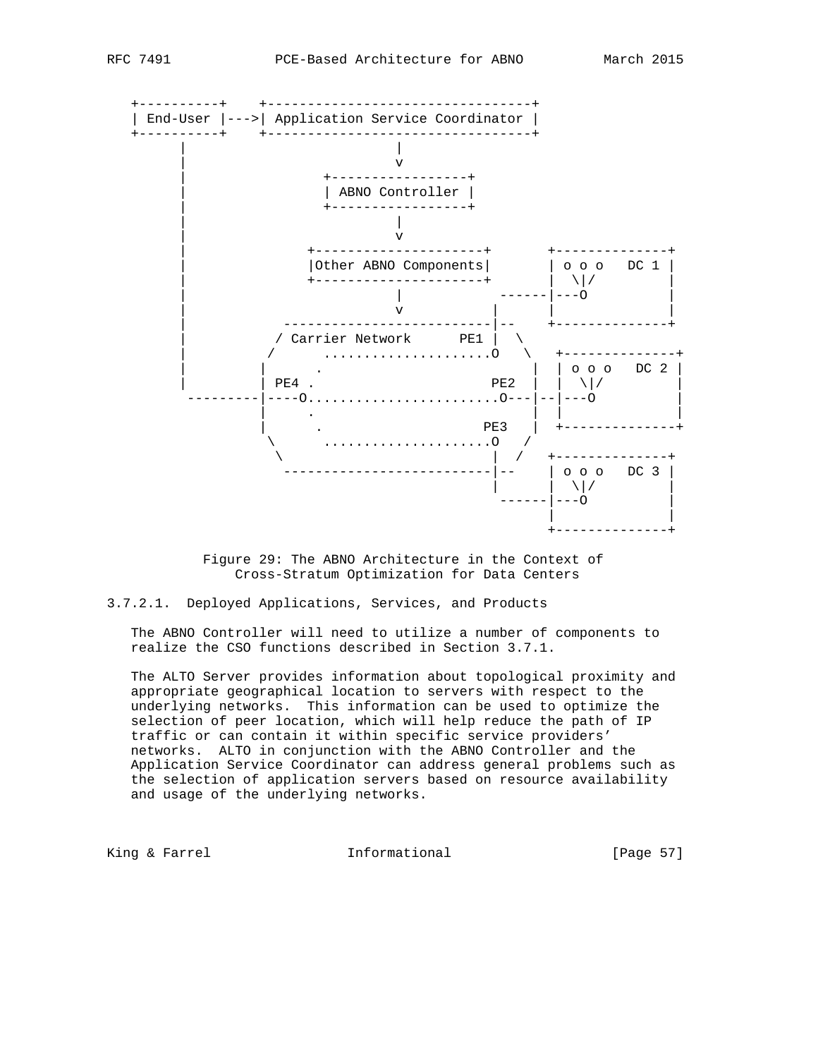```
   +----------+    +---------------------------------+
   | End-User |--->| Application Service Coordinator |
   +----------+    +---------------------------------+
         |                         |
         |                         v
         |                 +-----------------+
         |                 | ABNO Controller |
         |                 +-----------------+
         |                         |
         |                         v
         |               +---------------------+       +--------------+
         |               |Other ABNO Components|       | o o o   DC 1 |
         |               +---------------------+       |  \|/         |
         |                         |            ------|---O          |
         |                         v           |      |              |
         |            --------------------------|--    +--------------+
         |           / Carrier Network      PE1 |  \
         |          /      .....................O   \   +--------------+
         |         |      .                          |  | o o o   DC 2 |
         |         | PE4 .                      PE2  |  |  \|/         |
          ---------|----O........................O---|--|---O          |
                   |      .                          |  |              |
                   |      .                   PE3   |  +--------------+
                    \      .....................O   /
                     \                          |  /   +--------------+
                      --------------------------|--    | o o o   DC 3 |
                                                |      |  \|/         |
                                                 ------|---O          |
                                                       |              |
                                                       +--------------+
```

Figure 29: The ABNO Architecture in the Context of Cross-Stratum Optimization for Data Centers

#### 3.7.2.1. Deployed Applications, Services, and Products

The ABNO Controller will need to utilize a number of components to realize the CSO functions described in Section 3.7.1.

The ALTO Server provides information about topological proximity and appropriate geographical location to servers with respect to the underlying networks. This information can be used to optimize the selection of peer location, which will help reduce the path of IP traffic or can contain it within specific service providers' networks. ALTO in conjunction with the ABNO Controller and the Application Service Coordinator can address general problems such as the selection of application servers based on resource availability and usage of the underlying networks.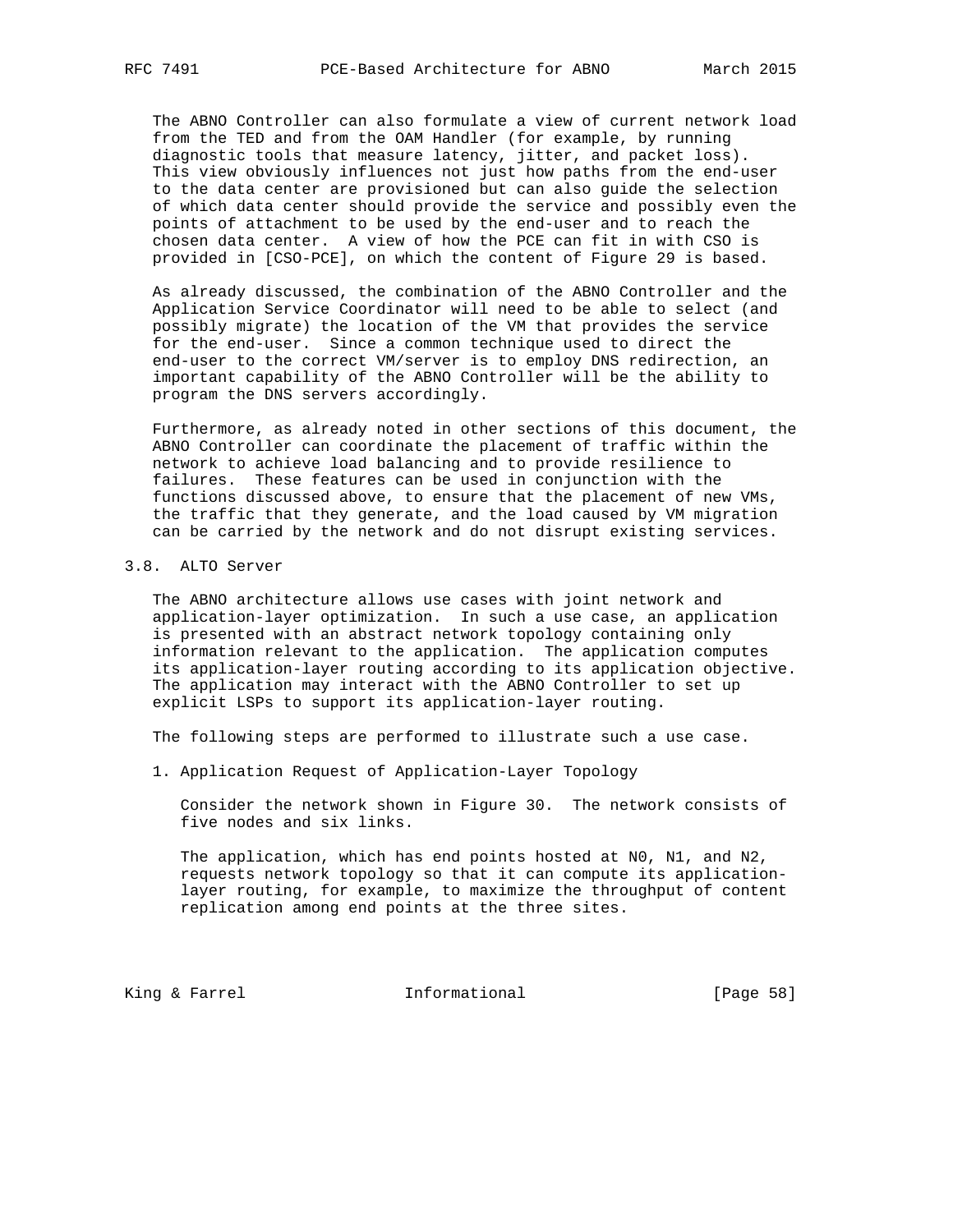The ABNO Controller can also formulate a view of current network load from the TED and from the OAM Handler (for example, by running diagnostic tools that measure latency, jitter, and packet loss). This view obviously influences not just how paths from the end-user to the data center are provisioned but can also guide the selection of which data center should provide the service and possibly even the points of attachment to be used by the end-user and to reach the chosen data center. A view of how the PCE can fit in with CSO is provided in [CSO-PCE], on which the content of Figure 29 is based.

As already discussed, the combination of the ABNO Controller and the Application Service Coordinator will need to be able to select (and possibly migrate) the location of the VM that provides the service for the end-user. Since a common technique used to direct the end-user to the correct VM/server is to employ DNS redirection, an important capability of the ABNO Controller will be the ability to program the DNS servers accordingly.

Furthermore, as already noted in other sections of this document, the ABNO Controller can coordinate the placement of traffic within the network to achieve load balancing and to provide resilience to failures. These features can be used in conjunction with the functions discussed above, to ensure that the placement of new VMs, the traffic that they generate, and the load caused by VM migration can be carried by the network and do not disrupt existing services.

### 3.8. ALTO Server

The ABNO architecture allows use cases with joint network and application-layer optimization. In such a use case, an application is presented with an abstract network topology containing only information relevant to the application. The application computes its application-layer routing according to its application objective. The application may interact with the ABNO Controller to set up explicit LSPs to support its application-layer routing.

The following steps are performed to illustrate such a use case.

1. Application Request of Application-Layer Topology

   Consider the network shown in Figure 30. The network consists of five nodes and six links.

   The application, which has end points hosted at N0, N1, and N2, requests network topology so that it can compute its application-layer routing, for example, to maximize the throughput of content replication among end points at the three sites.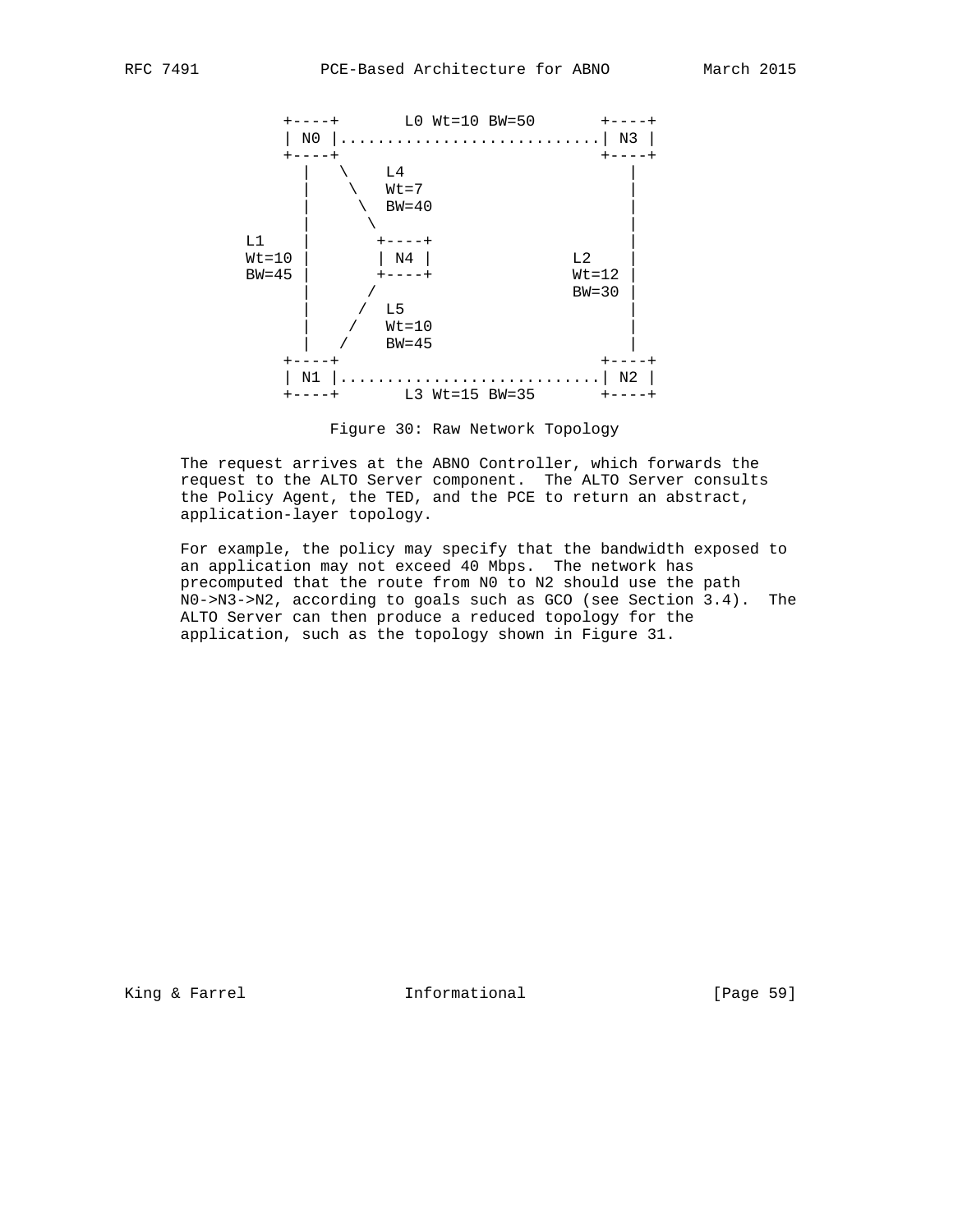```
              +----+       L0 Wt=10 BW=50       +----+
              | N0 |............................| N3 |
              +----+                            +----+
                |   \    L4                        |
                |    \   Wt=7                      |
                |     \  BW=40                     |
                |      \                           |
          L1    |       +----+                     |
          Wt=10 |       | N4 |             L2      |
          BW=45 |       +----+             Wt=12   |
                |      /                   BW=30   |
                |     /  L5                        |
                |    /   Wt=10                     |
                |   /    BW=45                     |
              +----+                            +----+
              | N1 |............................| N2 |
              +----+       L3 Wt=15 BW=35       +----+
```

Figure 30: Raw Network Topology

The request arrives at the ABNO Controller, which forwards the request to the ALTO Server component. The ALTO Server consults the Policy Agent, the TED, and the PCE to return an abstract, application-layer topology.

For example, the policy may specify that the bandwidth exposed to an application may not exceed 40 Mbps. The network has precomputed that the route from N0 to N2 should use the path N0->N3->N2, according to goals such as GCO (see Section 3.4). The ALTO Server can then produce a reduced topology for the application, such as the topology shown in Figure 31.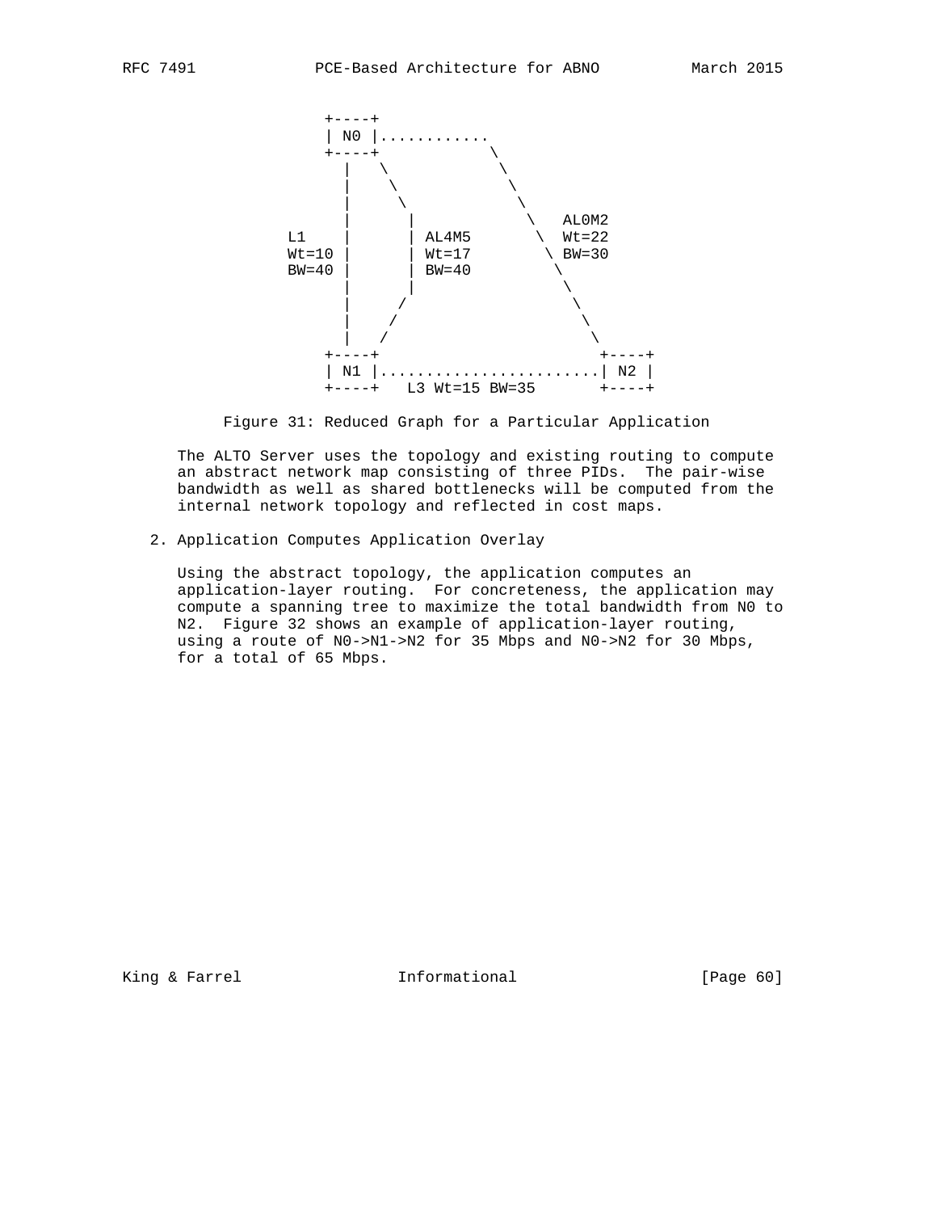```
          +----+
          | N0 |............
          +----+            \
            |   \            \
            |    \            \
            |     \            \
            |      |            \   AL0M2
   L1       |      | AL4M5       \  Wt=22
   Wt=10    |      | Wt=17        \ BW=30
   BW=40    |      | BW=40         \
            |      |                \
            |     /                  \
            |    /                    \
            |   /                      \
          +----+                        +----+
          | N1 |........................| N2 |
          +----+   L3 Wt=15 BW=35       +----+
```

Figure 31: Reduced Graph for a Particular Application

The ALTO Server uses the topology and existing routing to compute an abstract network map consisting of three PIDs. The pair-wise bandwidth as well as shared bottlenecks will be computed from the internal network topology and reflected in cost maps.

2. Application Computes Application Overlay

   Using the abstract topology, the application computes an application-layer routing. For concreteness, the application may compute a spanning tree to maximize the total bandwidth from N0 to N2. Figure 32 shows an example of application-layer routing, using a route of N0->N1->N2 for 35 Mbps and N0->N2 for 30 Mbps, for a total of 65 Mbps.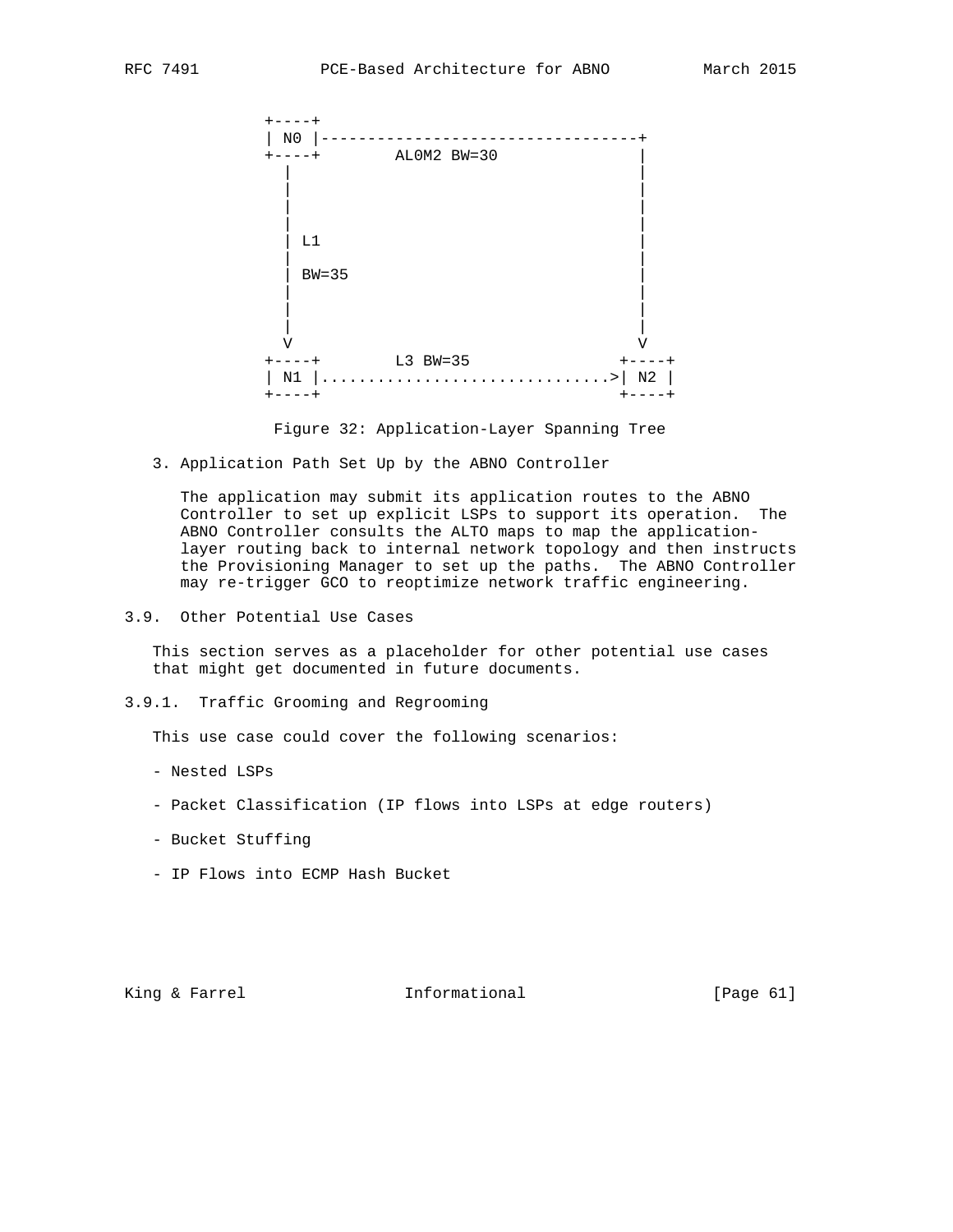```
    +----+
    | N0 |----------------------------------+
    +----+        AL0M2 BW=30               |
      |                                     |
      |                                     |
      |                                     |
      |                                     |
      | L1                                  |
      |                                     |
      | BW=35                               |
      |                                     |
      |                                     |
      |                                     |
      V                                     V
    +----+        L3 BW=35               +----+
    | N1 |...............................>| N2 |
    +----+                               +----+
```

Figure 32: Application-Layer Spanning Tree

3. Application Path Set Up by the ABNO Controller

   The application may submit its application routes to the ABNO Controller to set up explicit LSPs to support its operation. The ABNO Controller consults the ALTO maps to map the application-layer routing back to internal network topology and then instructs the Provisioning Manager to set up the paths. The ABNO Controller may re-trigger GCO to reoptimize network traffic engineering.

## 3.9. Other Potential Use Cases

This section serves as a placeholder for other potential use cases that might get documented in future documents.

### 3.9.1. Traffic Grooming and Regrooming

This use case could cover the following scenarios:

- Nested LSPs
- Packet Classification (IP flows into LSPs at edge routers)
- Bucket Stuffing
- IP Flows into ECMP Hash Bucket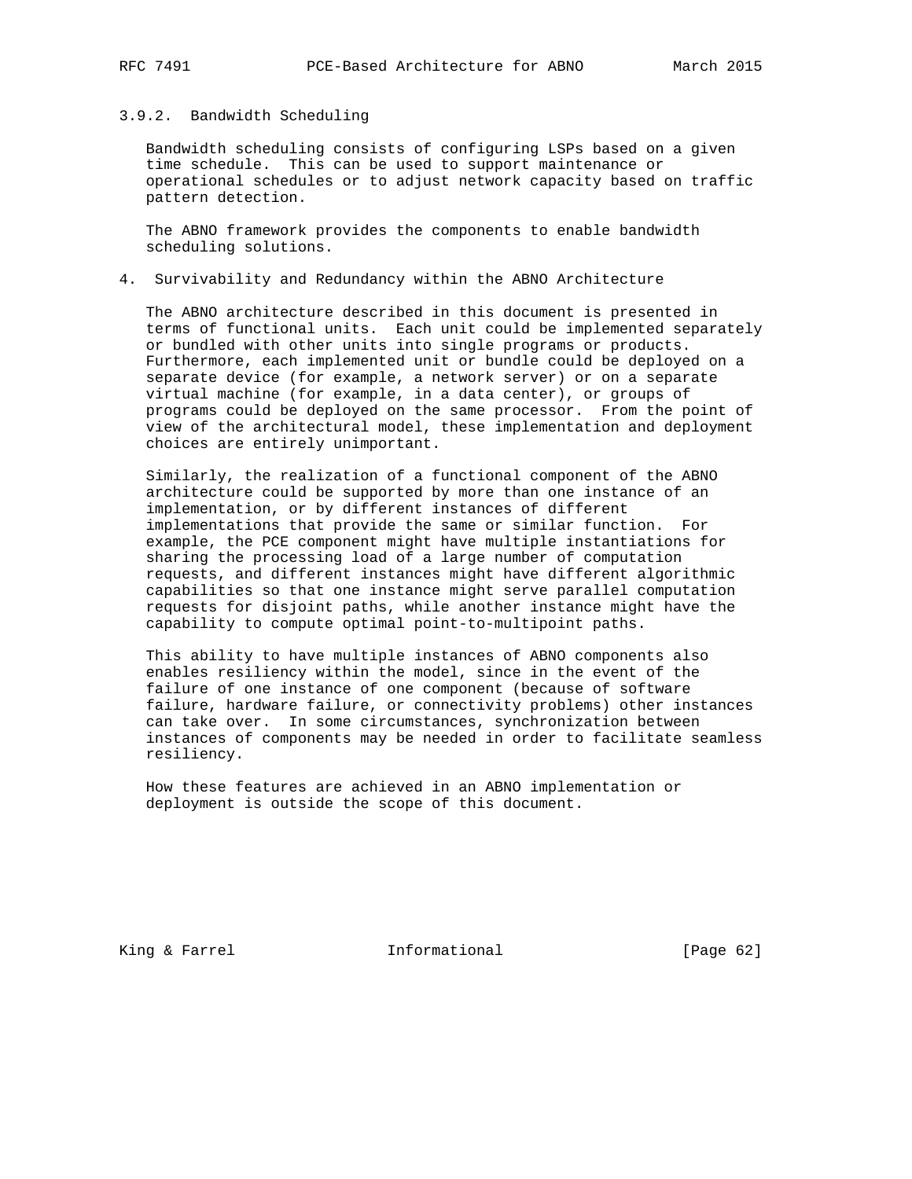### 3.9.2. Bandwidth Scheduling

Bandwidth scheduling consists of configuring LSPs based on a given time schedule. This can be used to support maintenance or operational schedules or to adjust network capacity based on traffic pattern detection.

The ABNO framework provides the components to enable bandwidth scheduling solutions.

## 4. Survivability and Redundancy within the ABNO Architecture

The ABNO architecture described in this document is presented in terms of functional units. Each unit could be implemented separately or bundled with other units into single programs or products. Furthermore, each implemented unit or bundle could be deployed on a separate device (for example, a network server) or on a separate virtual machine (for example, in a data center), or groups of programs could be deployed on the same processor. From the point of view of the architectural model, these implementation and deployment choices are entirely unimportant.

Similarly, the realization of a functional component of the ABNO architecture could be supported by more than one instance of an implementation, or by different instances of different implementations that provide the same or similar function. For example, the PCE component might have multiple instantiations for sharing the processing load of a large number of computation requests, and different instances might have different algorithmic capabilities so that one instance might serve parallel computation requests for disjoint paths, while another instance might have the capability to compute optimal point-to-multipoint paths.

This ability to have multiple instances of ABNO components also enables resiliency within the model, since in the event of the failure of one instance of one component (because of software failure, hardware failure, or connectivity problems) other instances can take over. In some circumstances, synchronization between instances of components may be needed in order to facilitate seamless resiliency.

How these features are achieved in an ABNO implementation or deployment is outside the scope of this document.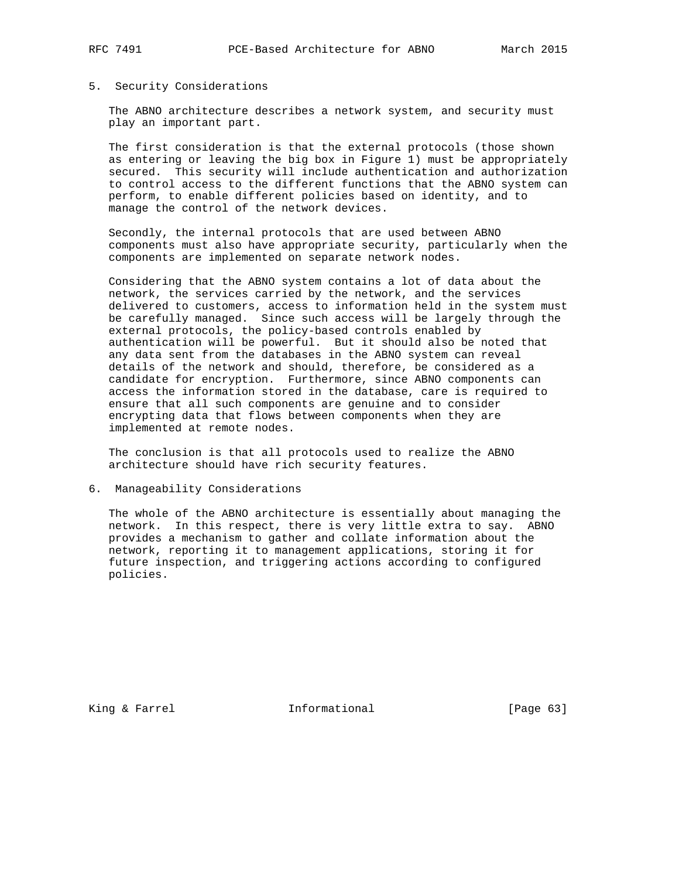## 5. Security Considerations

The ABNO architecture describes a network system, and security must play an important part.

The first consideration is that the external protocols (those shown as entering or leaving the big box in Figure 1) must be appropriately secured. This security will include authentication and authorization to control access to the different functions that the ABNO system can perform, to enable different policies based on identity, and to manage the control of the network devices.

Secondly, the internal protocols that are used between ABNO components must also have appropriate security, particularly when the components are implemented on separate network nodes.

Considering that the ABNO system contains a lot of data about the network, the services carried by the network, and the services delivered to customers, access to information held in the system must be carefully managed. Since such access will be largely through the external protocols, the policy-based controls enabled by authentication will be powerful. But it should also be noted that any data sent from the databases in the ABNO system can reveal details of the network and should, therefore, be considered as a candidate for encryption. Furthermore, since ABNO components can access the information stored in the database, care is required to ensure that all such components are genuine and to consider encrypting data that flows between components when they are implemented at remote nodes.

The conclusion is that all protocols used to realize the ABNO architecture should have rich security features.

## 6. Manageability Considerations

The whole of the ABNO architecture is essentially about managing the network. In this respect, there is very little extra to say. ABNO provides a mechanism to gather and collate information about the network, reporting it to management applications, storing it for future inspection, and triggering actions according to configured policies.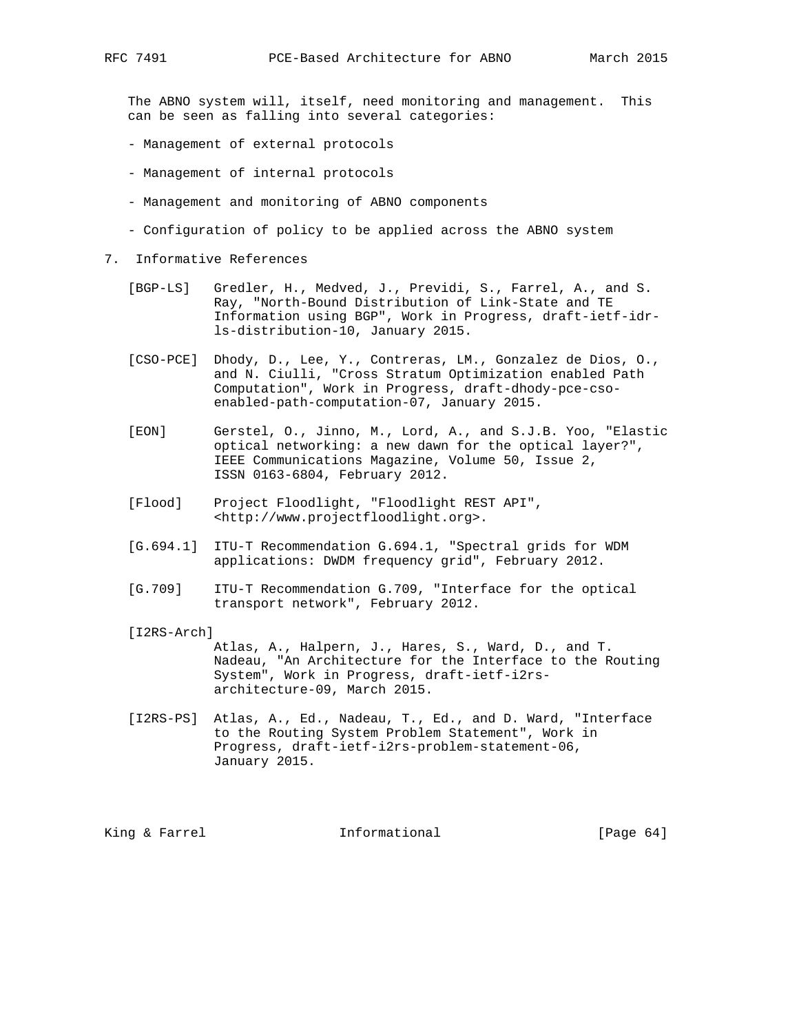The ABNO system will, itself, need monitoring and management. This can be seen as falling into several categories:

- Management of external protocols
- Management of internal protocols
- Management and monitoring of ABNO components
- Configuration of policy to be applied across the ABNO system

## 7. Informative References

[BGP-LS] Gredler, H., Medved, J., Previdi, S., Farrel, A., and S. Ray, "North-Bound Distribution of Link-State and TE Information using BGP", Work in Progress, draft-ietf-idr-ls-distribution-10, January 2015.

[CSO-PCE] Dhody, D., Lee, Y., Contreras, LM., Gonzalez de Dios, O., and N. Ciulli, "Cross Stratum Optimization enabled Path Computation", Work in Progress, draft-dhody-pce-cso-enabled-path-computation-07, January 2015.

[EON] Gerstel, O., Jinno, M., Lord, A., and S.J.B. Yoo, "Elastic optical networking: a new dawn for the optical layer?", IEEE Communications Magazine, Volume 50, Issue 2, ISSN 0163-6804, February 2012.

[Flood] Project Floodlight, "Floodlight REST API", <http://www.projectfloodlight.org>.

[G.694.1] ITU-T Recommendation G.694.1, "Spectral grids for WDM applications: DWDM frequency grid", February 2012.

[G.709] ITU-T Recommendation G.709, "Interface for the optical transport network", February 2012.

[I2RS-Arch] Atlas, A., Halpern, J., Hares, S., Ward, D., and T. Nadeau, "An Architecture for the Interface to the Routing System", Work in Progress, draft-ietf-i2rs-architecture-09, March 2015.

[I2RS-PS] Atlas, A., Ed., Nadeau, T., Ed., and D. Ward, "Interface to the Routing System Problem Statement", Work in Progress, draft-ietf-i2rs-problem-statement-06, January 2015.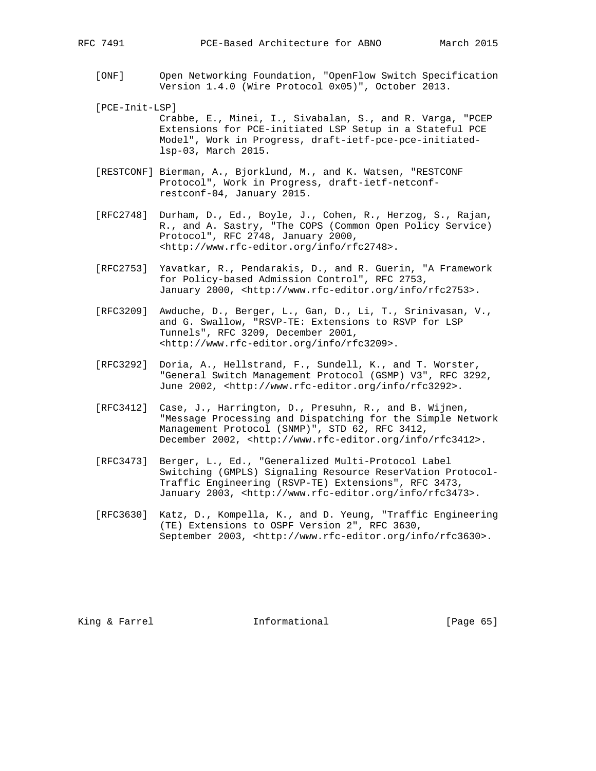[ONF] Open Networking Foundation, "OpenFlow Switch Specification Version 1.4.0 (Wire Protocol 0x05)", October 2013.

[PCE-Init-LSP] Crabbe, E., Minei, I., Sivabalan, S., and R. Varga, "PCEP Extensions for PCE-initiated LSP Setup in a Stateful PCE Model", Work in Progress, draft-ietf-pce-pce-initiated-lsp-03, March 2015.

[RESTCONF] Bierman, A., Bjorklund, M., and K. Watsen, "RESTCONF Protocol", Work in Progress, draft-ietf-netconf-restconf-04, January 2015.

[RFC2748] Durham, D., Ed., Boyle, J., Cohen, R., Herzog, S., Rajan, R., and A. Sastry, "The COPS (Common Open Policy Service) Protocol", RFC 2748, January 2000, <http://www.rfc-editor.org/info/rfc2748>.

[RFC2753] Yavatkar, R., Pendarakis, D., and R. Guerin, "A Framework for Policy-based Admission Control", RFC 2753, January 2000, <http://www.rfc-editor.org/info/rfc2753>.

[RFC3209] Awduche, D., Berger, L., Gan, D., Li, T., Srinivasan, V., and G. Swallow, "RSVP-TE: Extensions to RSVP for LSP Tunnels", RFC 3209, December 2001, <http://www.rfc-editor.org/info/rfc3209>.

[RFC3292] Doria, A., Hellstrand, F., Sundell, K., and T. Worster, "General Switch Management Protocol (GSMP) V3", RFC 3292, June 2002, <http://www.rfc-editor.org/info/rfc3292>.

[RFC3412] Case, J., Harrington, D., Presuhn, R., and B. Wijnen, "Message Processing and Dispatching for the Simple Network Management Protocol (SNMP)", STD 62, RFC 3412, December 2002, <http://www.rfc-editor.org/info/rfc3412>.

[RFC3473] Berger, L., Ed., "Generalized Multi-Protocol Label Switching (GMPLS) Signaling Resource ReserVation Protocol-Traffic Engineering (RSVP-TE) Extensions", RFC 3473, January 2003, <http://www.rfc-editor.org/info/rfc3473>.

[RFC3630] Katz, D., Kompella, K., and D. Yeung, "Traffic Engineering (TE) Extensions to OSPF Version 2", RFC 3630, September 2003, <http://www.rfc-editor.org/info/rfc3630>.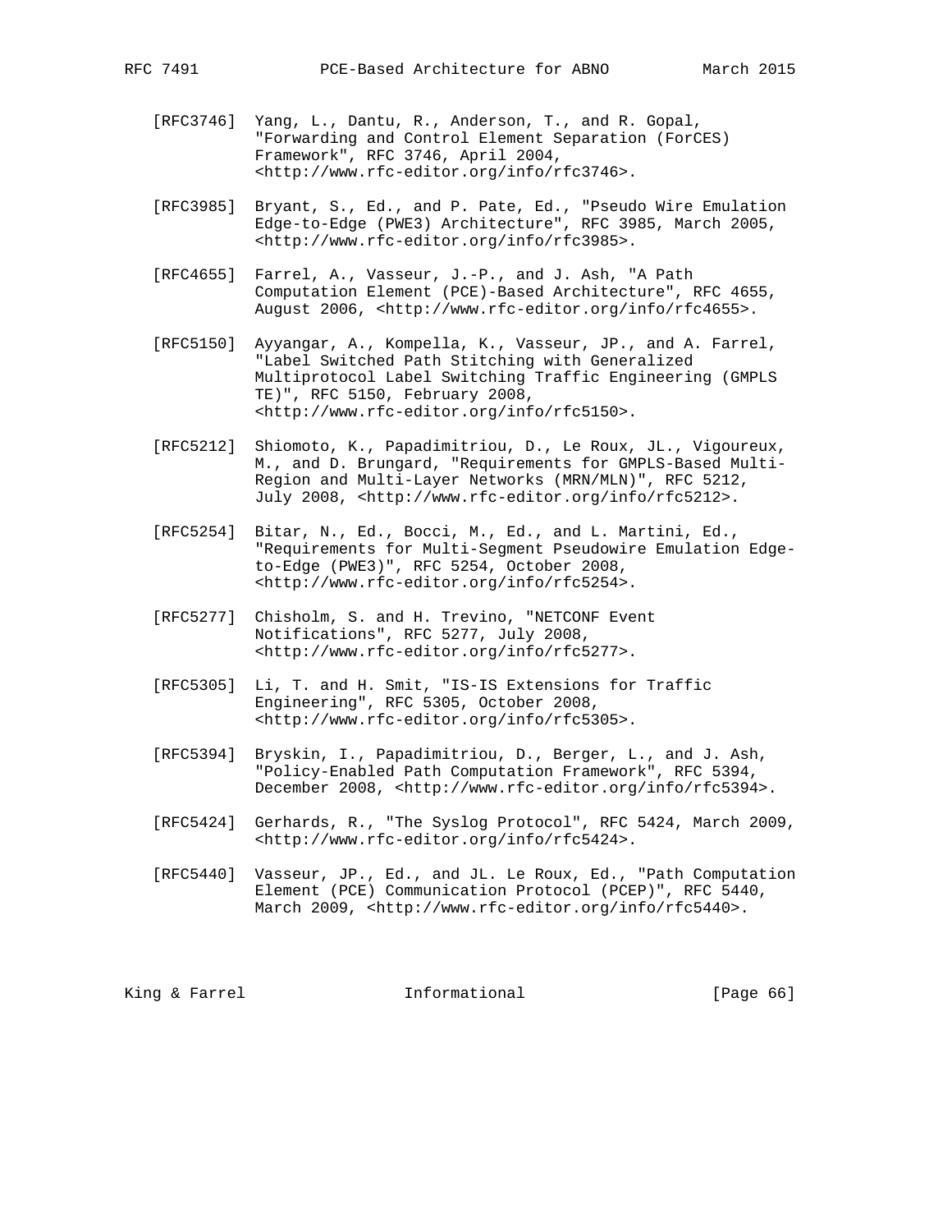[RFC3746] Yang, L., Dantu, R., Anderson, T., and R. Gopal, "Forwarding and Control Element Separation (ForCES) Framework", RFC 3746, April 2004, <http://www.rfc-editor.org/info/rfc3746>.

[RFC3985] Bryant, S., Ed., and P. Pate, Ed., "Pseudo Wire Emulation Edge-to-Edge (PWE3) Architecture", RFC 3985, March 2005, <http://www.rfc-editor.org/info/rfc3985>.

[RFC4655] Farrel, A., Vasseur, J.-P., and J. Ash, "A Path Computation Element (PCE)-Based Architecture", RFC 4655, August 2006, <http://www.rfc-editor.org/info/rfc4655>.

[RFC5150] Ayyangar, A., Kompella, K., Vasseur, JP., and A. Farrel, "Label Switched Path Stitching with Generalized Multiprotocol Label Switching Traffic Engineering (GMPLS TE)", RFC 5150, February 2008, <http://www.rfc-editor.org/info/rfc5150>.

[RFC5212] Shiomoto, K., Papadimitriou, D., Le Roux, JL., Vigoureux, M., and D. Brungard, "Requirements for GMPLS-Based Multi-Region and Multi-Layer Networks (MRN/MLN)", RFC 5212, July 2008, <http://www.rfc-editor.org/info/rfc5212>.

[RFC5254] Bitar, N., Ed., Bocci, M., Ed., and L. Martini, Ed., "Requirements for Multi-Segment Pseudowire Emulation Edge-to-Edge (PWE3)", RFC 5254, October 2008, <http://www.rfc-editor.org/info/rfc5254>.

[RFC5277] Chisholm, S. and H. Trevino, "NETCONF Event Notifications", RFC 5277, July 2008, <http://www.rfc-editor.org/info/rfc5277>.

[RFC5305] Li, T. and H. Smit, "IS-IS Extensions for Traffic Engineering", RFC 5305, October 2008, <http://www.rfc-editor.org/info/rfc5305>.

[RFC5394] Bryskin, I., Papadimitriou, D., Berger, L., and J. Ash, "Policy-Enabled Path Computation Framework", RFC 5394, December 2008, <http://www.rfc-editor.org/info/rfc5394>.

[RFC5424] Gerhards, R., "The Syslog Protocol", RFC 5424, March 2009, <http://www.rfc-editor.org/info/rfc5424>.

[RFC5440] Vasseur, JP., Ed., and JL. Le Roux, Ed., "Path Computation Element (PCE) Communication Protocol (PCEP)", RFC 5440, March 2009, <http://www.rfc-editor.org/info/rfc5440>.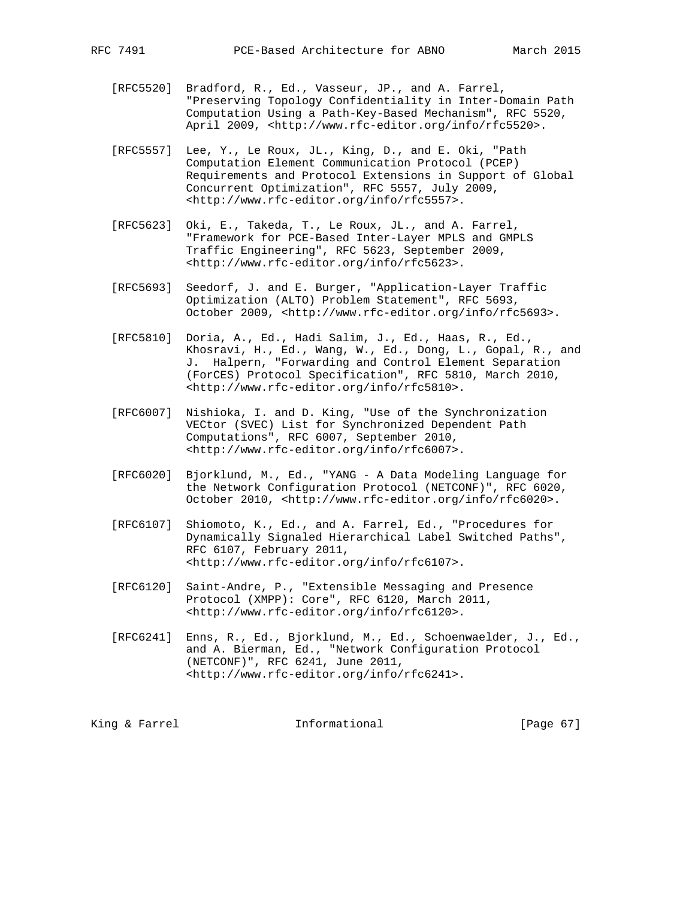[RFC5520] Bradford, R., Ed., Vasseur, JP., and A. Farrel, "Preserving Topology Confidentiality in Inter-Domain Path Computation Using a Path-Key-Based Mechanism", RFC 5520, April 2009, <http://www.rfc-editor.org/info/rfc5520>.

[RFC5557] Lee, Y., Le Roux, JL., King, D., and E. Oki, "Path Computation Element Communication Protocol (PCEP) Requirements and Protocol Extensions in Support of Global Concurrent Optimization", RFC 5557, July 2009, <http://www.rfc-editor.org/info/rfc5557>.

[RFC5623] Oki, E., Takeda, T., Le Roux, JL., and A. Farrel, "Framework for PCE-Based Inter-Layer MPLS and GMPLS Traffic Engineering", RFC 5623, September 2009, <http://www.rfc-editor.org/info/rfc5623>.

[RFC5693] Seedorf, J. and E. Burger, "Application-Layer Traffic Optimization (ALTO) Problem Statement", RFC 5693, October 2009, <http://www.rfc-editor.org/info/rfc5693>.

[RFC5810] Doria, A., Ed., Hadi Salim, J., Ed., Haas, R., Ed., Khosravi, H., Ed., Wang, W., Ed., Dong, L., Gopal, R., and J. Halpern, "Forwarding and Control Element Separation (ForCES) Protocol Specification", RFC 5810, March 2010, <http://www.rfc-editor.org/info/rfc5810>.

[RFC6007] Nishioka, I. and D. King, "Use of the Synchronization VECtor (SVEC) List for Synchronized Dependent Path Computations", RFC 6007, September 2010, <http://www.rfc-editor.org/info/rfc6007>.

[RFC6020] Bjorklund, M., Ed., "YANG - A Data Modeling Language for the Network Configuration Protocol (NETCONF)", RFC 6020, October 2010, <http://www.rfc-editor.org/info/rfc6020>.

[RFC6107] Shiomoto, K., Ed., and A. Farrel, Ed., "Procedures for Dynamically Signaled Hierarchical Label Switched Paths", RFC 6107, February 2011, <http://www.rfc-editor.org/info/rfc6107>.

[RFC6120] Saint-Andre, P., "Extensible Messaging and Presence Protocol (XMPP): Core", RFC 6120, March 2011, <http://www.rfc-editor.org/info/rfc6120>.

[RFC6241] Enns, R., Ed., Bjorklund, M., Ed., Schoenwaelder, J., Ed., and A. Bierman, Ed., "Network Configuration Protocol (NETCONF)", RFC 6241, June 2011, <http://www.rfc-editor.org/info/rfc6241>.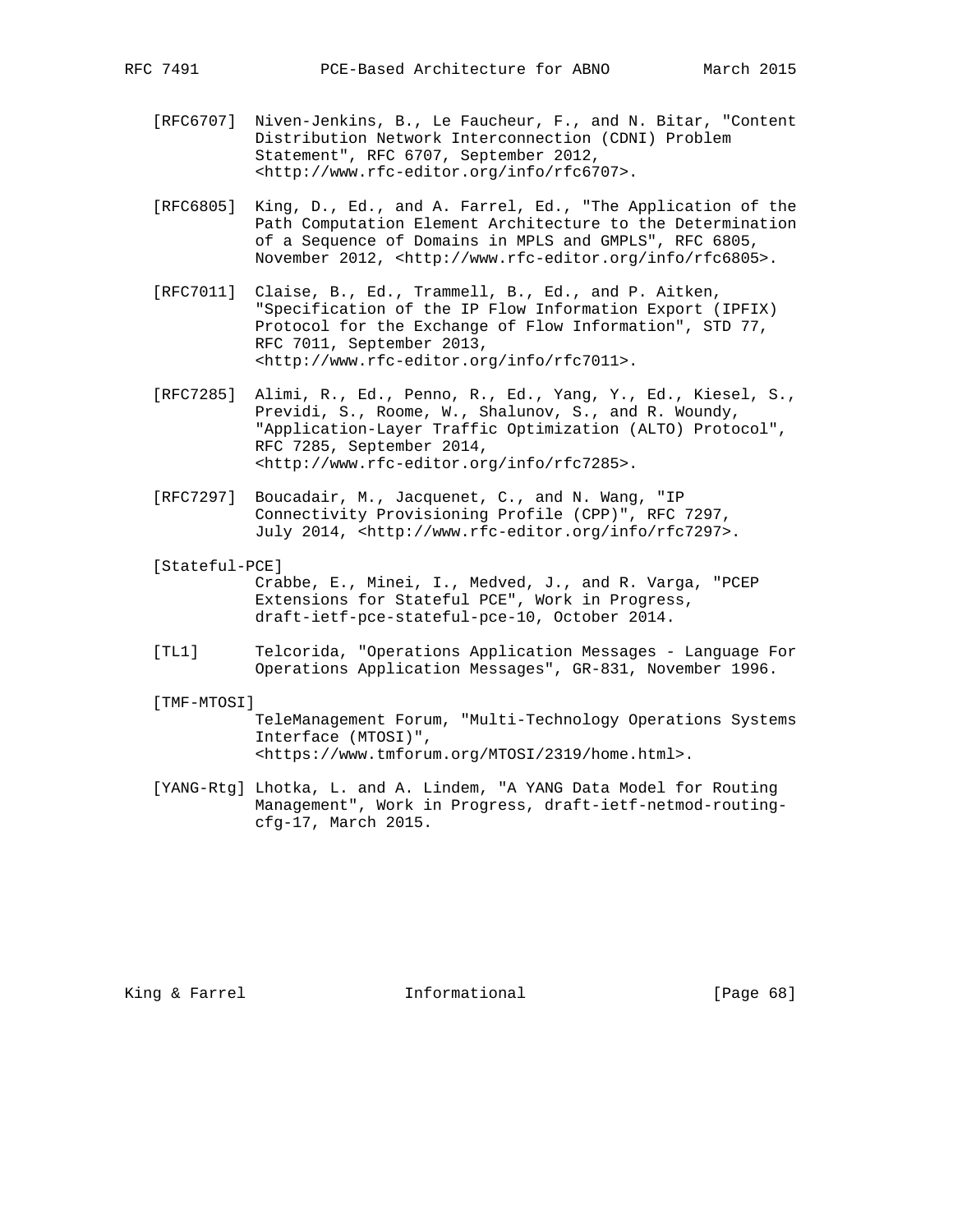[RFC6707] Niven-Jenkins, B., Le Faucheur, F., and N. Bitar, "Content Distribution Network Interconnection (CDNI) Problem Statement", RFC 6707, September 2012, <http://www.rfc-editor.org/info/rfc6707>.

[RFC6805] King, D., Ed., and A. Farrel, Ed., "The Application of the Path Computation Element Architecture to the Determination of a Sequence of Domains in MPLS and GMPLS", RFC 6805, November 2012, <http://www.rfc-editor.org/info/rfc6805>.

[RFC7011] Claise, B., Ed., Trammell, B., Ed., and P. Aitken, "Specification of the IP Flow Information Export (IPFIX) Protocol for the Exchange of Flow Information", STD 77, RFC 7011, September 2013, <http://www.rfc-editor.org/info/rfc7011>.

[RFC7285] Alimi, R., Ed., Penno, R., Ed., Yang, Y., Ed., Kiesel, S., Previdi, S., Roome, W., Shalunov, S., and R. Woundy, "Application-Layer Traffic Optimization (ALTO) Protocol", RFC 7285, September 2014, <http://www.rfc-editor.org/info/rfc7285>.

[RFC7297] Boucadair, M., Jacquenet, C., and N. Wang, "IP Connectivity Provisioning Profile (CPP)", RFC 7297, July 2014, <http://www.rfc-editor.org/info/rfc7297>.

[Stateful-PCE] Crabbe, E., Minei, I., Medved, J., and R. Varga, "PCEP Extensions for Stateful PCE", Work in Progress, draft-ietf-pce-stateful-pce-10, October 2014.

[TL1] Telcorida, "Operations Application Messages - Language For Operations Application Messages", GR-831, November 1996.

[TMF-MTOSI] TeleManagement Forum, "Multi-Technology Operations Systems Interface (MTOSI)", <https://www.tmforum.org/MTOSI/2319/home.html>.

[YANG-Rtg] Lhotka, L. and A. Lindem, "A YANG Data Model for Routing Management", Work in Progress, draft-ietf-netmod-routing-cfg-17, March 2015.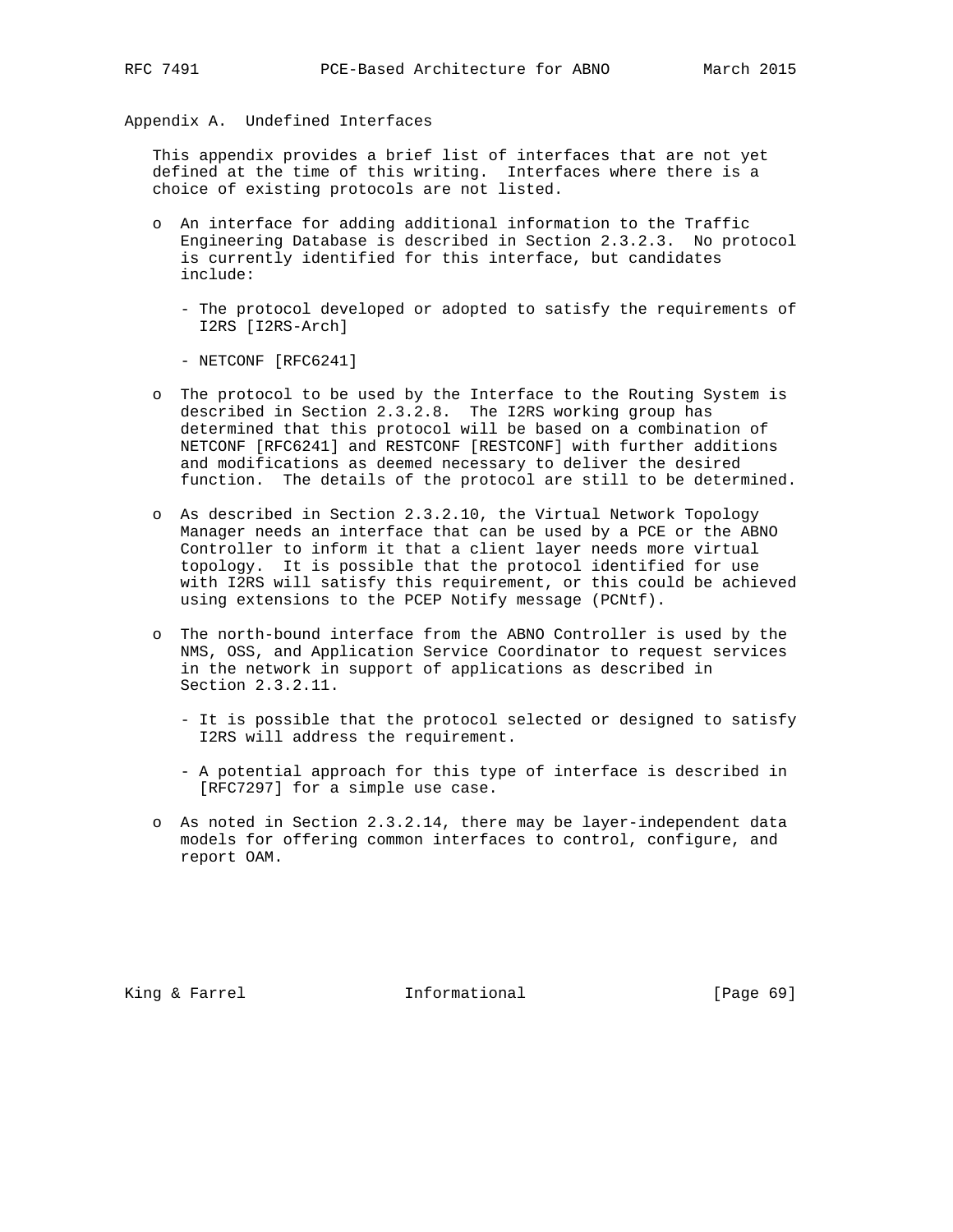## Appendix A. Undefined Interfaces

This appendix provides a brief list of interfaces that are not yet defined at the time of this writing. Interfaces where there is a choice of existing protocols are not listed.

- An interface for adding additional information to the Traffic Engineering Database is described in Section 2.3.2.3. No protocol is currently identified for this interface, but candidates include:
  - The protocol developed or adopted to satisfy the requirements of I2RS [I2RS-Arch]
  - NETCONF [RFC6241]
- The protocol to be used by the Interface to the Routing System is described in Section 2.3.2.8. The I2RS working group has determined that this protocol will be based on a combination of NETCONF [RFC6241] and RESTCONF [RESTCONF] with further additions and modifications as deemed necessary to deliver the desired function. The details of the protocol are still to be determined.
- As described in Section 2.3.2.10, the Virtual Network Topology Manager needs an interface that can be used by a PCE or the ABNO Controller to inform it that a client layer needs more virtual topology. It is possible that the protocol identified for use with I2RS will satisfy this requirement, or this could be achieved using extensions to the PCEP Notify message (PCNtf).
- The north-bound interface from the ABNO Controller is used by the NMS, OSS, and Application Service Coordinator to request services in the network in support of applications as described in Section 2.3.2.11.
  - It is possible that the protocol selected or designed to satisfy I2RS will address the requirement.
  - A potential approach for this type of interface is described in [RFC7297] for a simple use case.
- As noted in Section 2.3.2.14, there may be layer-independent data models for offering common interfaces to control, configure, and report OAM.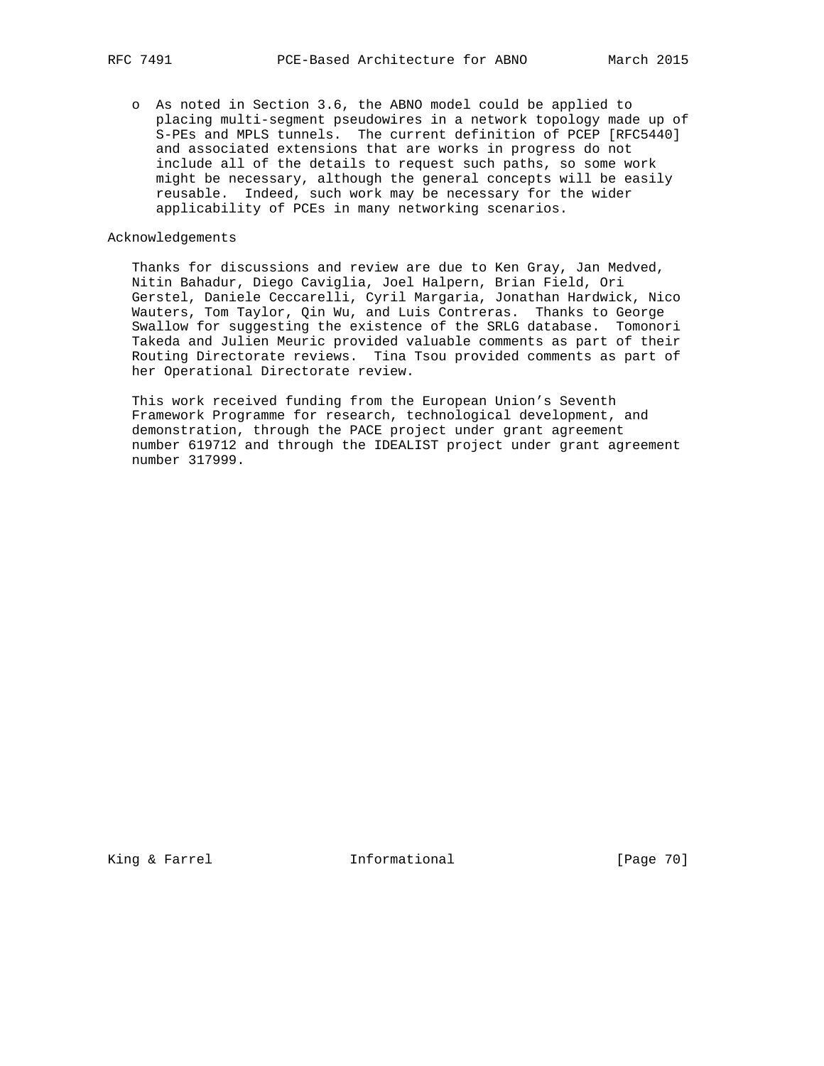- As noted in Section 3.6, the ABNO model could be applied to placing multi-segment pseudowires in a network topology made up of S-PEs and MPLS tunnels. The current definition of PCEP [RFC5440] and associated extensions that are works in progress do not include all of the details to request such paths, so some work might be necessary, although the general concepts will be easily reusable. Indeed, such work may be necessary for the wider applicability of PCEs in many networking scenarios.

## Acknowledgements

Thanks for discussions and review are due to Ken Gray, Jan Medved, Nitin Bahadur, Diego Caviglia, Joel Halpern, Brian Field, Ori Gerstel, Daniele Ceccarelli, Cyril Margaria, Jonathan Hardwick, Nico Wauters, Tom Taylor, Qin Wu, and Luis Contreras. Thanks to George Swallow for suggesting the existence of the SRLG database. Tomonori Takeda and Julien Meuric provided valuable comments as part of their Routing Directorate reviews. Tina Tsou provided comments as part of her Operational Directorate review.

This work received funding from the European Union's Seventh Framework Programme for research, technological development, and demonstration, through the PACE project under grant agreement number 619712 and through the IDEALIST project under grant agreement number 317999.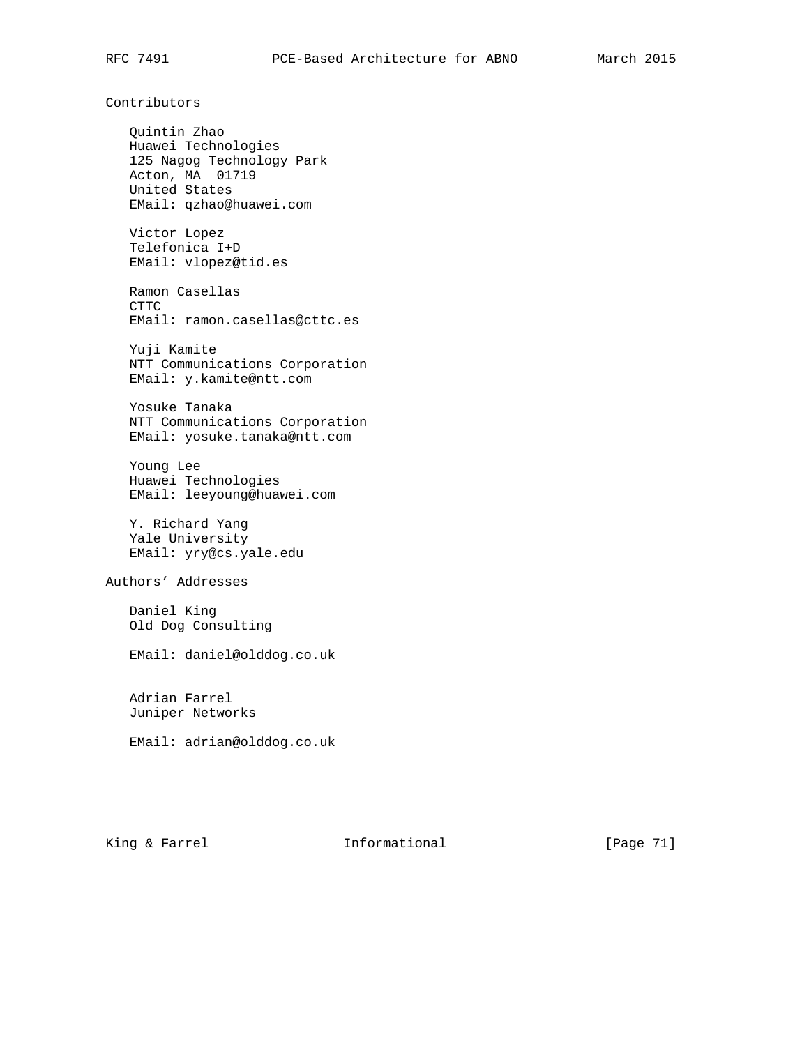## Contributors

Quintin Zhao  
Huawei Technologies  
125 Nagog Technology Park  
Acton, MA 01719  
United States  
EMail: qzhao@huawei.com

Victor Lopez  
Telefonica I+D  
EMail: vlopez@tid.es

Ramon Casellas  
CTTC  
EMail: ramon.casellas@cttc.es

Yuji Kamite  
NTT Communications Corporation  
EMail: y.kamite@ntt.com

Yosuke Tanaka  
NTT Communications Corporation  
EMail: yosuke.tanaka@ntt.com

Young Lee  
Huawei Technologies  
EMail: leeyoung@huawei.com

Y. Richard Yang  
Yale University  
EMail: yry@cs.yale.edu

## Authors' Addresses

Daniel King  
Old Dog Consulting

EMail: daniel@olddog.co.uk

Adrian Farrel  
Juniper Networks

EMail: adrian@olddog.co.uk